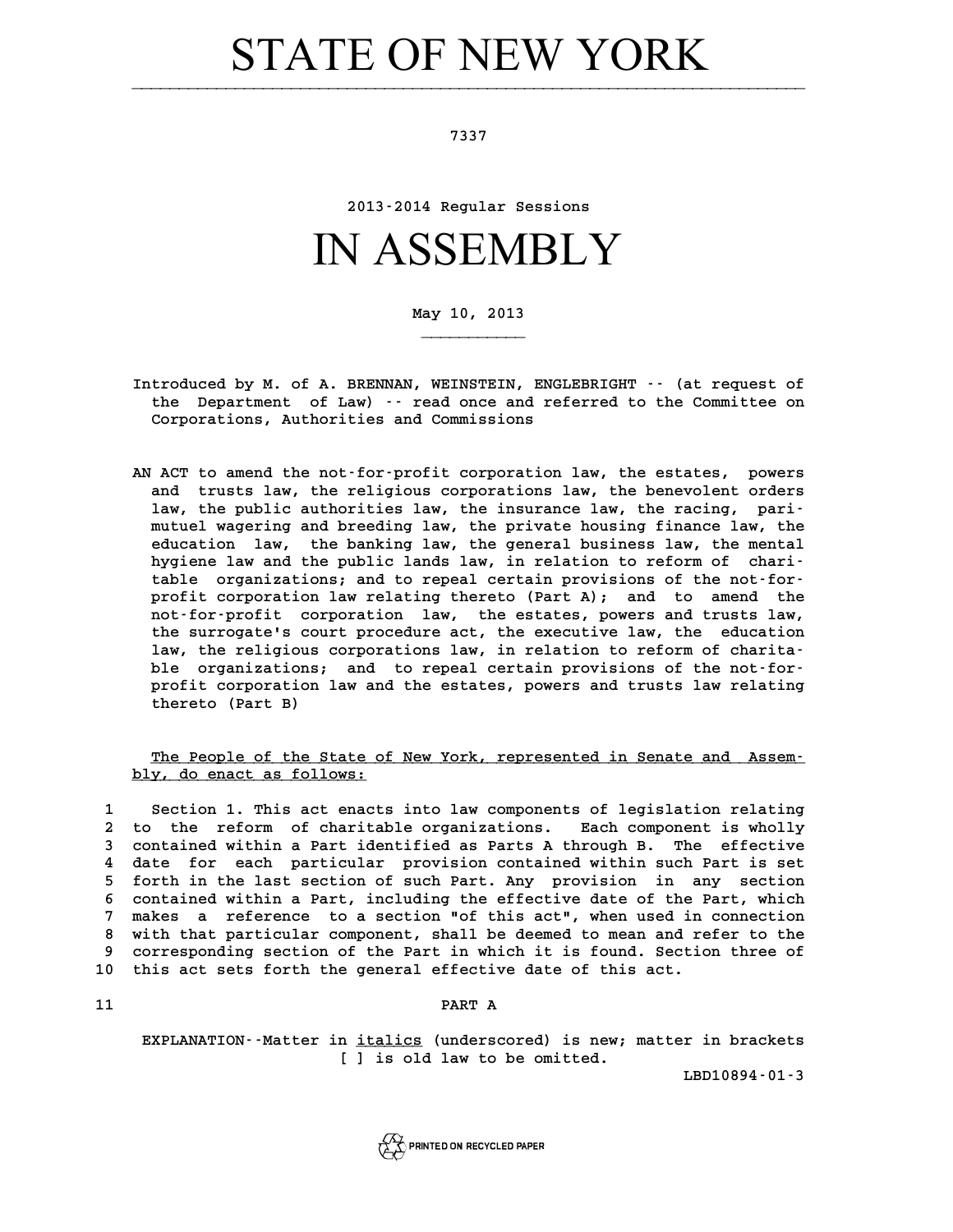# STATE OF NEW YORK

7337

2013-2014 Regular Sessions

# IN ASSEMBLY

May 10, 2013

Introduced by M. of A. BRENNAN, WEINSTEIN, ENGLEBRIGHT -- (at request of the Department of Law) -- read once and referred to the Committee on Corporations, Authorities and Commissions

AN ACT to amend the not-for-profit corporation law, the estates, powers and trusts law, the religious corporations law, the benevolent orders law, the public authorities law, the insurance law, the racing, pari-mutuel wagering and breeding law, the private housing finance law, the education law, the banking law, the general business law, the mental hygiene law and the public lands law, in relation to reform of charitable organizations; and to repeal certain provisions of the not-for-profit corporation law relating thereto (Part A); and to amend the not-for-profit corporation law, the estates, powers and trusts law, the surrogate's court procedure act, the executive law, the education law, the religious corporations law, in relation to reform of charitable organizations; and to repeal certain provisions of the not-for-profit corporation law and the estates, powers and trusts law relating thereto (Part B)

The People of the State of New York, represented in Senate and Assembly, do enact as follows:

1 Section 1. This act enacts into law components of legislation relating
2 to the reform of charitable organizations. Each component is wholly
3 contained within a Part identified as Parts A through B. The effective
4 date for each particular provision contained within such Part is set
5 forth in the last section of such Part. Any provision in any section
6 contained within a Part, including the effective date of the Part, which
7 makes a reference to a section "of this act", when used in connection
8 with that particular component, shall be deemed to mean and refer to the
9 corresponding section of the Part in which it is found. Section three of
10 this act sets forth the general effective date of this act.

11 PART A

EXPLANATION--Matter in *italics* (underscored) is new; matter in brackets [ ] is old law to be omitted.

LBD10894-01-3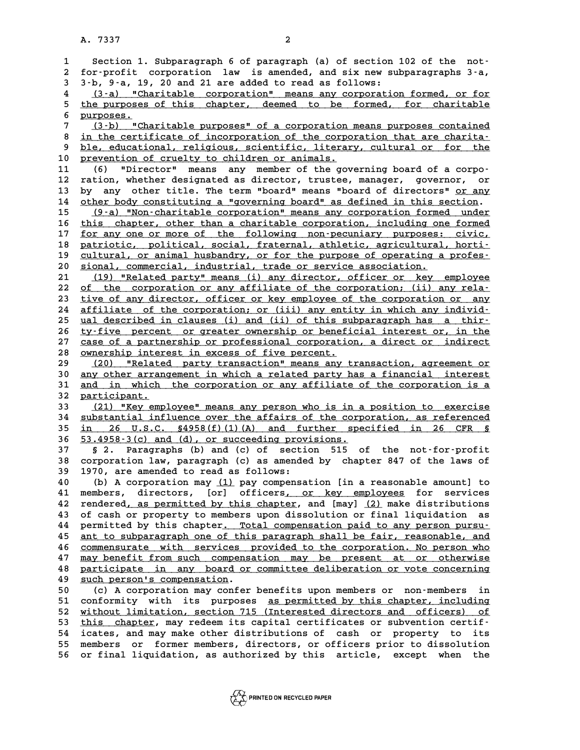Section 1. Subparagraph 6 of paragraph (a) of section 102 of the not-for-profit corporation law is amended, and six new subparagraphs 3-a, 3-b, 9-a, 19, 20 and 21 are added to read as follows:

(3-a) "Charitable corporation" means any corporation formed, or for the purposes of this chapter, deemed to be formed, for charitable purposes.

(3-b) "Charitable purposes" of a corporation means purposes contained in the certificate of incorporation of the corporation that are charitable, educational, religious, scientific, literary, cultural or for the prevention of cruelty to children or animals.

(6) "Director" means any member of the governing board of a corporation, whether designated as director, trustee, manager, governor, or by any other title. The term "board" means "board of directors" or any other body constituting a "governing board" as defined in this section.

(9-a) "Non-charitable corporation" means any corporation formed under this chapter, other than a charitable corporation, including one formed for any one or more of the following non-pecuniary purposes: civic, patriotic, political, social, fraternal, athletic, agricultural, horticultural, or animal husbandry, or for the purpose of operating a professional, commercial, industrial, trade or service association.

(19) "Related party" means (i) any director, officer or key employee of the corporation or any affiliate of the corporation; (ii) any relative of any director, officer or key employee of the corporation or any affiliate of the corporation; or (iii) any entity in which any individual described in clauses (i) and (ii) of this subparagraph has a thirty-five percent or greater ownership or beneficial interest or, in the case of a partnership or professional corporation, a direct or indirect ownership interest in excess of five percent.

(20) "Related party transaction" means any transaction, agreement or any other arrangement in which a related party has a financial interest and in which the corporation or any affiliate of the corporation is a participant.

(21) "Key employee" means any person who is in a position to exercise substantial influence over the affairs of the corporation, as referenced in 26 U.S.C. §4958(f)(1)(A) and further specified in 26 CFR § 53.4958-3(c) and (d), or succeeding provisions.

§ 2. Paragraphs (b) and (c) of section 515 of the not-for-profit corporation law, paragraph (c) as amended by chapter 847 of the laws of 1970, are amended to read as follows:

(b) A corporation may (1) pay compensation [in a reasonable amount] to members, directors, [or] officers, or key employees for services rendered, as permitted by this chapter, and [may] (2) make distributions of cash or property to members upon dissolution or final liquidation as permitted by this chapter. Total compensation paid to any person pursuant to subparagraph one of this paragraph shall be fair, reasonable, and commensurate with services provided to the corporation. No person who may benefit from such compensation may be present at or otherwise participate in any board or committee deliberation or vote concerning such person's compensation.

(c) A corporation may confer benefits upon members or non-members in conformity with its purposes as permitted by this chapter, including without limitation, section 715 (Interested directors and officers) of this chapter, may redeem its capital certificates or subvention certificates, and may make other distributions of cash or property to its members or former members, directors, or officers prior to dissolution or final liquidation, as authorized by this article, except when the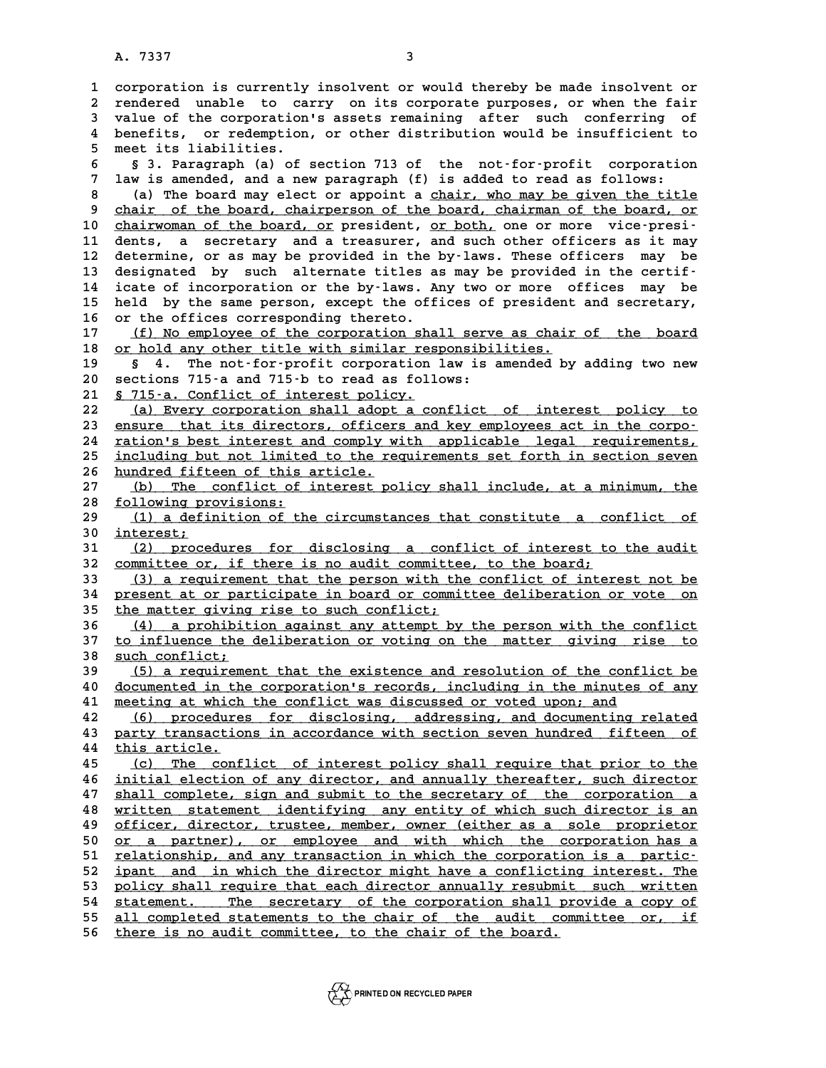corporation is currently insolvent or would thereby be made insolvent or rendered unable to carry on its corporate purposes, or when the fair value of the corporation's assets remaining after such conferring of benefits, or redemption, or other distribution would be insufficient to meet its liabilities.

§ 3. Paragraph (a) of section 713 of the not-for-profit corporation law is amended, and a new paragraph (f) is added to read as follows:

(a) The board may elect or appoint a chair, who may be given the title chair of the board, chairperson of the board, chairman of the board, or chairwoman of the board, or president, or both, one or more vice-presidents, a secretary and a treasurer, and such other officers as it may determine, or as may be provided in the by-laws. These officers may be designated by such alternate titles as may be provided in the certificate of incorporation or the by-laws. Any two or more offices may be held by the same person, except the offices of president and secretary, or the offices corresponding thereto.

(f) No employee of the corporation shall serve as chair of the board or hold any other title with similar responsibilities.

§ 4. The not-for-profit corporation law is amended by adding two new sections 715-a and 715-b to read as follows:

§ 715-a. Conflict of interest policy.

(a) Every corporation shall adopt a conflict of interest policy to ensure that its directors, officers and key employees act in the corporation's best interest and comply with applicable legal requirements, including but not limited to the requirements set forth in section seven hundred fifteen of this article.

(b) The conflict of interest policy shall include, at a minimum, the following provisions:

(1) a definition of the circumstances that constitute a conflict of interest;

(2) procedures for disclosing a conflict of interest to the audit committee or, if there is no audit committee, to the board;

(3) a requirement that the person with the conflict of interest not be present at or participate in board or committee deliberation or vote on the matter giving rise to such conflict;

(4) a prohibition against any attempt by the person with the conflict to influence the deliberation or voting on the matter giving rise to such conflict;

(5) a requirement that the existence and resolution of the conflict be documented in the corporation's records, including in the minutes of any meeting at which the conflict was discussed or voted upon; and

(6) procedures for disclosing, addressing, and documenting related party transactions in accordance with section seven hundred fifteen of this article.

(c) The conflict of interest policy shall require that prior to the initial election of any director, and annually thereafter, such director shall complete, sign and submit to the secretary of the corporation a written statement identifying any entity of which such director is an officer, director, trustee, member, owner (either as a sole proprietor or a partner), or employee and with which the corporation has a relationship, and any transaction in which the corporation is a participant and in which the director might have a conflicting interest. The policy shall require that each director annually resubmit such written statement. The secretary of the corporation shall provide a copy of all completed statements to the chair of the audit committee or, if there is no audit committee, to the chair of the board.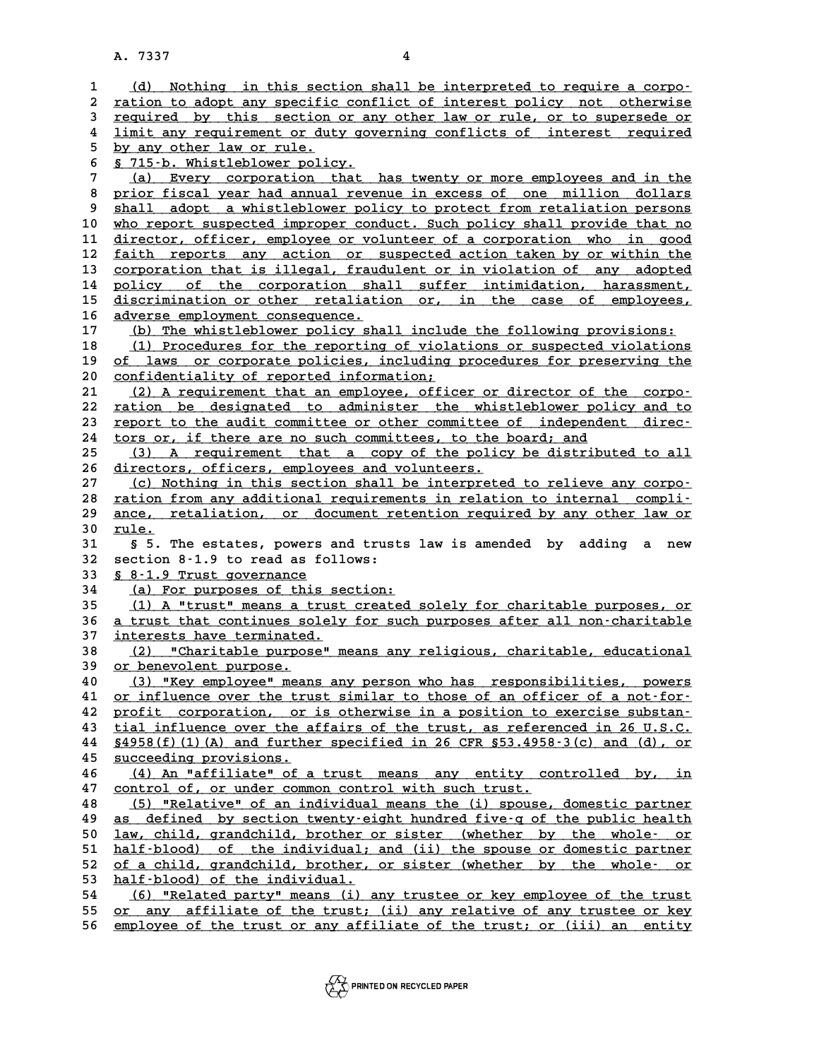(d) Nothing in this section shall be interpreted to require a corporation to adopt any specific conflict of interest policy not otherwise required by this section or any other law or rule, or to supersede or limit any requirement or duty governing conflicts of interest required by any other law or rule.

§ 715-b. Whistleblower policy.

(a) Every corporation that has twenty or more employees and in the prior fiscal year had annual revenue in excess of one million dollars shall adopt a whistleblower policy to protect from retaliation persons who report suspected improper conduct. Such policy shall provide that no director, officer, employee or volunteer of a corporation who in good faith reports any action or suspected action taken by or within the corporation that is illegal, fraudulent or in violation of any adopted policy of the corporation shall suffer intimidation, harassment, discrimination or other retaliation or, in the case of employees, adverse employment consequence.

(b) The whistleblower policy shall include the following provisions:

(1) Procedures for the reporting of violations or suspected violations of laws or corporate policies, including procedures for preserving the confidentiality of reported information;

(2) A requirement that an employee, officer or director of the corporation be designated to administer the whistleblower policy and to report to the audit committee or other committee of independent directors or, if there are no such committees, to the board; and

(3) A requirement that a copy of the policy be distributed to all directors, officers, employees and volunteers.

(c) Nothing in this section shall be interpreted to relieve any corporation from any additional requirements in relation to internal compliance, retaliation, or document retention required by any other law or rule.

§ 5. The estates, powers and trusts law is amended by adding a new section 8-1.9 to read as follows:

§ 8-1.9 Trust governance

(a) For purposes of this section:

(1) A "trust" means a trust created solely for charitable purposes, or a trust that continues solely for such purposes after all non-charitable interests have terminated.

(2) "Charitable purpose" means any religious, charitable, educational or benevolent purpose.

(3) "Key employee" means any person who has responsibilities, powers or influence over the trust similar to those of an officer of a not-for-profit corporation, or is otherwise in a position to exercise substantial influence over the affairs of the trust, as referenced in 26 U.S.C. §4958(f)(1)(A) and further specified in 26 CFR §53.4958-3(c) and (d), or succeeding provisions.

(4) An "affiliate" of a trust means any entity controlled by, in control of, or under common control with such trust.

(5) "Relative" of an individual means the (i) spouse, domestic partner as defined by section twenty-eight hundred five-q of the public health law, child, grandchild, brother or sister (whether by the whole- or half-blood) of the individual; and (ii) the spouse or domestic partner of a child, grandchild, brother, or sister (whether by the whole- or half-blood) of the individual.

(6) "Related party" means (i) any trustee or key employee of the trust or any affiliate of the trust; (ii) any relative of any trustee or key employee of the trust or any affiliate of the trust; or (iii) an entity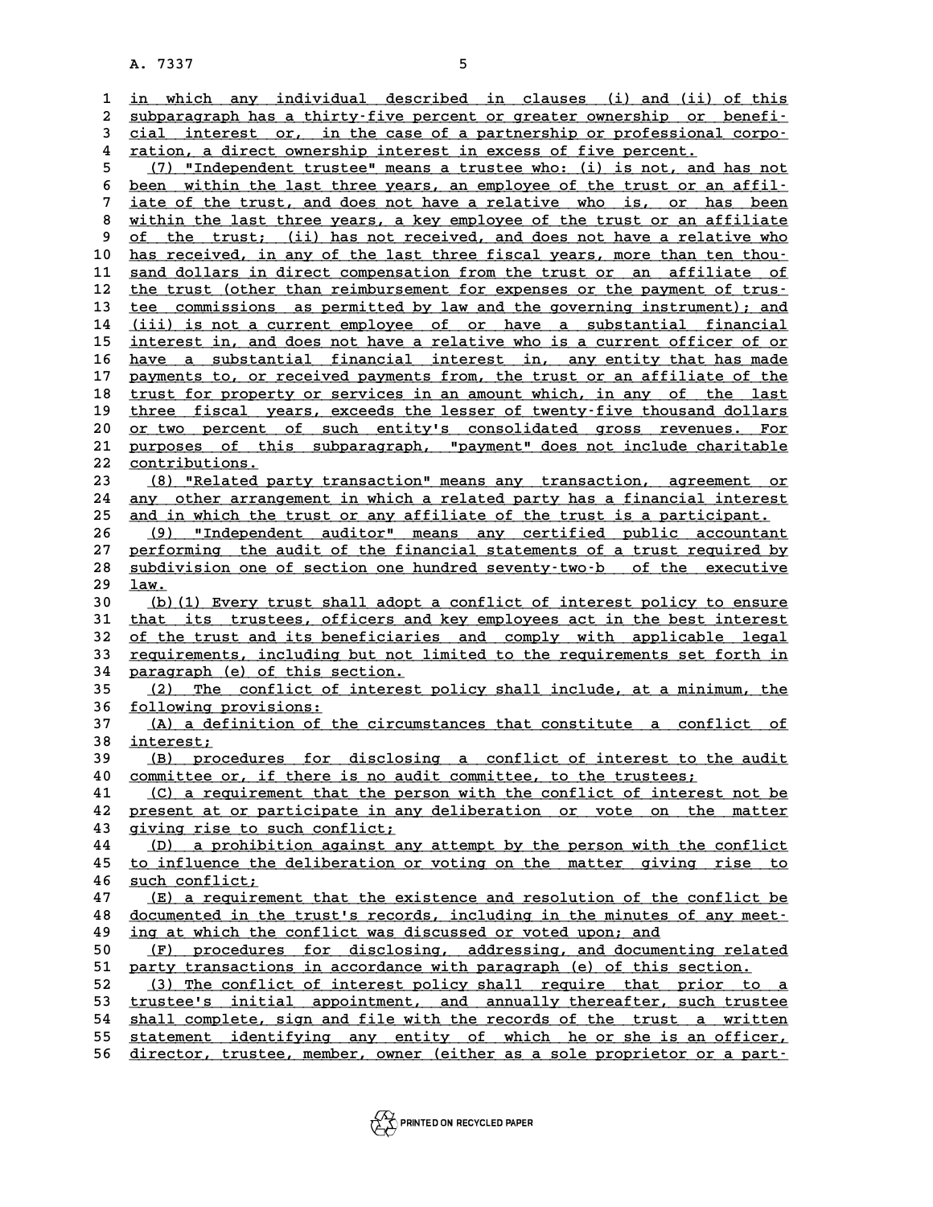in which any individual described in clauses (i) and (ii) of this subparagraph has a thirty-five percent or greater ownership or beneficial interest or, in the case of a partnership or professional corporation, a direct ownership interest in excess of five percent.

(7) "Independent trustee" means a trustee who: (i) is not, and has not been within the last three years, an employee of the trust or an affiliate of the trust, and does not have a relative who is, or has been within the last three years, a key employee of the trust or an affiliate of the trust; (ii) has not received, and does not have a relative who has received, in any of the last three fiscal years, more than ten thousand dollars in direct compensation from the trust or an affiliate of the trust (other than reimbursement for expenses or the payment of trustee commissions as permitted by law and the governing instrument); and (iii) is not a current employee of or have a substantial financial interest in, and does not have a relative who is a current officer of or have a substantial financial interest in, any entity that has made payments to, or received payments from, the trust or an affiliate of the trust for property or services in an amount which, in any of the last three fiscal years, exceeds the lesser of twenty-five thousand dollars or two percent of such entity's consolidated gross revenues. For purposes of this subparagraph, "payment" does not include charitable contributions.

(8) "Related party transaction" means any transaction, agreement or any other arrangement in which a related party has a financial interest and in which the trust or any affiliate of the trust is a participant.

(9) "Independent auditor" means any certified public accountant performing the audit of the financial statements of a trust required by subdivision one of section one hundred seventy-two-b of the executive law.

(b)(1) Every trust shall adopt a conflict of interest policy to ensure that its trustees, officers and key employees act in the best interest of the trust and its beneficiaries and comply with applicable legal requirements, including but not limited to the requirements set forth in paragraph (e) of this section.

(2) The conflict of interest policy shall include, at a minimum, the following provisions:

(A) a definition of the circumstances that constitute a conflict of interest;

(B) procedures for disclosing a conflict of interest to the audit committee or, if there is no audit committee, to the trustees;

(C) a requirement that the person with the conflict of interest not be present at or participate in any deliberation or vote on the matter giving rise to such conflict;

(D) a prohibition against any attempt by the person with the conflict to influence the deliberation or voting on the matter giving rise to such conflict;

(E) a requirement that the existence and resolution of the conflict be documented in the trust's records, including in the minutes of any meeting at which the conflict was discussed or voted upon; and

(F) procedures for disclosing, addressing, and documenting related party transactions in accordance with paragraph (e) of this section.

(3) The conflict of interest policy shall require that prior to a trustee's initial appointment, and annually thereafter, such trustee shall complete, sign and file with the records of the trust a written statement identifying any entity of which he or she is an officer, director, trustee, member, owner (either as a sole proprietor or a part-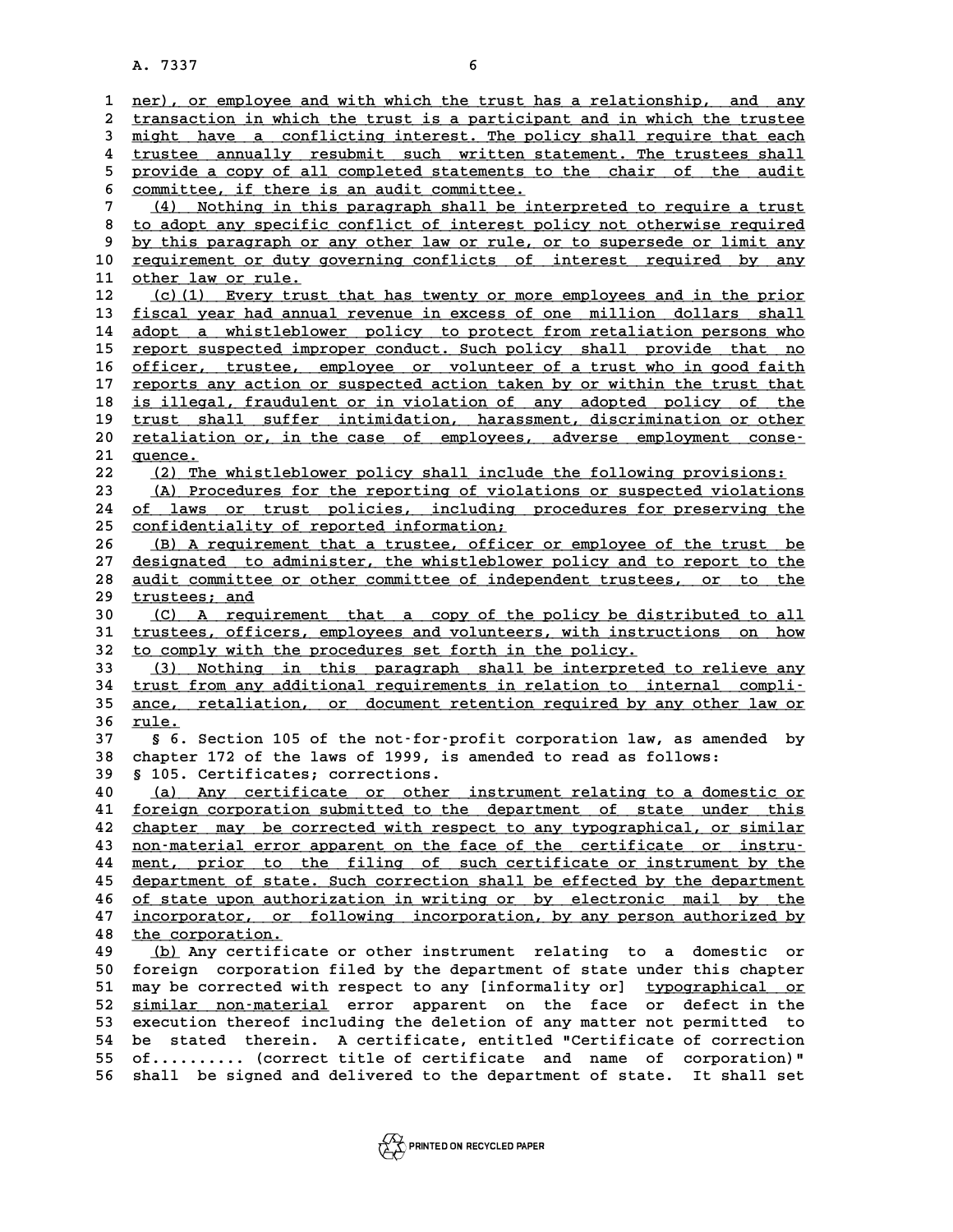ner), or employee and with which the trust has a relationship, and any transaction in which the trust is a participant and in which the trustee might have a conflicting interest. The policy shall require that each trustee annually resubmit such written statement. The trustees shall provide a copy of all completed statements to the chair of the audit committee, if there is an audit committee.

(4) Nothing in this paragraph shall be interpreted to require a trust to adopt any specific conflict of interest policy not otherwise required by this paragraph or any other law or rule, or to supersede or limit any requirement or duty governing conflicts of interest required by any other law or rule.

(c)(1) Every trust that has twenty or more employees and in the prior fiscal year had annual revenue in excess of one million dollars shall adopt a whistleblower policy to protect from retaliation persons who report suspected improper conduct. Such policy shall provide that no officer, trustee, employee or volunteer of a trust who in good faith reports any action or suspected action taken by or within the trust that is illegal, fraudulent or in violation of any adopted policy of the trust shall suffer intimidation, harassment, discrimination or other retaliation or, in the case of employees, adverse employment consequence.

(2) The whistleblower policy shall include the following provisions:

(A) Procedures for the reporting of violations or suspected violations of laws or trust policies, including procedures for preserving the confidentiality of reported information;

(B) A requirement that a trustee, officer or employee of the trust be designated to administer, the whistleblower policy and to report to the audit committee or other committee of independent trustees, or to the trustees; and

(C) A requirement that a copy of the policy be distributed to all trustees, officers, employees and volunteers, with instructions on how to comply with the procedures set forth in the policy.

(3) Nothing in this paragraph shall be interpreted to relieve any trust from any additional requirements in relation to internal compliance, retaliation, or document retention required by any other law or rule.

§ 6. Section 105 of the not-for-profit corporation law, as amended by chapter 172 of the laws of 1999, is amended to read as follows:

§ 105. Certificates; corrections.

(a) Any certificate or other instrument relating to a domestic or foreign corporation submitted to the department of state under this chapter may be corrected with respect to any typographical, or similar non-material error apparent on the face of the certificate or instrument, prior to the filing of such certificate or instrument by the department of state. Such correction shall be effected by the department of state upon authorization in writing or by electronic mail by the incorporator, or following incorporation, by any person authorized by the corporation.

(b) Any certificate or other instrument relating to a domestic or foreign corporation filed by the department of state under this chapter may be corrected with respect to any [informality or] typographical or similar non-material error apparent on the face or defect in the execution thereof including the deletion of any matter not permitted to be stated therein. A certificate, entitled "Certificate of correction of......... (correct title of certificate and name of corporation)" shall be signed and delivered to the department of state. It shall set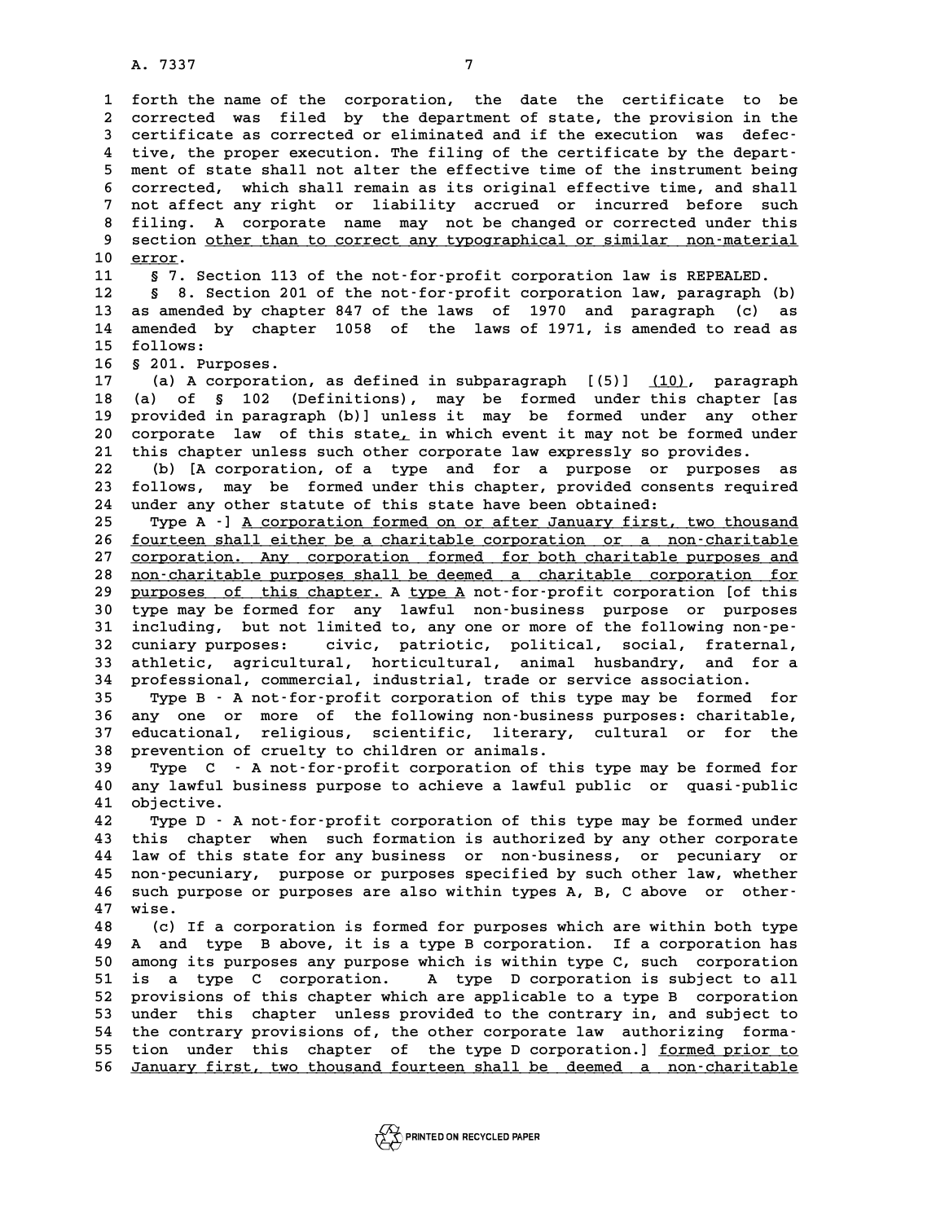forth the name of the corporation, the date the certificate to be corrected was filed by the department of state, the provision in the certificate as corrected or eliminated and if the execution was defective, the proper execution. The filing of the certificate by the department of state shall not alter the effective time of the instrument being corrected, which shall remain as its original effective time, and shall not affect any right or liability accrued or incurred before such filing. A corporate name may not be changed or corrected under this section other than to correct any typographical or similar non-material error.

§ 7. Section 113 of the not-for-profit corporation law is REPEALED.

§ 8. Section 201 of the not-for-profit corporation law, paragraph (b) as amended by chapter 847 of the laws of 1970 and paragraph (c) as amended by chapter 1058 of the laws of 1971, is amended to read as follows:

§ 201. Purposes.

(a) A corporation, as defined in subparagraph [(5)] (10), paragraph (a) of § 102 (Definitions), may be formed under this chapter [as provided in paragraph (b)] unless it may be formed under any other corporate law of this state, in which event it may not be formed under this chapter unless such other corporate law expressly so provides.

(b) [A corporation, of a type and for a purpose or purposes as follows, may be formed under this chapter, provided consents required under any other statute of this state have been obtained:

Type A -] A corporation formed on or after January first, two thousand fourteen shall either be a charitable corporation or a non-charitable corporation. Any corporation formed for both charitable purposes and non-charitable purposes shall be deemed a charitable corporation for purposes of this chapter. A type A not-for-profit corporation [of this type may be formed for any lawful non-business purpose or purposes including, but not limited to, any one or more of the following non-pecuniary purposes: civic, patriotic, political, social, fraternal, athletic, agricultural, horticultural, animal husbandry, and for a professional, commercial, industrial, trade or service association.

Type B - A not-for-profit corporation of this type may be formed for any one or more of the following non-business purposes: charitable, educational, religious, scientific, literary, cultural or for the prevention of cruelty to children or animals.

Type C - A not-for-profit corporation of this type may be formed for any lawful business purpose to achieve a lawful public or quasi-public objective.

Type D - A not-for-profit corporation of this type may be formed under this chapter when such formation is authorized by any other corporate law of this state for any business or non-business, or pecuniary or non-pecuniary, purpose or purposes specified by such other law, whether such purpose or purposes are also within types A, B, C above or otherwise.

(c) If a corporation is formed for purposes which are within both type A and type B above, it is a type B corporation. If a corporation has among its purposes any purpose which is within type C, such corporation is a type C corporation. A type D corporation is subject to all provisions of this chapter which are applicable to a type B corporation under this chapter unless provided to the contrary in, and subject to the contrary provisions of, the other corporate law authorizing formation under this chapter of the type D corporation.] formed prior to January first, two thousand fourteen shall be deemed a non-charitable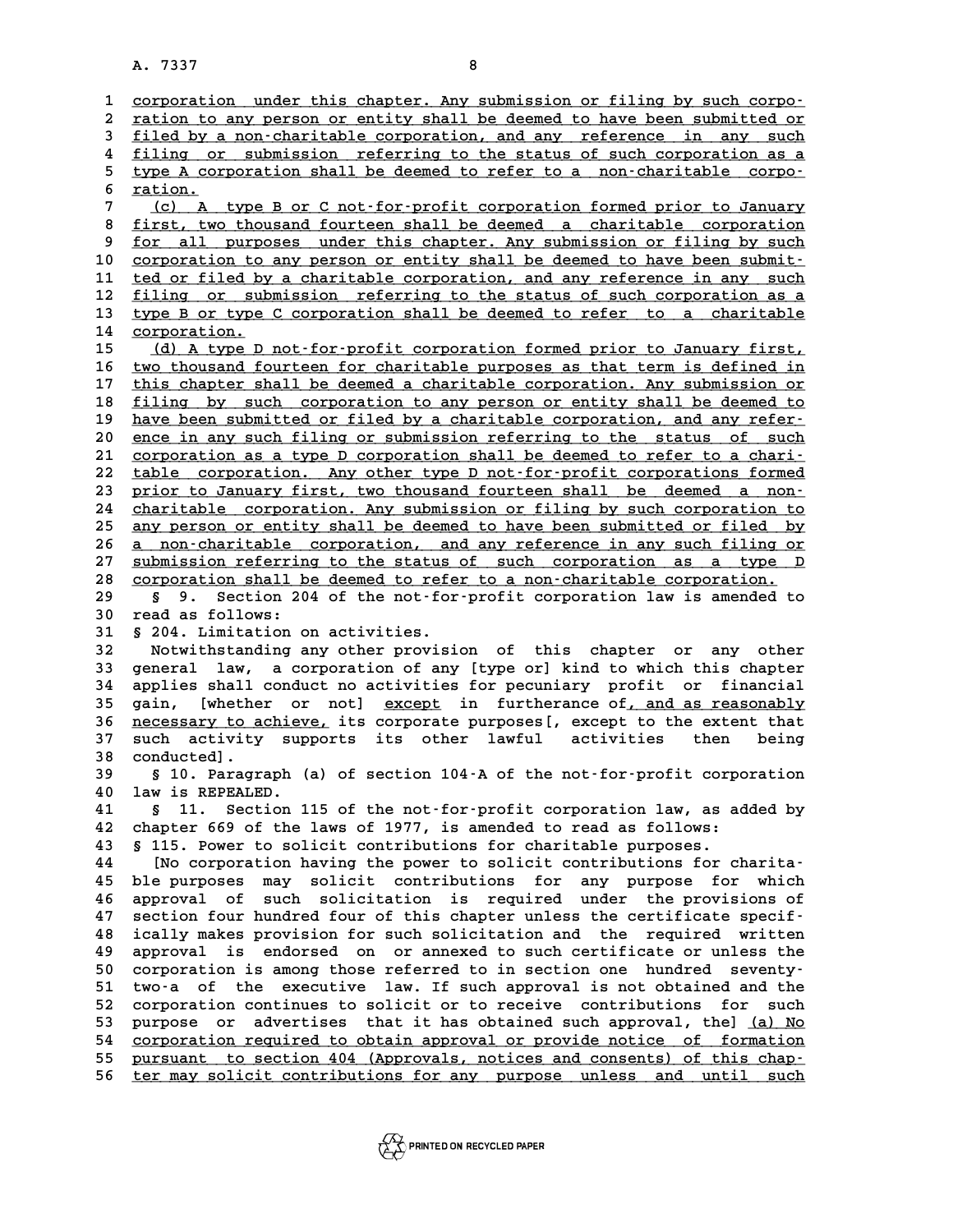corporation under this chapter. Any submission or filing by such corporation to any person or entity shall be deemed to have been submitted or filed by a non-charitable corporation, and any reference in any such filing or submission referring to the status of such corporation as a type A corporation shall be deemed to refer to a non-charitable corporation.

(c) A type B or C not-for-profit corporation formed prior to January first, two thousand fourteen shall be deemed a charitable corporation for all purposes under this chapter. Any submission or filing by such corporation to any person or entity shall be deemed to have been submitted or filed by a charitable corporation, and any reference in any such filing or submission referring to the status of such corporation as a type B or type C corporation shall be deemed to refer to a charitable corporation.

(d) A type D not-for-profit corporation formed prior to January first, two thousand fourteen for charitable purposes as that term is defined in this chapter shall be deemed a charitable corporation. Any submission or filing by such corporation to any person or entity shall be deemed to have been submitted or filed by a charitable corporation, and any reference in any such filing or submission referring to the status of such corporation as a type D corporation shall be deemed to refer to a charitable corporation. Any other type D not-for-profit corporations formed prior to January first, two thousand fourteen shall be deemed a non-charitable corporation. Any submission or filing by such corporation to any person or entity shall be deemed to have been submitted or filed by a non-charitable corporation, and any reference in any such filing or submission referring to the status of such corporation as a type D corporation shall be deemed to refer to a non-charitable corporation.

§ 9. Section 204 of the not-for-profit corporation law is amended to read as follows:

§ 204. Limitation on activities.

Notwithstanding any other provision of this chapter or any other general law, a corporation of any [type or] kind to which this chapter applies shall conduct no activities for pecuniary profit or financial gain, [whether or not] except in furtherance of, and as reasonably necessary to achieve, its corporate purposes[, except to the extent that such activity supports its other lawful activities then being conducted].

§ 10. Paragraph (a) of section 104-A of the not-for-profit corporation law is REPEALED.

§ 11. Section 115 of the not-for-profit corporation law, as added by chapter 669 of the laws of 1977, is amended to read as follows:

§ 115. Power to solicit contributions for charitable purposes.

[No corporation having the power to solicit contributions for charitable purposes may solicit contributions for any purpose for which approval of such solicitation is required under the provisions of section four hundred four of this chapter unless the certificate specifically makes provision for such solicitation and the required written approval is endorsed on or annexed to such certificate or unless the corporation is among those referred to in section one hundred seventy-two-a of the executive law. If such approval is not obtained and the corporation continues to solicit or to receive contributions for such purpose or advertises that it has obtained such approval, the] (a) No corporation required to obtain approval or provide notice of formation pursuant to section 404 (Approvals, notices and consents) of this chapter may solicit contributions for any purpose unless and until such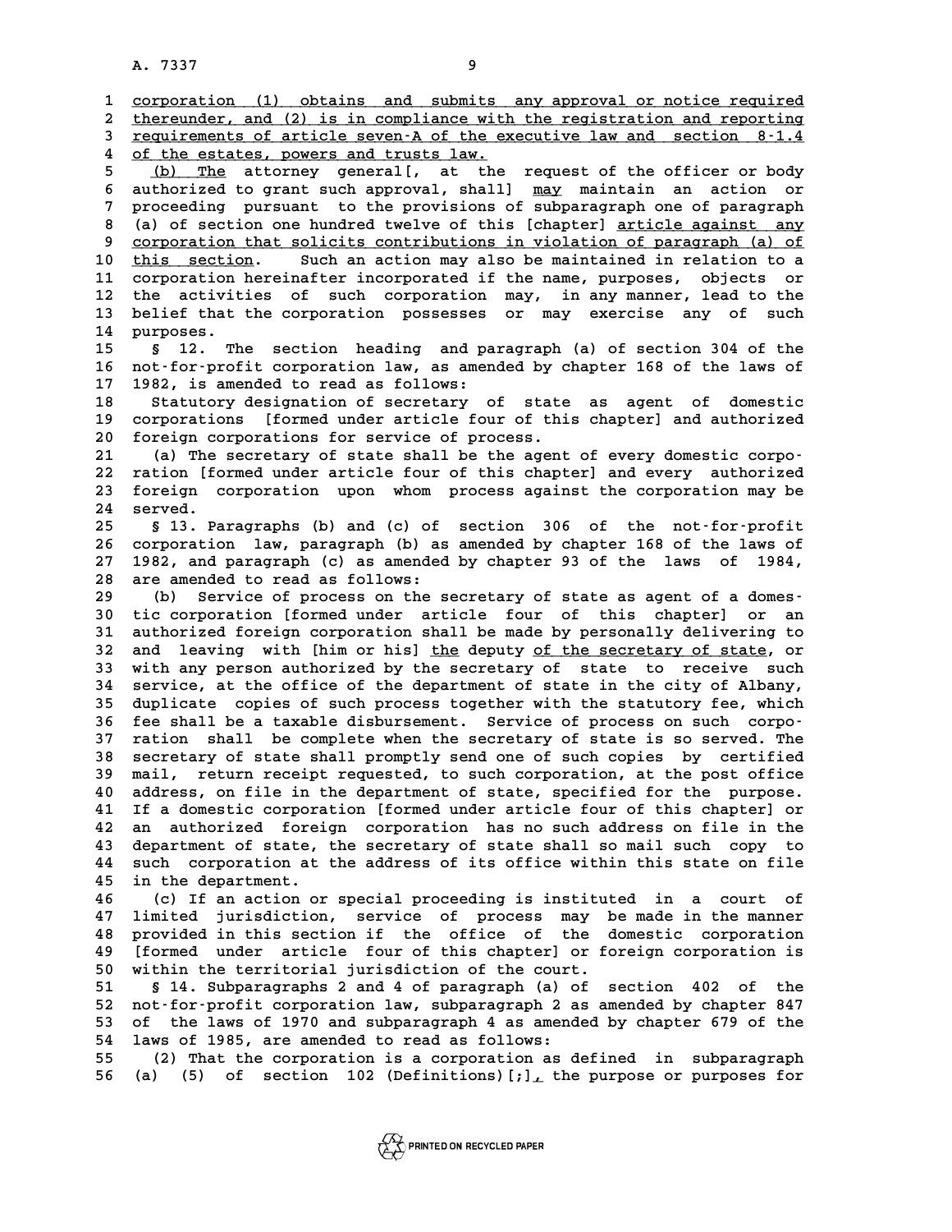corporation (1) obtains and submits any approval or notice required thereunder, and (2) is in compliance with the registration and reporting requirements of article seven-A of the executive law and section 8-1.4 of the estates, powers and trusts law.

(b) The attorney general[, at the request of the officer or body authorized to grant such approval, shall] may maintain an action or proceeding pursuant to the provisions of subparagraph one of paragraph (a) of section one hundred twelve of this [chapter] article against any corporation that solicits contributions in violation of paragraph (a) of this section. Such an action may also be maintained in relation to a corporation hereinafter incorporated if the name, purposes, objects or the activities of such corporation may, in any manner, lead to the belief that the corporation possesses or may exercise any of such purposes.

§ 12. The section heading and paragraph (a) of section 304 of the not-for-profit corporation law, as amended by chapter 168 of the laws of 1982, is amended to read as follows:

Statutory designation of secretary of state as agent of domestic corporations [formed under article four of this chapter] and authorized foreign corporations for service of process.

(a) The secretary of state shall be the agent of every domestic corporation [formed under article four of this chapter] and every authorized foreign corporation upon whom process against the corporation may be served.

§ 13. Paragraphs (b) and (c) of section 306 of the not-for-profit corporation law, paragraph (b) as amended by chapter 168 of the laws of 1982, and paragraph (c) as amended by chapter 93 of the laws of 1984, are amended to read as follows:

(b) Service of process on the secretary of state as agent of a domestic corporation [formed under article four of this chapter] or an authorized foreign corporation shall be made by personally delivering to and leaving with [him or his] the deputy of the secretary of state, or with any person authorized by the secretary of state to receive such service, at the office of the department of state in the city of Albany, duplicate copies of such process together with the statutory fee, which fee shall be a taxable disbursement. Service of process on such corporation shall be complete when the secretary of state is so served. The secretary of state shall promptly send one of such copies by certified mail, return receipt requested, to such corporation, at the post office address, on file in the department of state, specified for the purpose. If a domestic corporation [formed under article four of this chapter] or an authorized foreign corporation has no such address on file in the department of state, the secretary of state shall so mail such copy to such corporation at the address of its office within this state on file in the department.

(c) If an action or special proceeding is instituted in a court of limited jurisdiction, service of process may be made in the manner provided in this section if the office of the domestic corporation [formed under article four of this chapter] or foreign corporation is within the territorial jurisdiction of the court.

§ 14. Subparagraphs 2 and 4 of paragraph (a) of section 402 of the not-for-profit corporation law, subparagraph 2 as amended by chapter 847 of the laws of 1970 and subparagraph 4 as amended by chapter 679 of the laws of 1985, are amended to read as follows:

(2) That the corporation is a corporation as defined in subparagraph (a) (5) of section 102 (Definitions)[;], the purpose or purposes for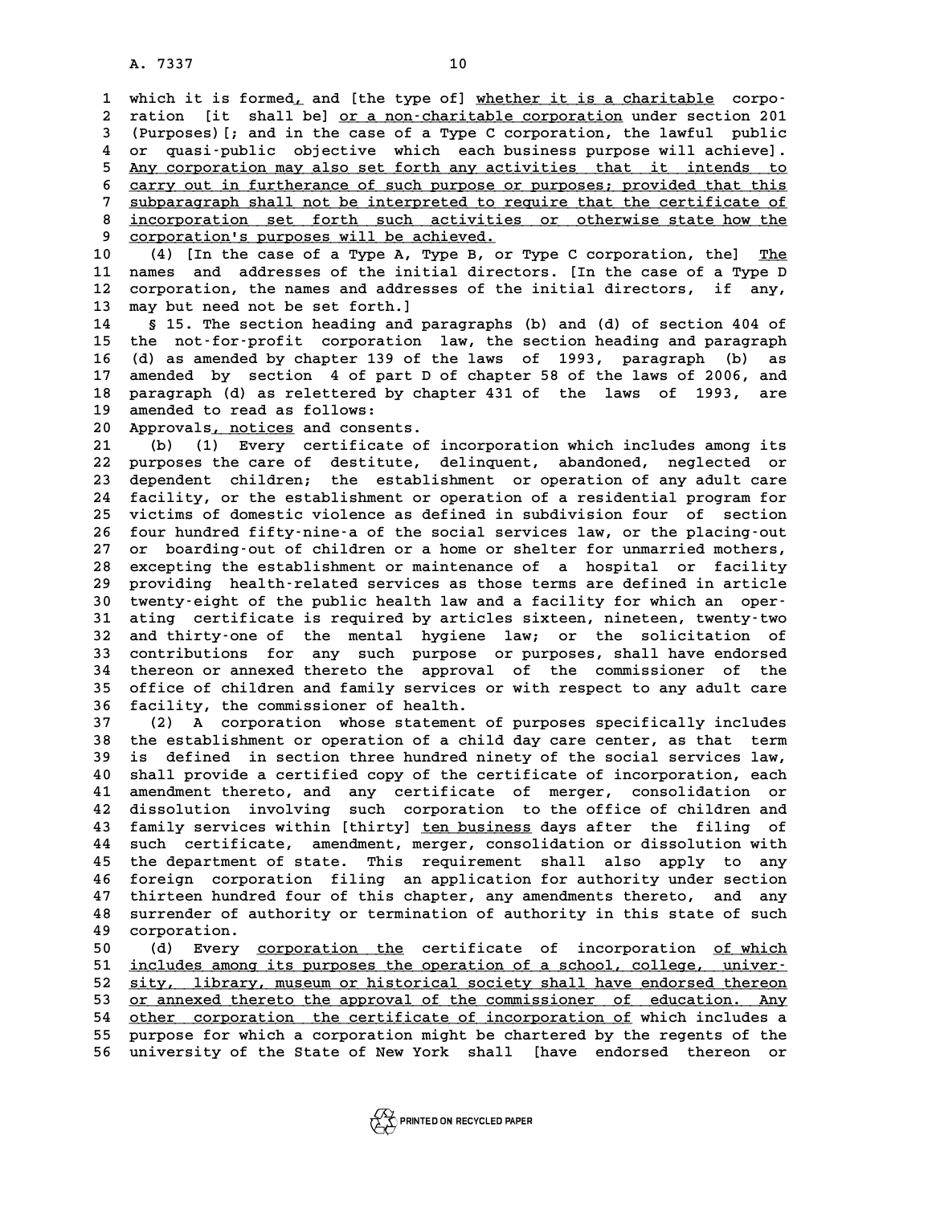which it is formed, and [the type of] whether it is a charitable corporation [it shall be] or a non-charitable corporation under section 201 (Purposes)[; and in the case of a Type C corporation, the lawful public or quasi-public objective which each business purpose will achieve]. Any corporation may also set forth any activities that it intends to carry out in furtherance of such purpose or purposes; provided that this subparagraph shall not be interpreted to require that the certificate of incorporation set forth such activities or otherwise state how the corporation's purposes will be achieved.

(4) [In the case of a Type A, Type B, or Type C corporation, the] The names and addresses of the initial directors. [In the case of a Type D corporation, the names and addresses of the initial directors, if any, may but need not be set forth.]

§ 15. The section heading and paragraphs (b) and (d) of section 404 of the not-for-profit corporation law, the section heading and paragraph (d) as amended by chapter 139 of the laws of 1993, paragraph (b) as amended by section 4 of part D of chapter 58 of the laws of 2006, and paragraph (d) as relettered by chapter 431 of the laws of 1993, are amended to read as follows:

Approvals, notices and consents.

(b) (1) Every certificate of incorporation which includes among its purposes the care of destitute, delinquent, abandoned, neglected or dependent children; the establishment or operation of any adult care facility, or the establishment or operation of a residential program for victims of domestic violence as defined in subdivision four of section four hundred fifty-nine-a of the social services law, or the placing-out or boarding-out of children or a home or shelter for unmarried mothers, excepting the establishment or maintenance of a hospital or facility providing health-related services as those terms are defined in article twenty-eight of the public health law and a facility for which an operating certificate is required by articles sixteen, nineteen, twenty-two and thirty-one of the mental hygiene law; or the solicitation of contributions for any such purpose or purposes, shall have endorsed thereon or annexed thereto the approval of the commissioner of the office of children and family services or with respect to any adult care facility, the commissioner of health.

(2) A corporation whose statement of purposes specifically includes the establishment or operation of a child day care center, as that term is defined in section three hundred ninety of the social services law, shall provide a certified copy of the certificate of incorporation, each amendment thereto, and any certificate of merger, consolidation or dissolution involving such corporation to the office of children and family services within [thirty] ten business days after the filing of such certificate, amendment, merger, consolidation or dissolution with the department of state. This requirement shall also apply to any foreign corporation filing an application for authority under section thirteen hundred four of this chapter, any amendments thereto, and any surrender of authority or termination of authority in this state of such corporation.

(d) Every corporation the certificate of incorporation of which includes among its purposes the operation of a school, college, university, library, museum or historical society shall have endorsed thereon or annexed thereto the approval of the commissioner of education. Any other corporation the certificate of incorporation of which includes a purpose for which a corporation might be chartered by the regents of the university of the State of New York shall [have endorsed thereon or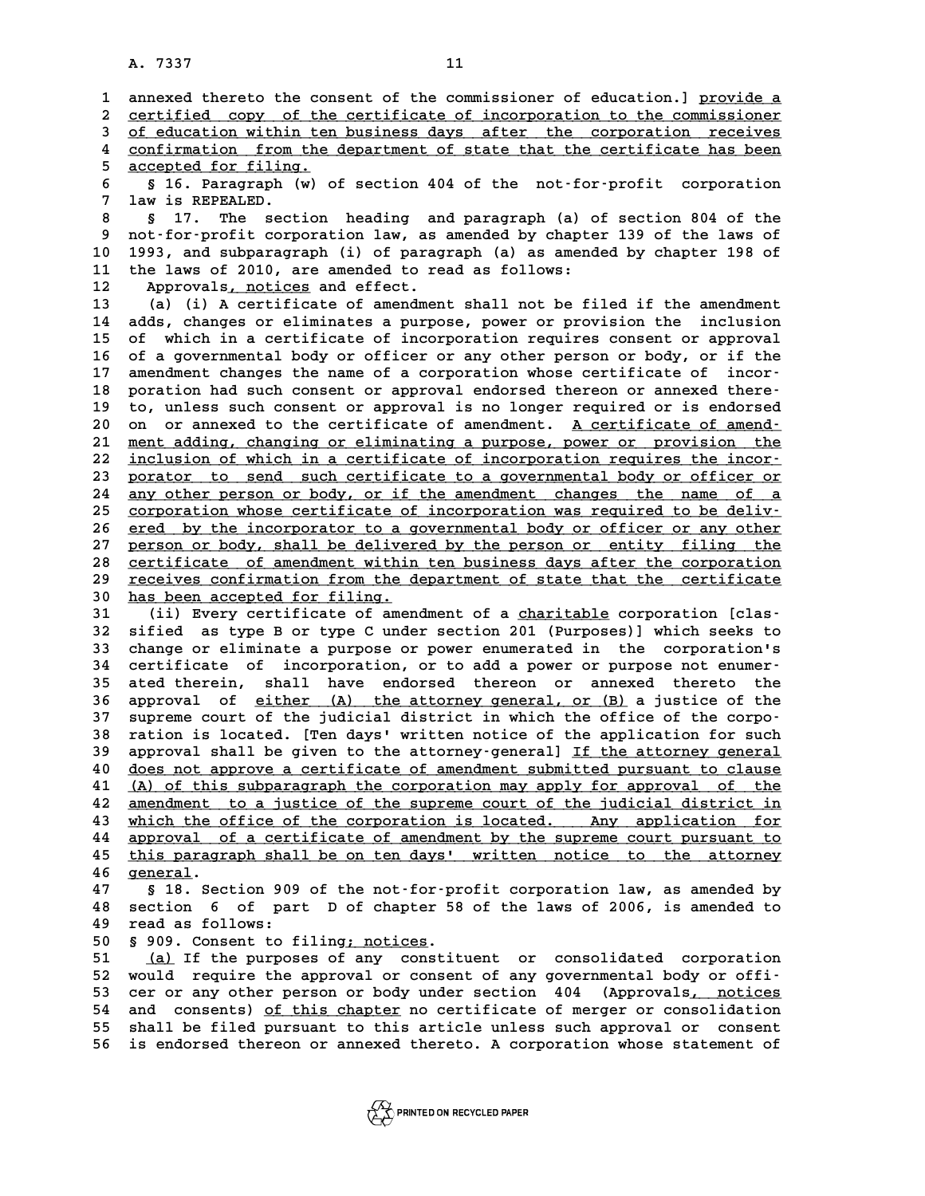annexed thereto the consent of the commissioner of education.] provide a certified copy of the certificate of incorporation to the commissioner of education within ten business days after the corporation receives confirmation from the department of state that the certificate has been accepted for filing.

§ 16. Paragraph (w) of section 404 of the not-for-profit corporation law is REPEALED.

§ 17. The section heading and paragraph (a) of section 804 of the not-for-profit corporation law, as amended by chapter 139 of the laws of 1993, and subparagraph (i) of paragraph (a) as amended by chapter 198 of the laws of 2010, are amended to read as follows:

Approvals, notices and effect.

(a) (i) A certificate of amendment shall not be filed if the amendment adds, changes or eliminates a purpose, power or provision the inclusion of which in a certificate of incorporation requires consent or approval of a governmental body or officer or any other person or body, or if the amendment changes the name of a corporation whose certificate of incorporation had such consent or approval endorsed thereon or annexed thereto, unless such consent or approval is no longer required or is endorsed on or annexed to the certificate of amendment. A certificate of amendment adding, changing or eliminating a purpose, power or provision the inclusion of which in a certificate of incorporation requires the incorporator to send such certificate to a governmental body or officer or any other person or body, or if the amendment changes the name of a corporation whose certificate of incorporation was required to be delivered by the incorporator to a governmental body or officer or any other person or body, shall be delivered by the person or entity filing the certificate of amendment within ten business days after the corporation receives confirmation from the department of state that the certificate has been accepted for filing.

(ii) Every certificate of amendment of a charitable corporation [classified as type B or type C under section 201 (Purposes)] which seeks to change or eliminate a purpose or power enumerated in the corporation's certificate of incorporation, or to add a power or purpose not enumerated therein, shall have endorsed thereon or annexed thereto the approval of either (A) the attorney general, or (B) a justice of the supreme court of the judicial district in which the office of the corporation is located. [Ten days' written notice of the application for such approval shall be given to the attorney-general] If the attorney general does not approve a certificate of amendment submitted pursuant to clause (A) of this subparagraph the corporation may apply for approval of the amendment to a justice of the supreme court of the judicial district in which the office of the corporation is located. Any application for approval of a certificate of amendment by the supreme court pursuant to this paragraph shall be on ten days' written notice to the attorney general.

§ 18. Section 909 of the not-for-profit corporation law, as amended by section 6 of part D of chapter 58 of the laws of 2006, is amended to read as follows:

§ 909. Consent to filing; notices.

(a) If the purposes of any constituent or consolidated corporation would require the approval or consent of any governmental body or officer or any other person or body under section 404 (Approvals, notices and consents) of this chapter no certificate of merger or consolidation shall be filed pursuant to this article unless such approval or consent is endorsed thereon or annexed thereto. A corporation whose statement of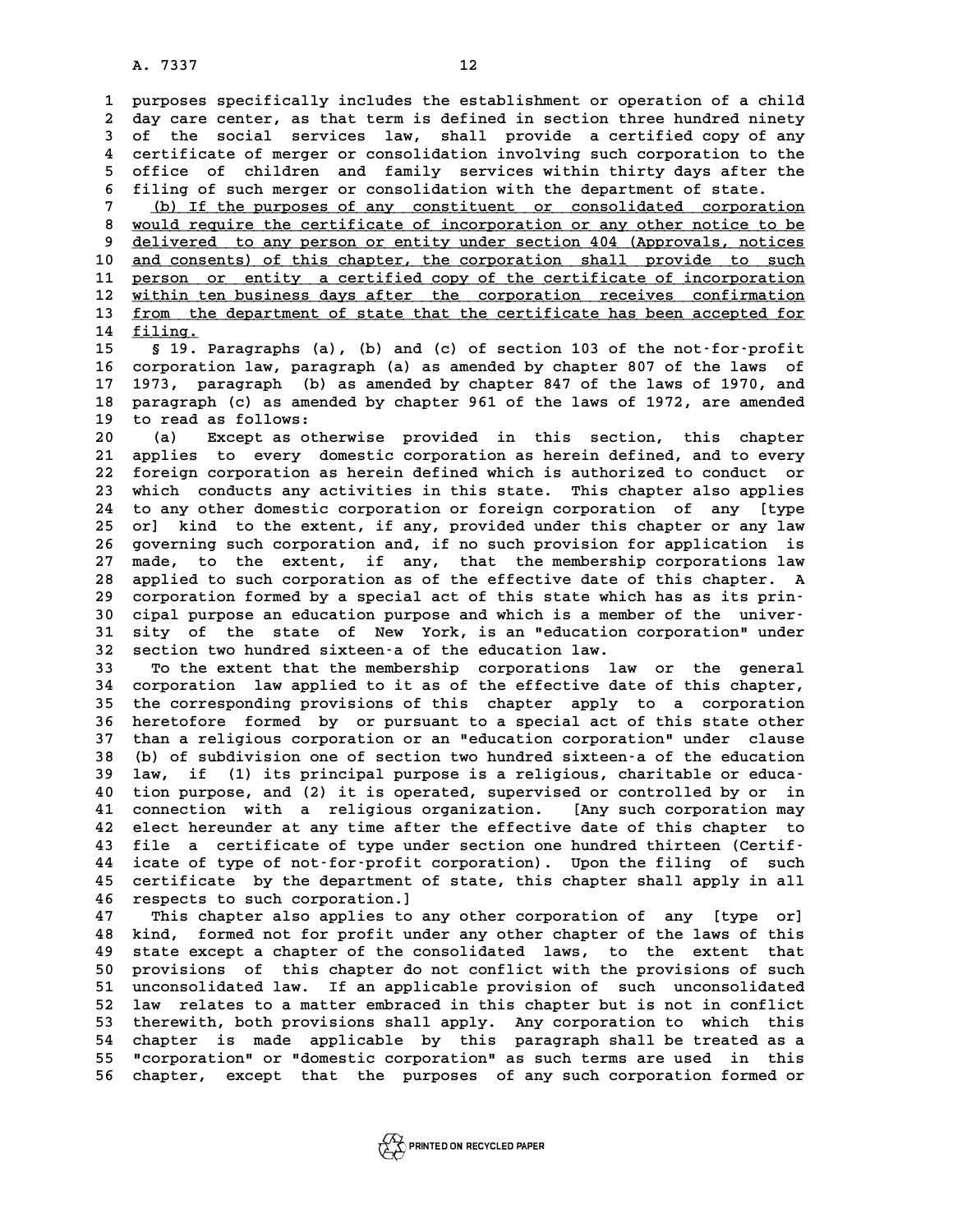purposes specifically includes the establishment or operation of a child day care center, as that term is defined in section three hundred ninety of the social services law, shall provide a certified copy of any certificate of merger or consolidation involving such corporation to the office of children and family services within thirty days after the filing of such merger or consolidation with the department of state.

(b) If the purposes of any constituent or consolidated corporation would require the certificate of incorporation or any other notice to be delivered to any person or entity under section 404 (Approvals, notices and consents) of this chapter, the corporation shall provide to such person or entity a certified copy of the certificate of incorporation within ten business days after the corporation receives confirmation from the department of state that the certificate has been accepted for filing.

§ 19. Paragraphs (a), (b) and (c) of section 103 of the not-for-profit corporation law, paragraph (a) as amended by chapter 807 of the laws of 1973, paragraph (b) as amended by chapter 847 of the laws of 1970, and paragraph (c) as amended by chapter 961 of the laws of 1972, are amended to read as follows:

(a) Except as otherwise provided in this section, this chapter applies to every domestic corporation as herein defined, and to every foreign corporation as herein defined which is authorized to conduct or which conducts any activities in this state. This chapter also applies to any other domestic corporation or foreign corporation of any [type or] kind to the extent, if any, provided under this chapter or any law governing such corporation and, if no such provision for application is made, to the extent, if any, that the membership corporations law applied to such corporation as of the effective date of this chapter. A corporation formed by a special act of this state which has as its principal purpose an education purpose and which is a member of the university of the state of New York, is an "education corporation" under section two hundred sixteen-a of the education law.

To the extent that the membership corporations law or the general corporation law applied to it as of the effective date of this chapter, the corresponding provisions of this chapter apply to a corporation heretofore formed by or pursuant to a special act of this state other than a religious corporation or an "education corporation" under clause (b) of subdivision one of section two hundred sixteen-a of the education law, if (1) its principal purpose is a religious, charitable or education purpose, and (2) it is operated, supervised or controlled by or in connection with a religious organization. [Any such corporation may elect hereunder at any time after the effective date of this chapter to file a certificate of type under section one hundred thirteen (Certificate of type of not-for-profit corporation). Upon the filing of such certificate by the department of state, this chapter shall apply in all respects to such corporation.]

This chapter also applies to any other corporation of any [type or] kind, formed not for profit under any other chapter of the laws of this state except a chapter of the consolidated laws, to the extent that provisions of this chapter do not conflict with the provisions of such unconsolidated law. If an applicable provision of such unconsolidated law relates to a matter embraced in this chapter but is not in conflict therewith, both provisions shall apply. Any corporation to which this chapter is made applicable by this paragraph shall be treated as a "corporation" or "domestic corporation" as such terms are used in this chapter, except that the purposes of any such corporation formed or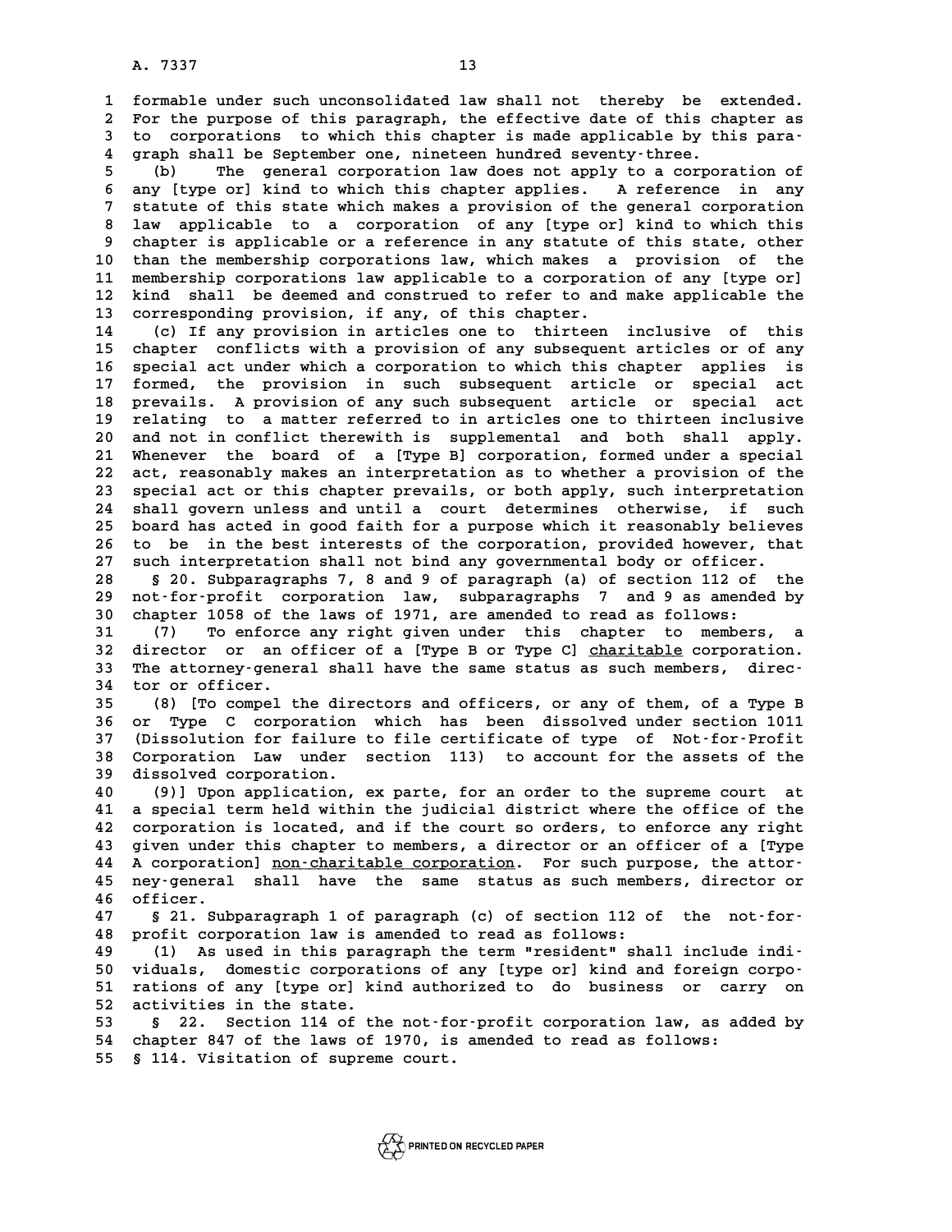formable under such unconsolidated law shall not thereby be extended. For the purpose of this paragraph, the effective date of this chapter as to corporations to which this chapter is made applicable by this paragraph shall be September one, nineteen hundred seventy-three.

(b) The general corporation law does not apply to a corporation of any [type or] kind to which this chapter applies. A reference in any statute of this state which makes a provision of the general corporation law applicable to a corporation of any [type or] kind to which this chapter is applicable or a reference in any statute of this state, other than the membership corporations law, which makes a provision of the membership corporations law applicable to a corporation of any [type or] kind shall be deemed and construed to refer to and make applicable the corresponding provision, if any, of this chapter.

(c) If any provision in articles one to thirteen inclusive of this chapter conflicts with a provision of any subsequent articles or of any special act under which a corporation to which this chapter applies is formed, the provision in such subsequent article or special act prevails. A provision of any such subsequent article or special act relating to a matter referred to in articles one to thirteen inclusive and not in conflict therewith is supplemental and both shall apply. Whenever the board of a [Type B] corporation, formed under a special act, reasonably makes an interpretation as to whether a provision of the special act or this chapter prevails, or both apply, such interpretation shall govern unless and until a court determines otherwise, if such board has acted in good faith for a purpose which it reasonably believes to be in the best interests of the corporation, provided however, that such interpretation shall not bind any governmental body or officer.

§ 20. Subparagraphs 7, 8 and 9 of paragraph (a) of section 112 of the not-for-profit corporation law, subparagraphs 7 and 9 as amended by chapter 1058 of the laws of 1971, are amended to read as follows:

(7) To enforce any right given under this chapter to members, a director or an officer of a [Type B or Type C] <u>charitable</u> corporation. The attorney-general shall have the same status as such members, director or officer.

(8) [To compel the directors and officers, or any of them, of a Type B or Type C corporation which has been dissolved under section 1011 (Dissolution for failure to file certificate of type of Not-for-Profit Corporation Law under section 113) to account for the assets of the dissolved corporation.

(9)] Upon application, ex parte, for an order to the supreme court at a special term held within the judicial district where the office of the corporation is located, and if the court so orders, to enforce any right given under this chapter to members, a director or an officer of a [Type A corporation] <u>non-charitable corporation</u>. For such purpose, the attorney-general shall have the same status as such members, director or officer.

§ 21. Subparagraph 1 of paragraph (c) of section 112 of the not-for-profit corporation law is amended to read as follows:

(1) As used in this paragraph the term "resident" shall include individuals, domestic corporations of any [type or] kind and foreign corporations of any [type or] kind authorized to do business or carry on activities in the state.

§ 22. Section 114 of the not-for-profit corporation law, as added by chapter 847 of the laws of 1970, is amended to read as follows:

§ 114. Visitation of supreme court.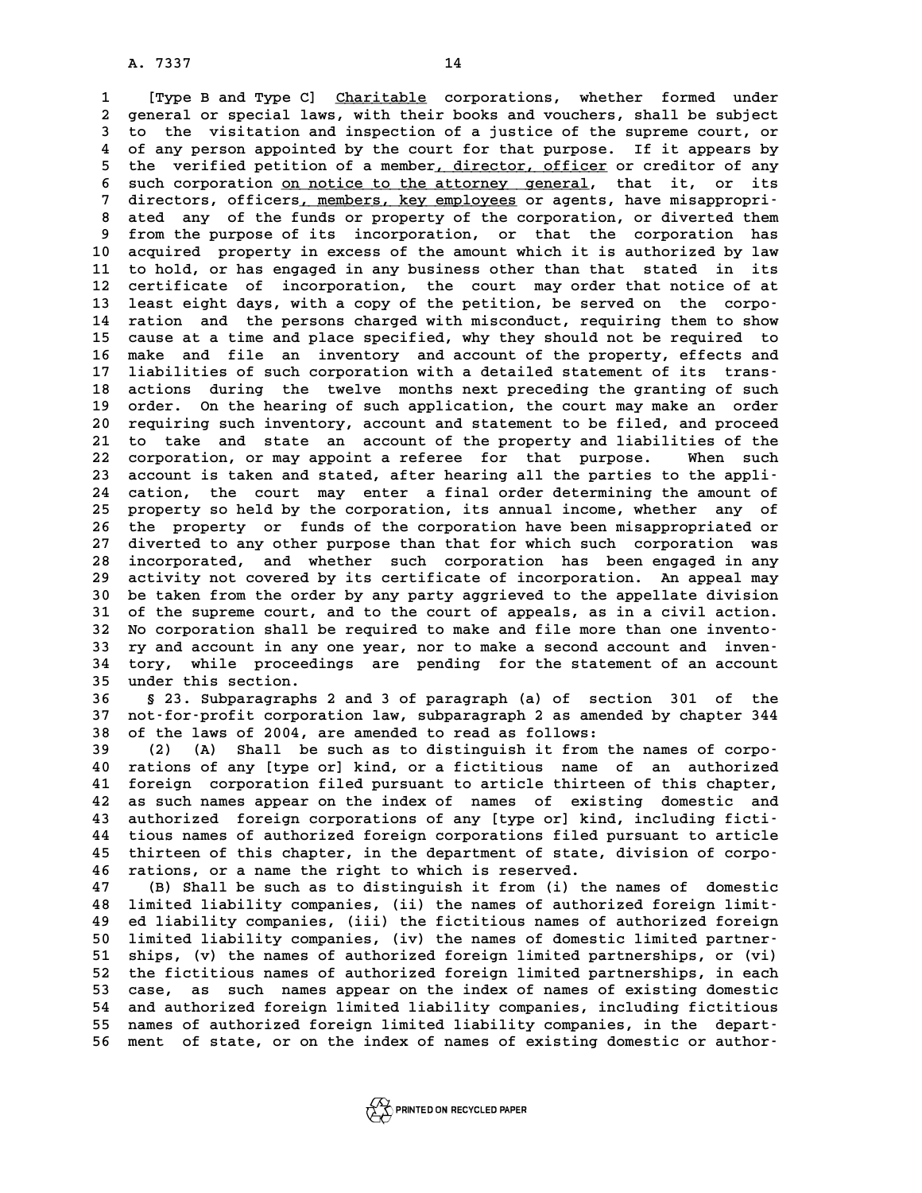[Type B and Type C] Charitable corporations, whether formed under general or special laws, with their books and vouchers, shall be subject to the visitation and inspection of a justice of the supreme court, or of any person appointed by the court for that purpose. If it appears by the verified petition of a member, director, officer or creditor of any such corporation on notice to the attorney general, that it, or its directors, officers, members, key employees or agents, have misappropriated any of the funds or property of the corporation, or diverted them from the purpose of its incorporation, or that the corporation has acquired property in excess of the amount which it is authorized by law to hold, or has engaged in any business other than that stated in its certificate of incorporation, the court may order that notice of at least eight days, with a copy of the petition, be served on the corporation and the persons charged with misconduct, requiring them to show cause at a time and place specified, why they should not be required to make and file an inventory and account of the property, effects and liabilities of such corporation with a detailed statement of its transactions during the twelve months next preceding the granting of such order. On the hearing of such application, the court may make an order requiring such inventory, account and statement to be filed, and proceed to take and state an account of the property and liabilities of the corporation, or may appoint a referee for that purpose. When such account is taken and stated, after hearing all the parties to the application, the court may enter a final order determining the amount of property so held by the corporation, its annual income, whether any of the property or funds of the corporation have been misappropriated or diverted to any other purpose than that for which such corporation was incorporated, and whether such corporation has been engaged in any activity not covered by its certificate of incorporation. An appeal may be taken from the order by any party aggrieved to the appellate division of the supreme court, and to the court of appeals, as in a civil action. No corporation shall be required to make and file more than one inventory and account in any one year, nor to make a second account and inventory, while proceedings are pending for the statement of an account under this section.

§ 23. Subparagraphs 2 and 3 of paragraph (a) of section 301 of the not-for-profit corporation law, subparagraph 2 as amended by chapter 344 of the laws of 2004, are amended to read as follows:

(2) (A) Shall be such as to distinguish it from the names of corporations of any [type or] kind, or a fictitious name of an authorized foreign corporation filed pursuant to article thirteen of this chapter, as such names appear on the index of names of existing domestic and authorized foreign corporations of any [type or] kind, including fictitious names of authorized foreign corporations filed pursuant to article thirteen of this chapter, in the department of state, division of corporations, or a name the right to which is reserved.

(B) Shall be such as to distinguish it from (i) the names of domestic limited liability companies, (ii) the names of authorized foreign limited liability companies, (iii) the fictitious names of authorized foreign limited liability companies, (iv) the names of domestic limited partnerships, (v) the names of authorized foreign limited partnerships, or (vi) the fictitious names of authorized foreign limited partnerships, in each case, as such names appear on the index of names of existing domestic and authorized foreign limited liability companies, including fictitious names of authorized foreign limited liability companies, in the department of state, or on the index of names of existing domestic or author-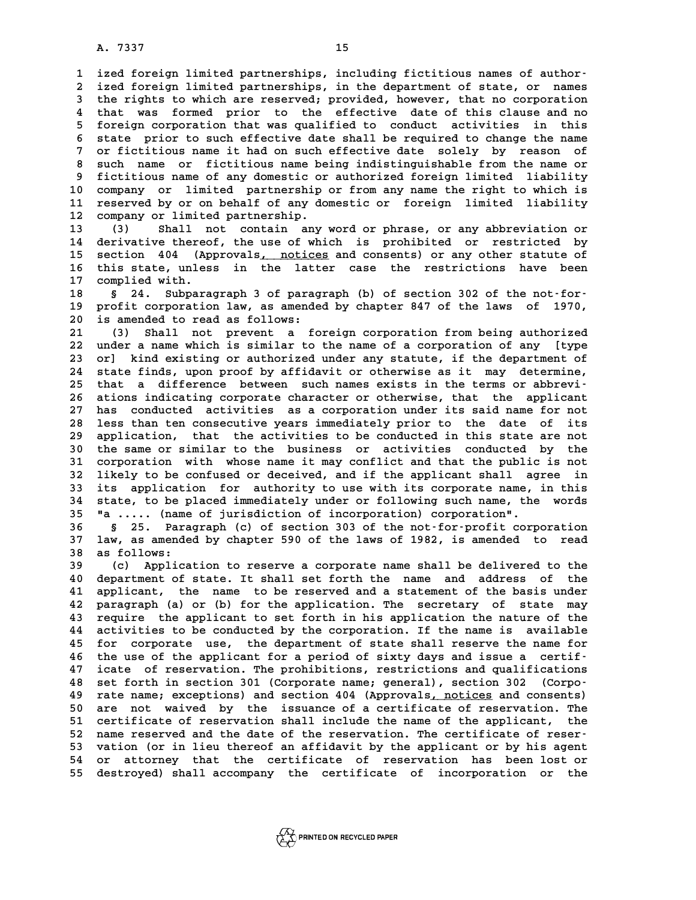ized foreign limited partnerships, including fictitious names of authorized foreign limited partnerships, in the department of state, or names the rights to which are reserved; provided, however, that no corporation that was formed prior to the effective date of this clause and no foreign corporation that was qualified to conduct activities in this state prior to such effective date shall be required to change the name or fictitious name it had on such effective date solely by reason of such name or fictitious name being indistinguishable from the name or fictitious name of any domestic or authorized foreign limited liability company or limited partnership or from any name the right to which is reserved by or on behalf of any domestic or foreign limited liability company or limited partnership.

(3) Shall not contain any word or phrase, or any abbreviation or derivative thereof, the use of which is prohibited or restricted by section 404 (Approvals, notices and consents) or any other statute of this state, unless in the latter case the restrictions have been complied with.

§ 24. Subparagraph 3 of paragraph (b) of section 302 of the not-for-profit corporation law, as amended by chapter 847 of the laws of 1970, is amended to read as follows:

(3) Shall not prevent a foreign corporation from being authorized under a name which is similar to the name of a corporation of any [type or] kind existing or authorized under any statute, if the department of state finds, upon proof by affidavit or otherwise as it may determine, that a difference between such names exists in the terms or abbreviations indicating corporate character or otherwise, that the applicant has conducted activities as a corporation under its said name for not less than ten consecutive years immediately prior to the date of its application, that the activities to be conducted in this state are not the same or similar to the business or activities conducted by the corporation with whose name it may conflict and that the public is not likely to be confused or deceived, and if the applicant shall agree in its application for authority to use with its corporate name, in this state, to be placed immediately under or following such name, the words "a ..... (name of jurisdiction of incorporation) corporation".

§ 25. Paragraph (c) of section 303 of the not-for-profit corporation law, as amended by chapter 590 of the laws of 1982, is amended to read as follows:

(c) Application to reserve a corporate name shall be delivered to the department of state. It shall set forth the name and address of the applicant, the name to be reserved and a statement of the basis under paragraph (a) or (b) for the application. The secretary of state may require the applicant to set forth in his application the nature of the activities to be conducted by the corporation. If the name is available for corporate use, the department of state shall reserve the name for the use of the applicant for a period of sixty days and issue a certificate of reservation. The prohibitions, restrictions and qualifications set forth in section 301 (Corporate name; general), section 302 (Corporate name; exceptions) and section 404 (Approvals, notices and consents) are not waived by the issuance of a certificate of reservation. The certificate of reservation shall include the name of the applicant, the name reserved and the date of the reservation. The certificate of reservation (or in lieu thereof an affidavit by the applicant or by his agent or attorney that the certificate of reservation has been lost or destroyed) shall accompany the certificate of incorporation or the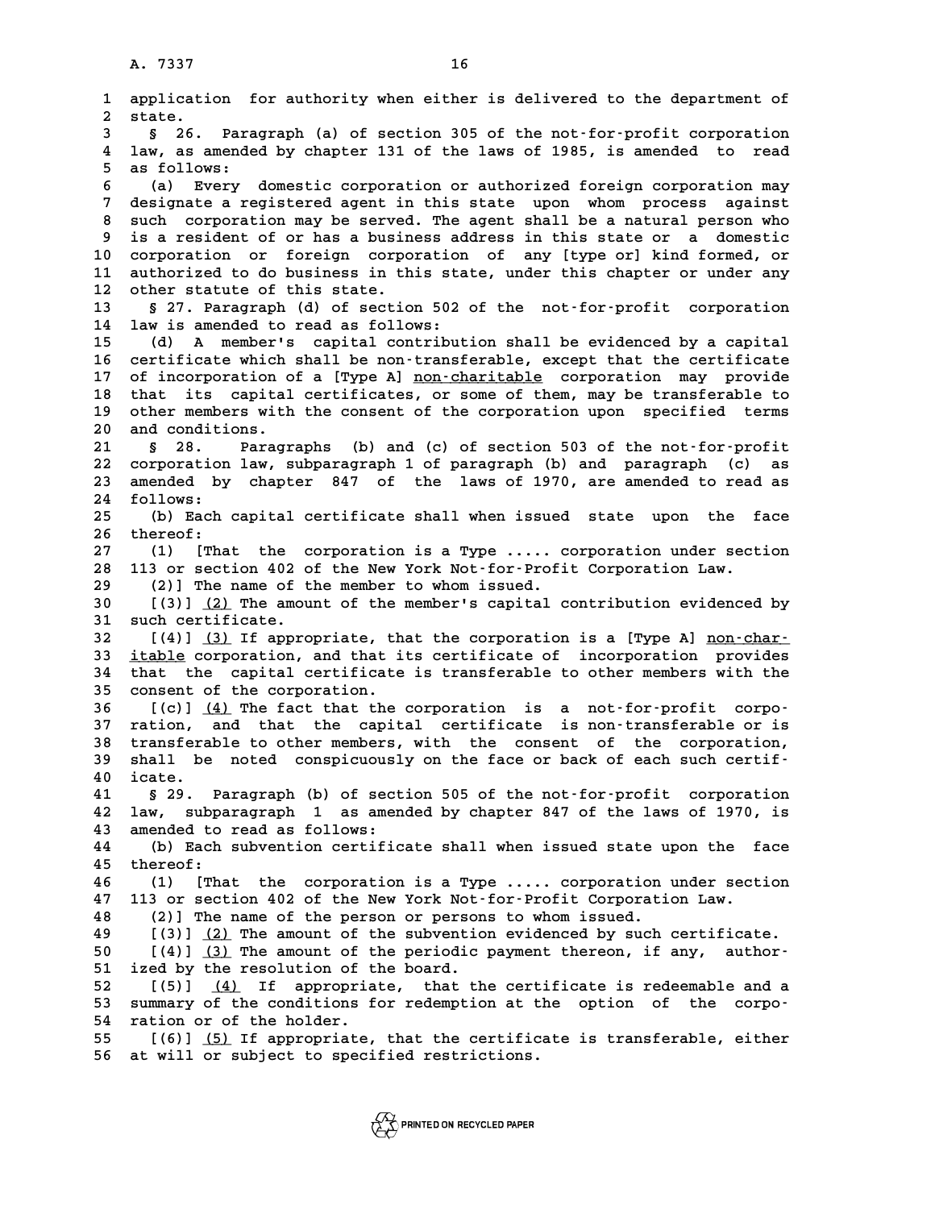application for authority when either is delivered to the department of state.

§ 26. Paragraph (a) of section 305 of the not-for-profit corporation law, as amended by chapter 131 of the laws of 1985, is amended to read as follows:

(a) Every domestic corporation or authorized foreign corporation may designate a registered agent in this state upon whom process against such corporation may be served. The agent shall be a natural person who is a resident of or has a business address in this state or a domestic corporation or foreign corporation of any [type or] kind formed, or authorized to do business in this state, under this chapter or under any other statute of this state.

§ 27. Paragraph (d) of section 502 of the not-for-profit corporation law is amended to read as follows:

(d) A member's capital contribution shall be evidenced by a capital certificate which shall be non-transferable, except that the certificate of incorporation of a [Type A] non-charitable corporation may provide that its capital certificates, or some of them, may be transferable to other members with the consent of the corporation upon specified terms and conditions.

§ 28. Paragraphs (b) and (c) of section 503 of the not-for-profit corporation law, subparagraph 1 of paragraph (b) and paragraph (c) as amended by chapter 847 of the laws of 1970, are amended to read as follows:

(b) Each capital certificate shall when issued state upon the face thereof:

(1) [That the corporation is a Type ..... corporation under section 113 or section 402 of the New York Not-for-Profit Corporation Law.

(2)] The name of the member to whom issued.

[(3)] (2) The amount of the member's capital contribution evidenced by such certificate.

[(4)] (3) If appropriate, that the corporation is a [Type A] non-charitable corporation, and that its certificate of incorporation provides that the capital certificate is transferable to other members with the consent of the corporation.

[(c)] (4) The fact that the corporation is a not-for-profit corporation, and that the capital certificate is non-transferable or is transferable to other members, with the consent of the corporation, shall be noted conspicuously on the face or back of each such certificate.

§ 29. Paragraph (b) of section 505 of the not-for-profit corporation law, subparagraph 1 as amended by chapter 847 of the laws of 1970, is amended to read as follows:

(b) Each subvention certificate shall when issued state upon the face thereof:

(1) [That the corporation is a Type ..... corporation under section 113 or section 402 of the New York Not-for-Profit Corporation Law.

(2)] The name of the person or persons to whom issued.

[(3)] (2) The amount of the subvention evidenced by such certificate.

[(4)] (3) The amount of the periodic payment thereon, if any, authorized by the resolution of the board.

[(5)] (4) If appropriate, that the certificate is redeemable and a summary of the conditions for redemption at the option of the corporation or of the holder.

[(6)] (5) If appropriate, that the certificate is transferable, either at will or subject to specified restrictions.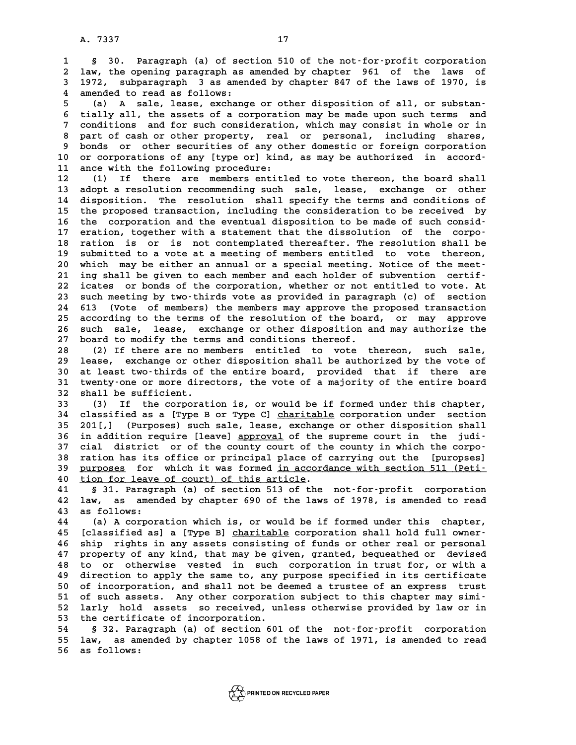§ 30. Paragraph (a) of section 510 of the not-for-profit corporation law, the opening paragraph as amended by chapter 961 of the laws of 1972, subparagraph 3 as amended by chapter 847 of the laws of 1970, is amended to read as follows:

(a) A sale, lease, exchange or other disposition of all, or substantially all, the assets of a corporation may be made upon such terms and conditions and for such consideration, which may consist in whole or in part of cash or other property, real or personal, including shares, bonds or other securities of any other domestic or foreign corporation or corporations of any [type or] kind, as may be authorized in accordance with the following procedure:

(1) If there are members entitled to vote thereon, the board shall adopt a resolution recommending such sale, lease, exchange or other disposition. The resolution shall specify the terms and conditions of the proposed transaction, including the consideration to be received by the corporation and the eventual disposition to be made of such consideration, together with a statement that the dissolution of the corporation is or is not contemplated thereafter. The resolution shall be submitted to a vote at a meeting of members entitled to vote thereon, which may be either an annual or a special meeting. Notice of the meeting shall be given to each member and each holder of subvention certificates or bonds of the corporation, whether or not entitled to vote. At such meeting by two-thirds vote as provided in paragraph (c) of section 613 (Vote of members) the members may approve the proposed transaction according to the terms of the resolution of the board, or may approve such sale, lease, exchange or other disposition and may authorize the board to modify the terms and conditions thereof.

(2) If there are no members entitled to vote thereon, such sale, lease, exchange or other disposition shall be authorized by the vote of at least two-thirds of the entire board, provided that if there are twenty-one or more directors, the vote of a majority of the entire board shall be sufficient.

(3) If the corporation is, or would be if formed under this chapter, classified as a [Type B or Type C] <u>charitable</u> corporation under section 201[,] (Purposes) such sale, lease, exchange or other disposition shall in addition require [leave] <u>approval</u> of the supreme court in the judicial district or of the county court of the county in which the corporation has its office or principal place of carrying out the [puropses] <u>purposes</u> for which it was formed <u>in accordance with section 511 (Petition for leave of court) of this article</u>.

§ 31. Paragraph (a) of section 513 of the not-for-profit corporation law, as amended by chapter 690 of the laws of 1978, is amended to read as follows:

(a) A corporation which is, or would be if formed under this chapter, [classified as] a [Type B] <u>charitable</u> corporation shall hold full ownership rights in any assets consisting of funds or other real or personal property of any kind, that may be given, granted, bequeathed or devised to or otherwise vested in such corporation in trust for, or with a direction to apply the same to, any purpose specified in its certificate of incorporation, and shall not be deemed a trustee of an express trust of such assets. Any other corporation subject to this chapter may similarly hold assets so received, unless otherwise provided by law or in the certificate of incorporation.

§ 32. Paragraph (a) of section 601 of the not-for-profit corporation law, as amended by chapter 1058 of the laws of 1971, is amended to read as follows: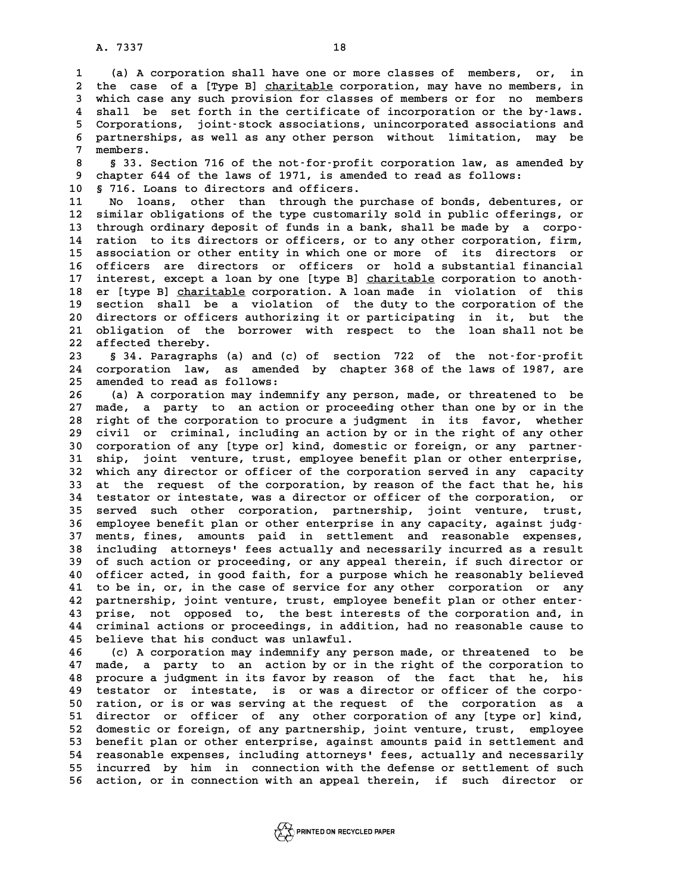(a) A corporation shall have one or more classes of members, or, in the case of a [Type B] <u>charitable</u> corporation, may have no members, in which case any such provision for classes of members or for no members shall be set forth in the certificate of incorporation or the by-laws. Corporations, joint-stock associations, unincorporated associations and partnerships, as well as any other person without limitation, may be members.

§ 33. Section 716 of the not-for-profit corporation law, as amended by chapter 644 of the laws of 1971, is amended to read as follows:

§ 716. Loans to directors and officers.

No loans, other than through the purchase of bonds, debentures, or similar obligations of the type customarily sold in public offerings, or through ordinary deposit of funds in a bank, shall be made by a corporation to its directors or officers, or to any other corporation, firm, association or other entity in which one or more of its directors or officers are directors or officers or hold a substantial financial interest, except a loan by one [type B] <u>charitable</u> corporation to another [type B] <u>charitable</u> corporation. A loan made in violation of this section shall be a violation of the duty to the corporation of the directors or officers authorizing it or participating in it, but the obligation of the borrower with respect to the loan shall not be affected thereby.

§ 34. Paragraphs (a) and (c) of section 722 of the not-for-profit corporation law, as amended by chapter 368 of the laws of 1987, are amended to read as follows:

(a) A corporation may indemnify any person, made, or threatened to be made, a party to an action or proceeding other than one by or in the right of the corporation to procure a judgment in its favor, whether civil or criminal, including an action by or in the right of any other corporation of any [type or] kind, domestic or foreign, or any partnership, joint venture, trust, employee benefit plan or other enterprise, which any director or officer of the corporation served in any capacity at the request of the corporation, by reason of the fact that he, his testator or intestate, was a director or officer of the corporation, or served such other corporation, partnership, joint venture, trust, employee benefit plan or other enterprise in any capacity, against judgments, fines, amounts paid in settlement and reasonable expenses, including attorneys' fees actually and necessarily incurred as a result of such action or proceeding, or any appeal therein, if such director or officer acted, in good faith, for a purpose which he reasonably believed to be in, or, in the case of service for any other corporation or any partnership, joint venture, trust, employee benefit plan or other enterprise, not opposed to, the best interests of the corporation and, in criminal actions or proceedings, in addition, had no reasonable cause to believe that his conduct was unlawful.

(c) A corporation may indemnify any person made, or threatened to be made, a party to an action by or in the right of the corporation to procure a judgment in its favor by reason of the fact that he, his testator or intestate, is or was a director or officer of the corporation, or is or was serving at the request of the corporation as a director or officer of any other corporation of any [type or] kind, domestic or foreign, of any partnership, joint venture, trust, employee benefit plan or other enterprise, against amounts paid in settlement and reasonable expenses, including attorneys' fees, actually and necessarily incurred by him in connection with the defense or settlement of such action, or in connection with an appeal therein, if such director or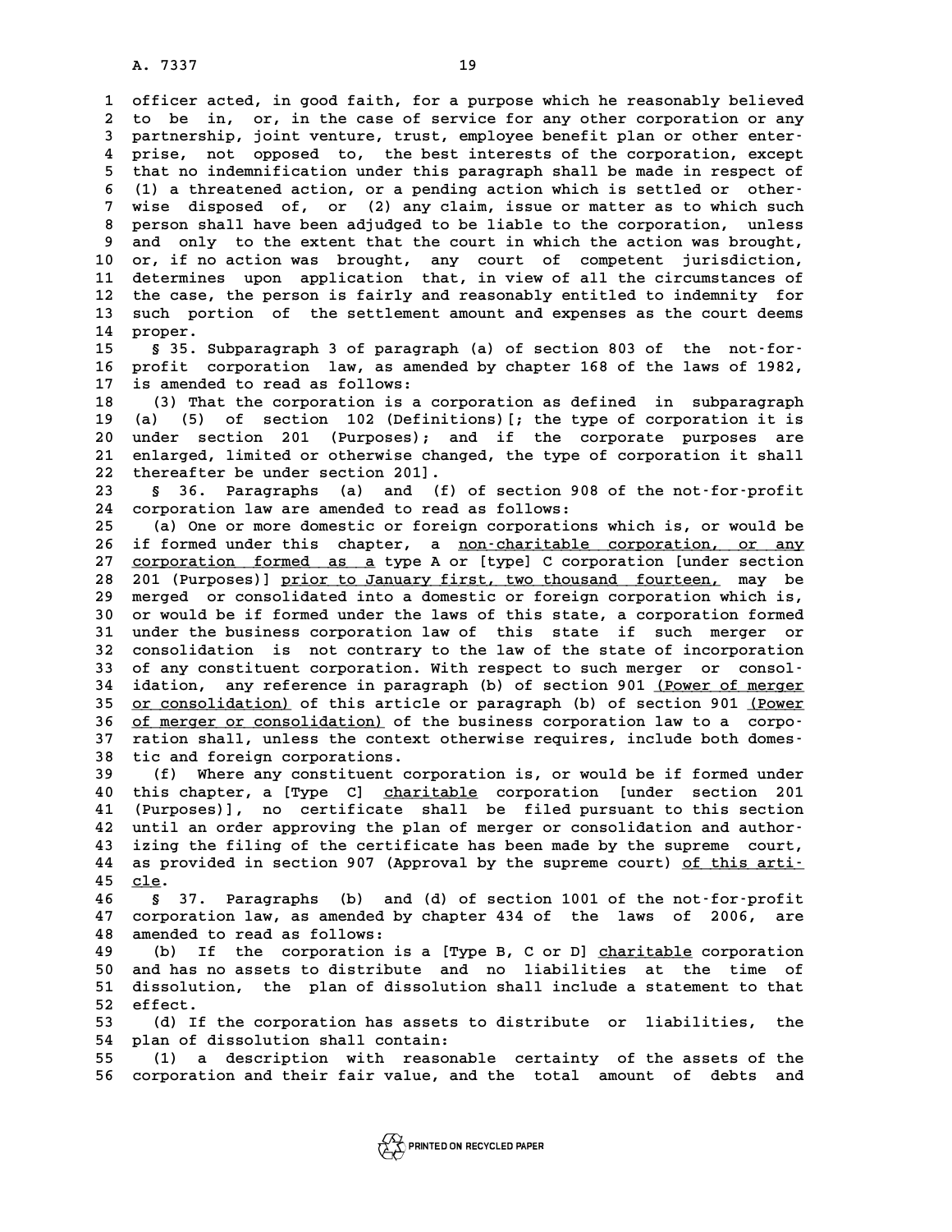officer acted, in good faith, for a purpose which he reasonably believed to be in, or, in the case of service for any other corporation or any partnership, joint venture, trust, employee benefit plan or other enterprise, not opposed to, the best interests of the corporation, except that no indemnification under this paragraph shall be made in respect of (1) a threatened action, or a pending action which is settled or otherwise disposed of, or (2) any claim, issue or matter as to which such person shall have been adjudged to be liable to the corporation, unless and only to the extent that the court in which the action was brought, or, if no action was brought, any court of competent jurisdiction, determines upon application that, in view of all the circumstances of the case, the person is fairly and reasonably entitled to indemnity for such portion of the settlement amount and expenses as the court deems proper.

§ 35. Subparagraph 3 of paragraph (a) of section 803 of the not-for-profit corporation law, as amended by chapter 168 of the laws of 1982, is amended to read as follows:

(3) That the corporation is a corporation as defined in subparagraph (a) (5) of section 102 (Definitions)[; the type of corporation it is under section 201 (Purposes); and if the corporate purposes are enlarged, limited or otherwise changed, the type of corporation it shall thereafter be under section 201].

§ 36. Paragraphs (a) and (f) of section 908 of the not-for-profit corporation law are amended to read as follows:

(a) One or more domestic or foreign corporations which is, or would be if formed under this chapter, a <u>non-charitable corporation, or any corporation formed as a</u> type A or [type] C corporation [under section 201 (Purposes)] <u>prior to January first, two thousand fourteen,</u> may be merged or consolidated into a domestic or foreign corporation which is, or would be if formed under the laws of this state, a corporation formed under the business corporation law of this state if such merger or consolidation is not contrary to the law of the state of incorporation of any constituent corporation. With respect to such merger or consolidation, any reference in paragraph (b) of section 901 <u>(Power of merger or consolidation)</u> of this article or paragraph (b) of section 901 <u>(Power of merger or consolidation)</u> of the business corporation law to a corporation shall, unless the context otherwise requires, include both domestic and foreign corporations.

(f) Where any constituent corporation is, or would be if formed under this chapter, a [Type C] <u>charitable</u> corporation [under section 201 (Purposes)], no certificate shall be filed pursuant to this section until an order approving the plan of merger or consolidation and authorizing the filing of the certificate has been made by the supreme court, as provided in section 907 (Approval by the supreme court) <u>of this article</u>.

§ 37. Paragraphs (b) and (d) of section 1001 of the not-for-profit corporation law, as amended by chapter 434 of the laws of 2006, are amended to read as follows:

(b) If the corporation is a [Type B, C or D] <u>charitable</u> corporation and has no assets to distribute and no liabilities at the time of dissolution, the plan of dissolution shall include a statement to that effect.

(d) If the corporation has assets to distribute or liabilities, the plan of dissolution shall contain:

(1) a description with reasonable certainty of the assets of the corporation and their fair value, and the total amount of debts and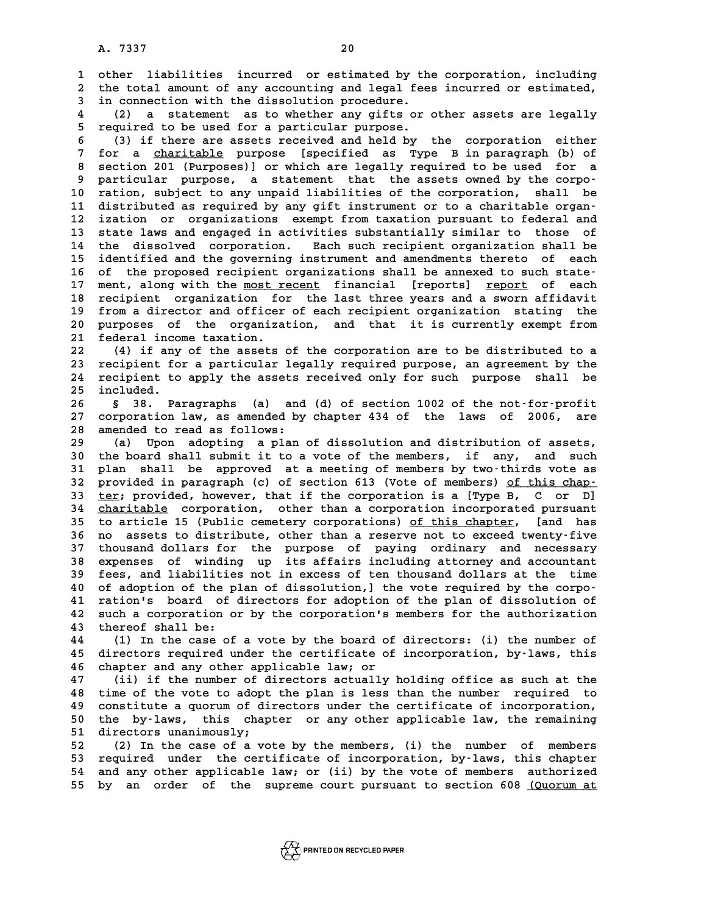other liabilities incurred or estimated by the corporation, including the total amount of any accounting and legal fees incurred or estimated, in connection with the dissolution procedure.

(2) a statement as to whether any gifts or other assets are legally required to be used for a particular purpose.

(3) if there are assets received and held by the corporation either for a charitable purpose [specified as Type B in paragraph (b) of section 201 (Purposes)] or which are legally required to be used for a particular purpose, a statement that the assets owned by the corporation, subject to any unpaid liabilities of the corporation, shall be distributed as required by any gift instrument or to a charitable organization or organizations exempt from taxation pursuant to federal and state laws and engaged in activities substantially similar to those of the dissolved corporation. Each such recipient organization shall be identified and the governing instrument and amendments thereto of each of the proposed recipient organizations shall be annexed to such statement, along with the most recent financial [reports] report of each recipient organization for the last three years and a sworn affidavit from a director and officer of each recipient organization stating the purposes of the organization, and that it is currently exempt from federal income taxation.

(4) if any of the assets of the corporation are to be distributed to a recipient for a particular legally required purpose, an agreement by the recipient to apply the assets received only for such purpose shall be included.

§ 38. Paragraphs (a) and (d) of section 1002 of the not-for-profit corporation law, as amended by chapter 434 of the laws of 2006, are amended to read as follows:

(a) Upon adopting a plan of dissolution and distribution of assets, the board shall submit it to a vote of the members, if any, and such plan shall be approved at a meeting of members by two-thirds vote as provided in paragraph (c) of section 613 (Vote of members) of this chapter; provided, however, that if the corporation is a [Type B, C or D] charitable corporation, other than a corporation incorporated pursuant to article 15 (Public cemetery corporations) of this chapter, [and has no assets to distribute, other than a reserve not to exceed twenty-five thousand dollars for the purpose of paying ordinary and necessary expenses of winding up its affairs including attorney and accountant fees, and liabilities not in excess of ten thousand dollars at the time of adoption of the plan of dissolution,] the vote required by the corporation's board of directors for adoption of the plan of dissolution of such a corporation or by the corporation's members for the authorization thereof shall be:

(1) In the case of a vote by the board of directors: (i) the number of directors required under the certificate of incorporation, by-laws, this chapter and any other applicable law; or

(ii) if the number of directors actually holding office as such at the time of the vote to adopt the plan is less than the number required to constitute a quorum of directors under the certificate of incorporation, the by-laws, this chapter or any other applicable law, the remaining directors unanimously;

(2) In the case of a vote by the members, (i) the number of members required under the certificate of incorporation, by-laws, this chapter and any other applicable law; or (ii) by the vote of members authorized by an order of the supreme court pursuant to section 608 (Quorum at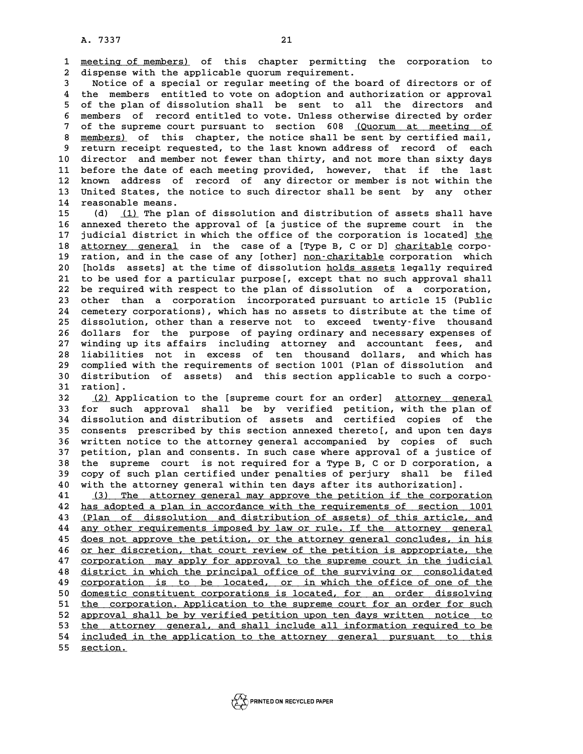meeting of members) of this chapter permitting the corporation to dispense with the applicable quorum requirement.

Notice of a special or regular meeting of the board of directors or of the members entitled to vote on adoption and authorization or approval of the plan of dissolution shall be sent to all the directors and members of record entitled to vote. Unless otherwise directed by order of the supreme court pursuant to section 608 (Quorum at meeting of members) of this chapter, the notice shall be sent by certified mail, return receipt requested, to the last known address of record of each director and member not fewer than thirty, and not more than sixty days before the date of each meeting provided, however, that if the last known address of record of any director or member is not within the United States, the notice to such director shall be sent by any other reasonable means.

(d) (1) The plan of dissolution and distribution of assets shall have annexed thereto the approval of [a justice of the supreme court in the judicial district in which the office of the corporation is located] the attorney general in the case of a [Type B, C or D] charitable corporation, and in the case of any [other] non-charitable corporation which [holds assets] at the time of dissolution holds assets legally required to be used for a particular purpose[, except that no such approval shall be required with respect to the plan of dissolution of a corporation, other than a corporation incorporated pursuant to article 15 (Public cemetery corporations), which has no assets to distribute at the time of dissolution, other than a reserve not to exceed twenty-five thousand dollars for the purpose of paying ordinary and necessary expenses of winding up its affairs including attorney and accountant fees, and liabilities not in excess of ten thousand dollars, and which has complied with the requirements of section 1001 (Plan of dissolution and distribution of assets) and this section applicable to such a corporation].

(2) Application to the [supreme court for an order] attorney general for such approval shall be by verified petition, with the plan of dissolution and distribution of assets and certified copies of the consents prescribed by this section annexed thereto[, and upon ten days written notice to the attorney general accompanied by copies of such petition, plan and consents. In such case where approval of a justice of the supreme court is not required for a Type B, C or D corporation, a copy of such plan certified under penalties of perjury shall be filed with the attorney general within ten days after its authorization].

(3) The attorney general may approve the petition if the corporation has adopted a plan in accordance with the requirements of section 1001 (Plan of dissolution and distribution of assets) of this article, and any other requirements imposed by law or rule. If the attorney general does not approve the petition, or the attorney general concludes, in his or her discretion, that court review of the petition is appropriate, the corporation may apply for approval to the supreme court in the judicial district in which the principal office of the surviving or consolidated corporation is to be located, or in which the office of one of the domestic constituent corporations is located, for an order dissolving the corporation. Application to the supreme court for an order for such approval shall be by verified petition upon ten days written notice to the attorney general, and shall include all information required to be included in the application to the attorney general pursuant to this section.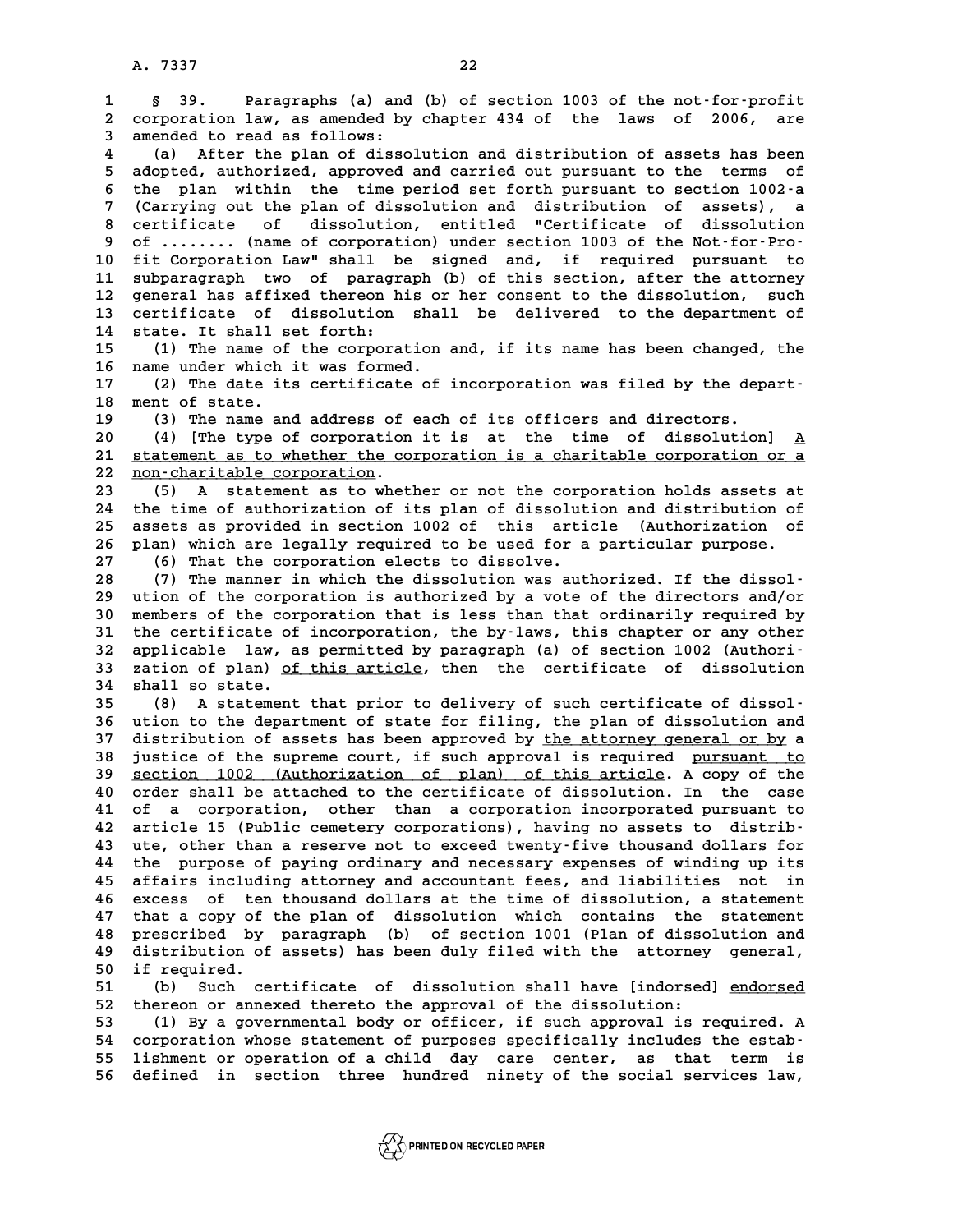§ 39. Paragraphs (a) and (b) of section 1003 of the not-for-profit corporation law, as amended by chapter 434 of the laws of 2006, are amended to read as follows:

(a) After the plan of dissolution and distribution of assets has been adopted, authorized, approved and carried out pursuant to the terms of the plan within the time period set forth pursuant to section 1002-a (Carrying out the plan of dissolution and distribution of assets), a certificate of dissolution, entitled "Certificate of dissolution of ........ (name of corporation) under section 1003 of the Not-for-Profit Corporation Law" shall be signed and, if required pursuant to subparagraph two of paragraph (b) of this section, after the attorney general has affixed thereon his or her consent to the dissolution, such certificate of dissolution shall be delivered to the department of state. It shall set forth:

(1) The name of the corporation and, if its name has been changed, the name under which it was formed.

(2) The date its certificate of incorporation was filed by the department of state.

(3) The name and address of each of its officers and directors.

(4) [The type of corporation it is at the time of dissolution] <u>A statement as to whether the corporation is a charitable corporation or a non-charitable corporation</u>.

(5) A statement as to whether or not the corporation holds assets at the time of authorization of its plan of dissolution and distribution of assets as provided in section 1002 of this article (Authorization of plan) which are legally required to be used for a particular purpose.

(6) That the corporation elects to dissolve.

(7) The manner in which the dissolution was authorized. If the dissolution of the corporation is authorized by a vote of the directors and/or members of the corporation that is less than that ordinarily required by the certificate of incorporation, the by-laws, this chapter or any other applicable law, as permitted by paragraph (a) of section 1002 (Authorization of plan) <u>of this article</u>, then the certificate of dissolution shall so state.

(8) A statement that prior to delivery of such certificate of dissolution to the department of state for filing, the plan of dissolution and distribution of assets has been approved by <u>the attorney general or by</u> a justice of the supreme court, if such approval is required <u>pursuant to section 1002 (Authorization of plan) of this article</u>. A copy of the order shall be attached to the certificate of dissolution. In the case of a corporation, other than a corporation incorporated pursuant to article 15 (Public cemetery corporations), having no assets to distribute, other than a reserve not to exceed twenty-five thousand dollars for the purpose of paying ordinary and necessary expenses of winding up its affairs including attorney and accountant fees, and liabilities not in excess of ten thousand dollars at the time of dissolution, a statement that a copy of the plan of dissolution which contains the statement prescribed by paragraph (b) of section 1001 (Plan of dissolution and distribution of assets) has been duly filed with the attorney general, if required.

(b) Such certificate of dissolution shall have [indorsed] <u>endorsed</u> thereon or annexed thereto the approval of the dissolution:

(1) By a governmental body or officer, if such approval is required. A corporation whose statement of purposes specifically includes the establishment or operation of a child day care center, as that term is defined in section three hundred ninety of the social services law,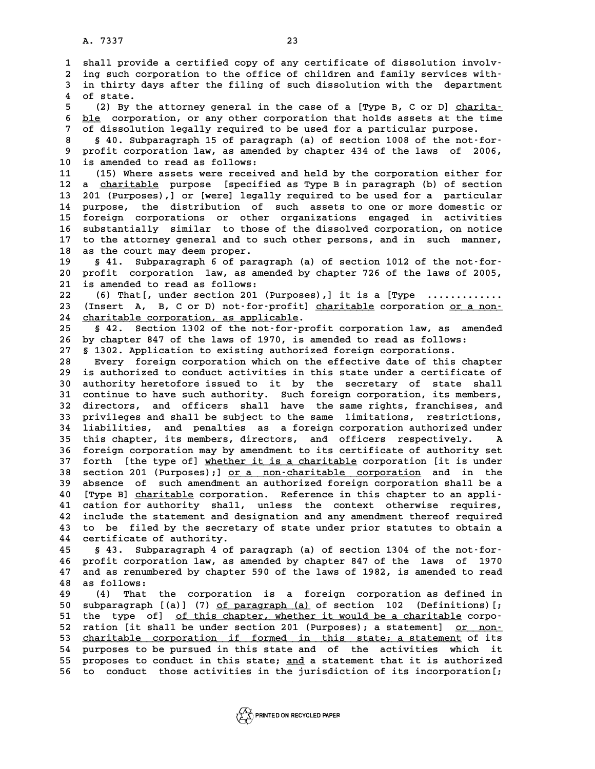shall provide a certified copy of any certificate of dissolution involving such corporation to the office of children and family services within thirty days after the filing of such dissolution with the department of state.

(2) By the attorney general in the case of a [Type B, C or D] charitable corporation, or any other corporation that holds assets at the time of dissolution legally required to be used for a particular purpose.

§ 40. Subparagraph 15 of paragraph (a) of section 1008 of the not-for-profit corporation law, as amended by chapter 434 of the laws of 2006, is amended to read as follows:

(15) Where assets were received and held by the corporation either for a charitable purpose [specified as Type B in paragraph (b) of section 201 (Purposes),] or [were] legally required to be used for a particular purpose, the distribution of such assets to one or more domestic or foreign corporations or other organizations engaged in activities substantially similar to those of the dissolved corporation, on notice to the attorney general and to such other persons, and in such manner, as the court may deem proper.

§ 41. Subparagraph 6 of paragraph (a) of section 1012 of the not-for-profit corporation law, as amended by chapter 726 of the laws of 2005, is amended to read as follows:

(6) That[, under section 201 (Purposes),] it is a [Type ............ (Insert A, B, C or D) not-for-profit] charitable corporation or a non-charitable corporation, as applicable.

§ 42. Section 1302 of the not-for-profit corporation law, as amended by chapter 847 of the laws of 1970, is amended to read as follows:

§ 1302. Application to existing authorized foreign corporations.

Every foreign corporation which on the effective date of this chapter is authorized to conduct activities in this state under a certificate of authority heretofore issued to it by the secretary of state shall continue to have such authority. Such foreign corporation, its members, directors, and officers shall have the same rights, franchises, and privileges and shall be subject to the same limitations, restrictions, liabilities, and penalties as a foreign corporation authorized under this chapter, its members, directors, and officers respectively. A foreign corporation may by amendment to its certificate of authority set forth [the type of] whether it is a charitable corporation [it is under section 201 (Purposes);] or a non-charitable corporation and in the absence of such amendment an authorized foreign corporation shall be a [Type B] charitable corporation. Reference in this chapter to an application for authority shall, unless the context otherwise requires, include the statement and designation and any amendment thereof required to be filed by the secretary of state under prior statutes to obtain a certificate of authority.

§ 43. Subparagraph 4 of paragraph (a) of section 1304 of the not-for-profit corporation law, as amended by chapter 847 of the laws of 1970 and as renumbered by chapter 590 of the laws of 1982, is amended to read as follows:

(4) That the corporation is a foreign corporation as defined in subparagraph [(a)] (7) of paragraph (a) of section 102 (Definitions)[; the type of] of this chapter, whether it would be a charitable corporation [it shall be under section 201 (Purposes); a statement] or non-charitable corporation if formed in this state; a statement of its purposes to be pursued in this state and of the activities which it proposes to conduct in this state; and a statement that it is authorized to conduct those activities in the jurisdiction of its incorporation[;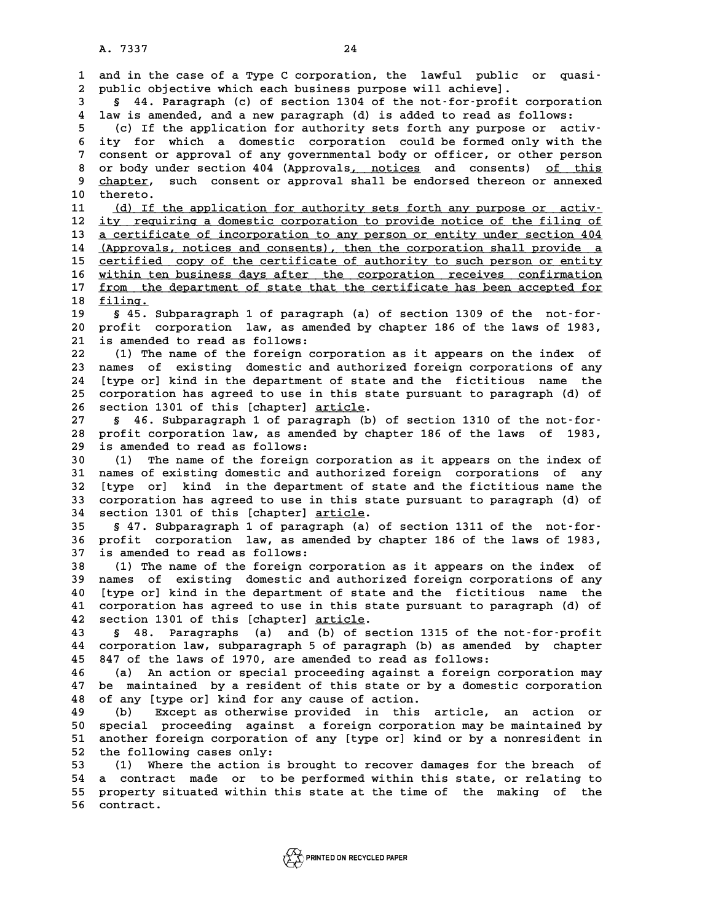and in the case of a Type C corporation, the lawful public or quasi-public objective which each business purpose will achieve].

§ 44. Paragraph (c) of section 1304 of the not-for-profit corporation law is amended, and a new paragraph (d) is added to read as follows:

(c) If the application for authority sets forth any purpose or activity for which a domestic corporation could be formed only with the consent or approval of any governmental body or officer, or other person or body under section 404 (Approvals, notices and consents) of this chapter, such consent or approval shall be endorsed thereon or annexed thereto.

(d) If the application for authority sets forth any purpose or activity requiring a domestic corporation to provide notice of the filing of a certificate of incorporation to any person or entity under section 404 (Approvals, notices and consents), then the corporation shall provide a certified copy of the certificate of authority to such person or entity within ten business days after the corporation receives confirmation from the department of state that the certificate has been accepted for filing.

§ 45. Subparagraph 1 of paragraph (a) of section 1309 of the not-for-profit corporation law, as amended by chapter 186 of the laws of 1983, is amended to read as follows:

(1) The name of the foreign corporation as it appears on the index of names of existing domestic and authorized foreign corporations of any [type or] kind in the department of state and the fictitious name the corporation has agreed to use in this state pursuant to paragraph (d) of section 1301 of this [chapter] article.

§ 46. Subparagraph 1 of paragraph (b) of section 1310 of the not-for-profit corporation law, as amended by chapter 186 of the laws of 1983, is amended to read as follows:

(1) The name of the foreign corporation as it appears on the index of names of existing domestic and authorized foreign corporations of any [type or] kind in the department of state and the fictitious name the corporation has agreed to use in this state pursuant to paragraph (d) of section 1301 of this [chapter] article.

§ 47. Subparagraph 1 of paragraph (a) of section 1311 of the not-for-profit corporation law, as amended by chapter 186 of the laws of 1983, is amended to read as follows:

(1) The name of the foreign corporation as it appears on the index of names of existing domestic and authorized foreign corporations of any [type or] kind in the department of state and the fictitious name the corporation has agreed to use in this state pursuant to paragraph (d) of section 1301 of this [chapter] article.

§ 48. Paragraphs (a) and (b) of section 1315 of the not-for-profit corporation law, subparagraph 5 of paragraph (b) as amended by chapter 847 of the laws of 1970, are amended to read as follows:

(a) An action or special proceeding against a foreign corporation may be maintained by a resident of this state or by a domestic corporation of any [type or] kind for any cause of action.

(b) Except as otherwise provided in this article, an action or special proceeding against a foreign corporation may be maintained by another foreign corporation of any [type or] kind or by a nonresident in the following cases only:

(1) Where the action is brought to recover damages for the breach of a contract made or to be performed within this state, or relating to property situated within this state at the time of the making of the contract.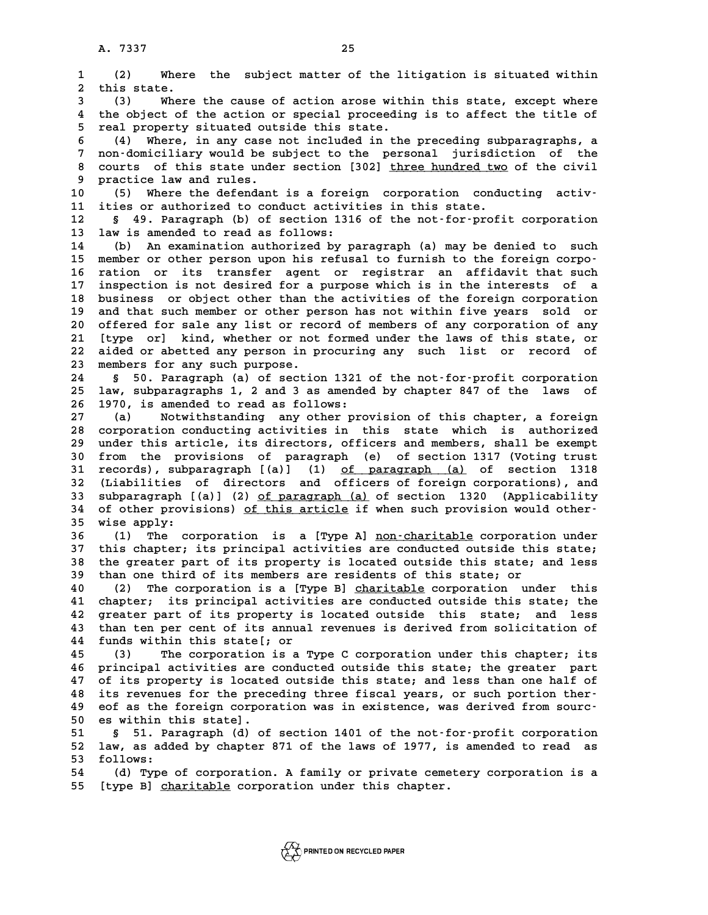(2) Where the subject matter of the litigation is situated within this state.

(3) Where the cause of action arose within this state, except where the object of the action or special proceeding is to affect the title of real property situated outside this state.

(4) Where, in any case not included in the preceding subparagraphs, a non-domiciliary would be subject to the personal jurisdiction of the courts of this state under section [302] <u>three hundred two</u> of the civil practice law and rules.

(5) Where the defendant is a foreign corporation conducting activities or authorized to conduct activities in this state.

§ 49. Paragraph (b) of section 1316 of the not-for-profit corporation law is amended to read as follows:

(b) An examination authorized by paragraph (a) may be denied to such member or other person upon his refusal to furnish to the foreign corporation or its transfer agent or registrar an affidavit that such inspection is not desired for a purpose which is in the interests of a business or object other than the activities of the foreign corporation and that such member or other person has not within five years sold or offered for sale any list or record of members of any corporation of any [type or] kind, whether or not formed under the laws of this state, or aided or abetted any person in procuring any such list or record of members for any such purpose.

§ 50. Paragraph (a) of section 1321 of the not-for-profit corporation law, subparagraphs 1, 2 and 3 as amended by chapter 847 of the laws of 1970, is amended to read as follows:

(a) Notwithstanding any other provision of this chapter, a foreign corporation conducting activities in this state which is authorized under this article, its directors, officers and members, shall be exempt from the provisions of paragraph (e) of section 1317 (Voting trust records), subparagraph [(a)] (1) <u>of paragraph (a)</u> of section 1318 (Liabilities of directors and officers of foreign corporations), and subparagraph [(a)] (2) <u>of paragraph (a)</u> of section 1320 (Applicability of other provisions) <u>of this article</u> if when such provision would otherwise apply:

(1) The corporation is a [Type A] <u>non-charitable</u> corporation under this chapter; its principal activities are conducted outside this state; the greater part of its property is located outside this state; and less than one third of its members are residents of this state; or

(2) The corporation is a [Type B] <u>charitable</u> corporation under this chapter; its principal activities are conducted outside this state; the greater part of its property is located outside this state; and less than ten per cent of its annual revenues is derived from solicitation of funds within this state[; or

(3) The corporation is a Type C corporation under this chapter; its principal activities are conducted outside this state; the greater part of its property is located outside this state; and less than one half of its revenues for the preceding three fiscal years, or such portion thereof as the foreign corporation was in existence, was derived from sources within this state].

§ 51. Paragraph (d) of section 1401 of the not-for-profit corporation law, as added by chapter 871 of the laws of 1977, is amended to read as follows:

(d) Type of corporation. A family or private cemetery corporation is a [type B] <u>charitable</u> corporation under this chapter.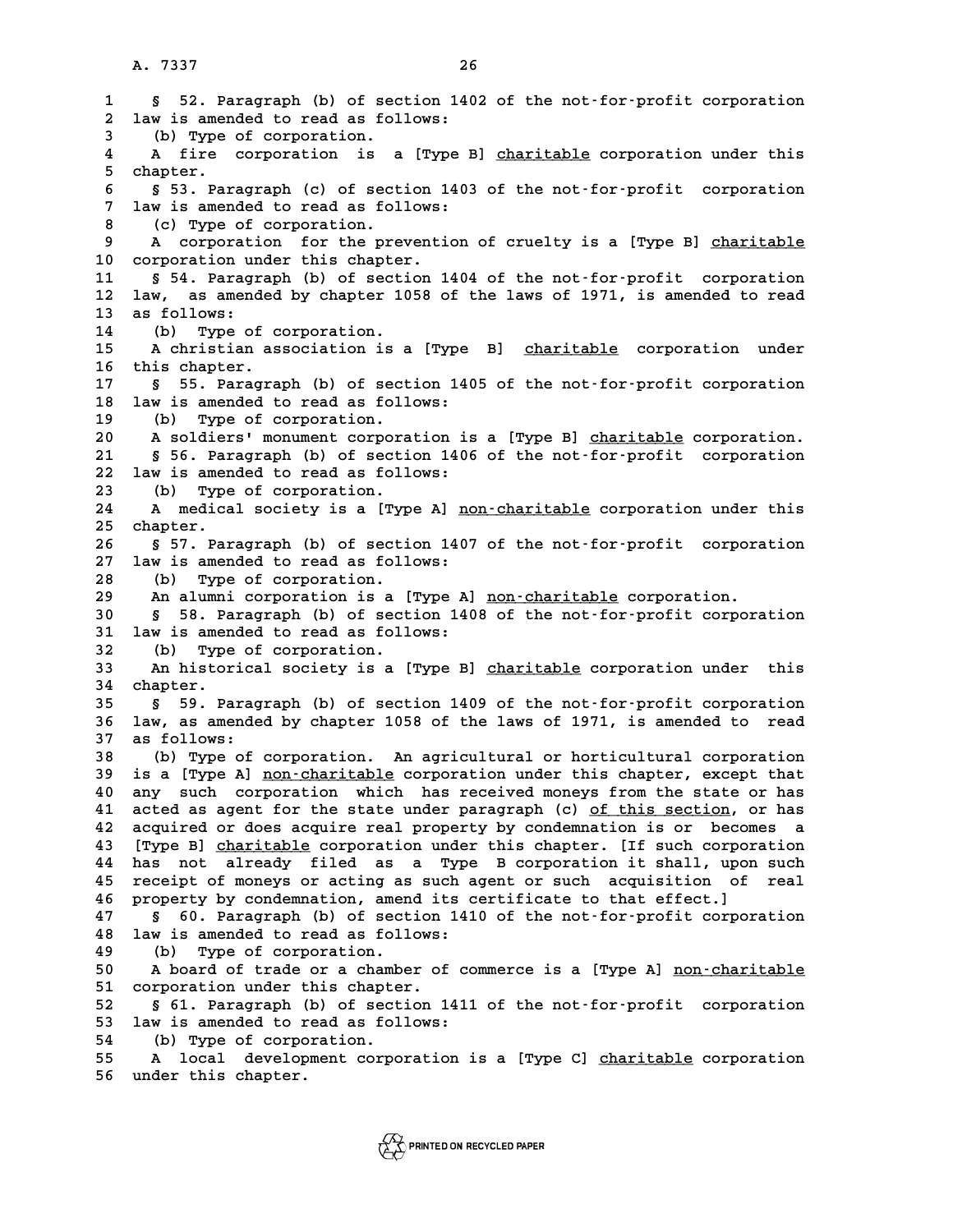§ 52. Paragraph (b) of section 1402 of the not-for-profit corporation law is amended to read as follows:

(b) Type of corporation.

A fire corporation is a [Type B] <u>charitable</u> corporation under this chapter.

§ 53. Paragraph (c) of section 1403 of the not-for-profit corporation law is amended to read as follows:

(c) Type of corporation.

A corporation for the prevention of cruelty is a [Type B] <u>charitable</u> corporation under this chapter.

§ 54. Paragraph (b) of section 1404 of the not-for-profit corporation law, as amended by chapter 1058 of the laws of 1971, is amended to read as follows:

(b) Type of corporation.

A christian association is a [Type B] <u>charitable</u> corporation under this chapter.

§ 55. Paragraph (b) of section 1405 of the not-for-profit corporation law is amended to read as follows:

(b) Type of corporation.

A soldiers' monument corporation is a [Type B] <u>charitable</u> corporation.

§ 56. Paragraph (b) of section 1406 of the not-for-profit corporation law is amended to read as follows:

(b) Type of corporation.

A medical society is a [Type A] <u>non-charitable</u> corporation under this chapter.

§ 57. Paragraph (b) of section 1407 of the not-for-profit corporation law is amended to read as follows:

(b) Type of corporation.

An alumni corporation is a [Type A] <u>non-charitable</u> corporation.

§ 58. Paragraph (b) of section 1408 of the not-for-profit corporation law is amended to read as follows:

(b) Type of corporation.

An historical society is a [Type B] <u>charitable</u> corporation under this chapter.

§ 59. Paragraph (b) of section 1409 of the not-for-profit corporation law, as amended by chapter 1058 of the laws of 1971, is amended to read as follows:

(b) Type of corporation. An agricultural or horticultural corporation is a [Type A] <u>non-charitable</u> corporation under this chapter, except that any such corporation which has received moneys from the state or has acted as agent for the state under paragraph (c) <u>of this section</u>, or has acquired or does acquire real property by condemnation is or becomes a [Type B] <u>charitable</u> corporation under this chapter. [If such corporation has not already filed as a Type B corporation it shall, upon such receipt of moneys or acting as such agent or such acquisition of real property by condemnation, amend its certificate to that effect.]

§ 60. Paragraph (b) of section 1410 of the not-for-profit corporation law is amended to read as follows:

(b) Type of corporation.

A board of trade or a chamber of commerce is a [Type A] <u>non-charitable</u> corporation under this chapter.

§ 61. Paragraph (b) of section 1411 of the not-for-profit corporation law is amended to read as follows:

(b) Type of corporation.

A local development corporation is a [Type C] <u>charitable</u> corporation under this chapter.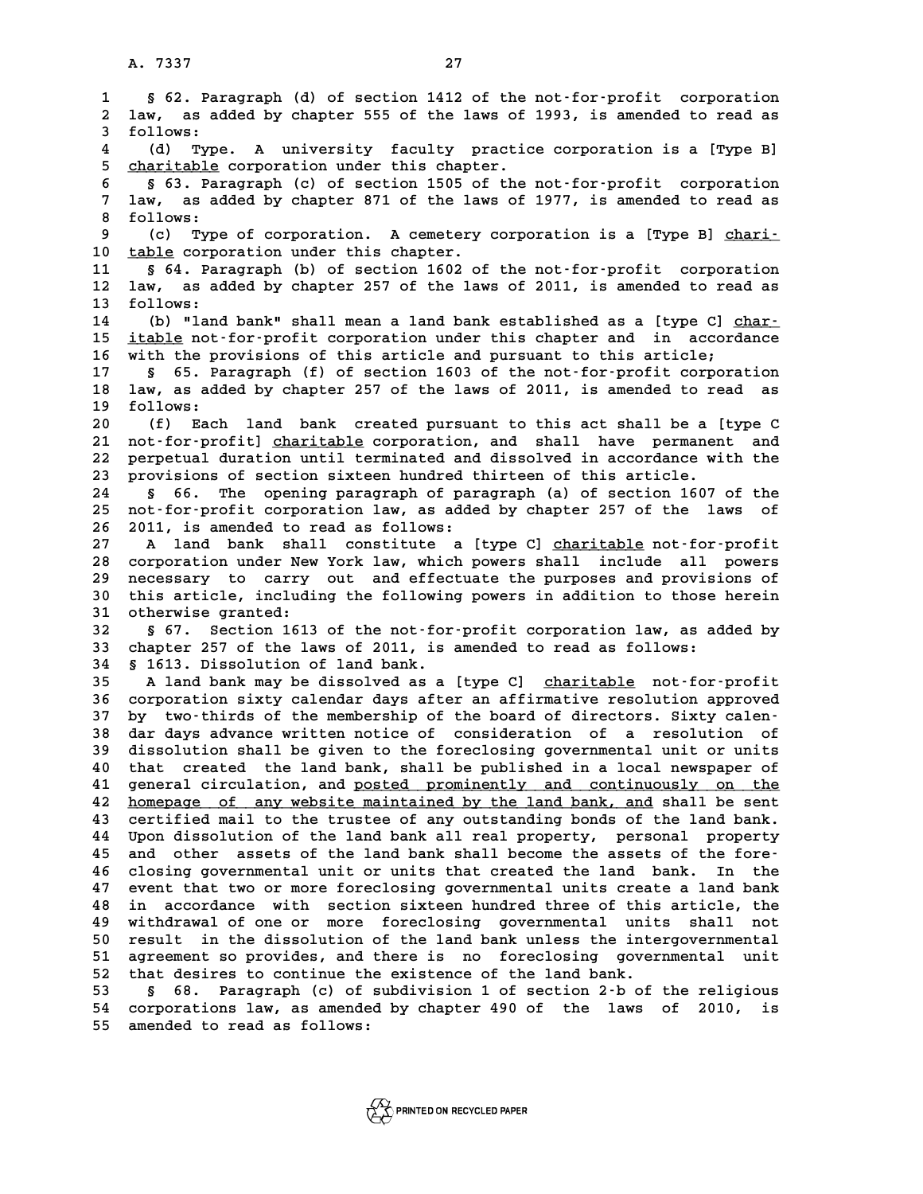§ 62. Paragraph (d) of section 1412 of the not-for-profit corporation law, as added by chapter 555 of the laws of 1993, is amended to read as follows:

(d) Type. A university faculty practice corporation is a [Type B] charitable corporation under this chapter.

§ 63. Paragraph (c) of section 1505 of the not-for-profit corporation law, as added by chapter 871 of the laws of 1977, is amended to read as follows:

(c) Type of corporation. A cemetery corporation is a [Type B] charitable corporation under this chapter.

§ 64. Paragraph (b) of section 1602 of the not-for-profit corporation law, as added by chapter 257 of the laws of 2011, is amended to read as follows:

(b) "land bank" shall mean a land bank established as a [type C] charitable not-for-profit corporation under this chapter and in accordance with the provisions of this article and pursuant to this article;

§ 65. Paragraph (f) of section 1603 of the not-for-profit corporation law, as added by chapter 257 of the laws of 2011, is amended to read as follows:

(f) Each land bank created pursuant to this act shall be a [type C not-for-profit] charitable corporation, and shall have permanent and perpetual duration until terminated and dissolved in accordance with the provisions of section sixteen hundred thirteen of this article.

§ 66. The opening paragraph of paragraph (a) of section 1607 of the not-for-profit corporation law, as added by chapter 257 of the laws of 2011, is amended to read as follows:

A land bank shall constitute a [type C] charitable not-for-profit corporation under New York law, which powers shall include all powers necessary to carry out and effectuate the purposes and provisions of this article, including the following powers in addition to those herein otherwise granted:

§ 67. Section 1613 of the not-for-profit corporation law, as added by chapter 257 of the laws of 2011, is amended to read as follows:

§ 1613. Dissolution of land bank.

A land bank may be dissolved as a [type C] charitable not-for-profit corporation sixty calendar days after an affirmative resolution approved by two-thirds of the membership of the board of directors. Sixty calendar days advance written notice of consideration of a resolution of dissolution shall be given to the foreclosing governmental unit or units that created the land bank, shall be published in a local newspaper of general circulation, and posted prominently and continuously on the homepage of any website maintained by the land bank, and shall be sent certified mail to the trustee of any outstanding bonds of the land bank. Upon dissolution of the land bank all real property, personal property and other assets of the land bank shall become the assets of the foreclosing governmental unit or units that created the land bank. In the event that two or more foreclosing governmental units create a land bank in accordance with section sixteen hundred three of this article, the withdrawal of one or more foreclosing governmental units shall not result in the dissolution of the land bank unless the intergovernmental agreement so provides, and there is no foreclosing governmental unit that desires to continue the existence of the land bank.

§ 68. Paragraph (c) of subdivision 1 of section 2-b of the religious corporations law, as amended by chapter 490 of the laws of 2010, is amended to read as follows: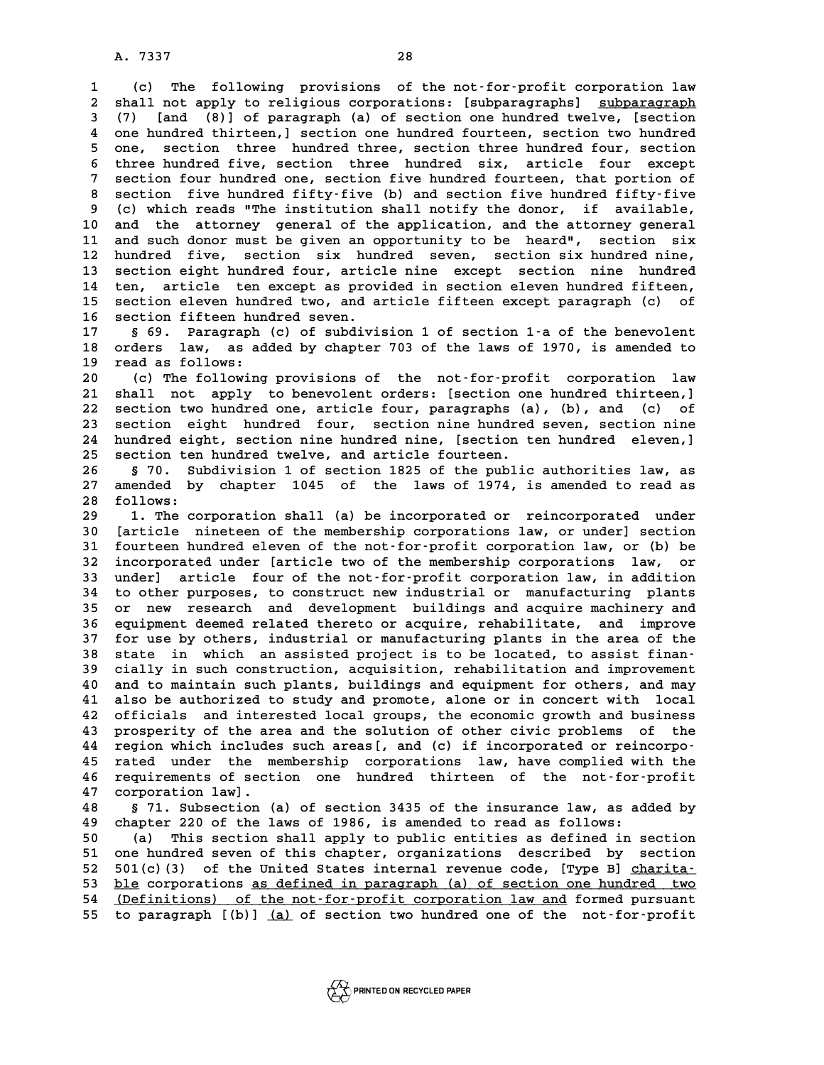(c) The following provisions of the not-for-profit corporation law shall not apply to religious corporations: [subparagraphs] subparagraph (7) [and (8)] of paragraph (a) of section one hundred twelve, [section one hundred thirteen,] section one hundred fourteen, section two hundred one, section three hundred three, section three hundred four, section three hundred five, section three hundred six, article four except section four hundred one, section five hundred fourteen, that portion of section five hundred fifty-five (b) and section five hundred fifty-five (c) which reads "The institution shall notify the donor, if available, and the attorney general of the application, and the attorney general and such donor must be given an opportunity to be heard", section six hundred five, section six hundred seven, section six hundred nine, section eight hundred four, article nine except section nine hundred ten, article ten except as provided in section eleven hundred fifteen, section eleven hundred two, and article fifteen except paragraph (c) of section fifteen hundred seven.

§ 69. Paragraph (c) of subdivision 1 of section 1-a of the benevolent orders law, as added by chapter 703 of the laws of 1970, is amended to read as follows:

(c) The following provisions of the not-for-profit corporation law shall not apply to benevolent orders: [section one hundred thirteen,] section two hundred one, article four, paragraphs (a), (b), and (c) of section eight hundred four, section nine hundred seven, section nine hundred eight, section nine hundred nine, [section ten hundred eleven,] section ten hundred twelve, and article fourteen.

§ 70. Subdivision 1 of section 1825 of the public authorities law, as amended by chapter 1045 of the laws of 1974, is amended to read as follows:

1. The corporation shall (a) be incorporated or reincorporated under [article nineteen of the membership corporations law, or under] section fourteen hundred eleven of the not-for-profit corporation law, or (b) be incorporated under [article two of the membership corporations law, or under] article four of the not-for-profit corporation law, in addition to other purposes, to construct new industrial or manufacturing plants or new research and development buildings and acquire machinery and equipment deemed related thereto or acquire, rehabilitate, and improve for use by others, industrial or manufacturing plants in the area of the state in which an assisted project is to be located, to assist financially in such construction, acquisition, rehabilitation and improvement and to maintain such plants, buildings and equipment for others, and may also be authorized to study and promote, alone or in concert with local officials and interested local groups, the economic growth and business prosperity of the area and the solution of other civic problems of the region which includes such areas[, and (c) if incorporated or reincorporated under the membership corporations law, have complied with the requirements of section one hundred thirteen of the not-for-profit corporation law].

§ 71. Subsection (a) of section 3435 of the insurance law, as added by chapter 220 of the laws of 1986, is amended to read as follows:

(a) This section shall apply to public entities as defined in section one hundred seven of this chapter, organizations described by section 501(c)(3) of the United States internal revenue code, [Type B] charitable corporations as defined in paragraph (a) of section one hundred two (Definitions) of the not-for-profit corporation law and formed pursuant to paragraph [(b)] (a) of section two hundred one of the not-for-profit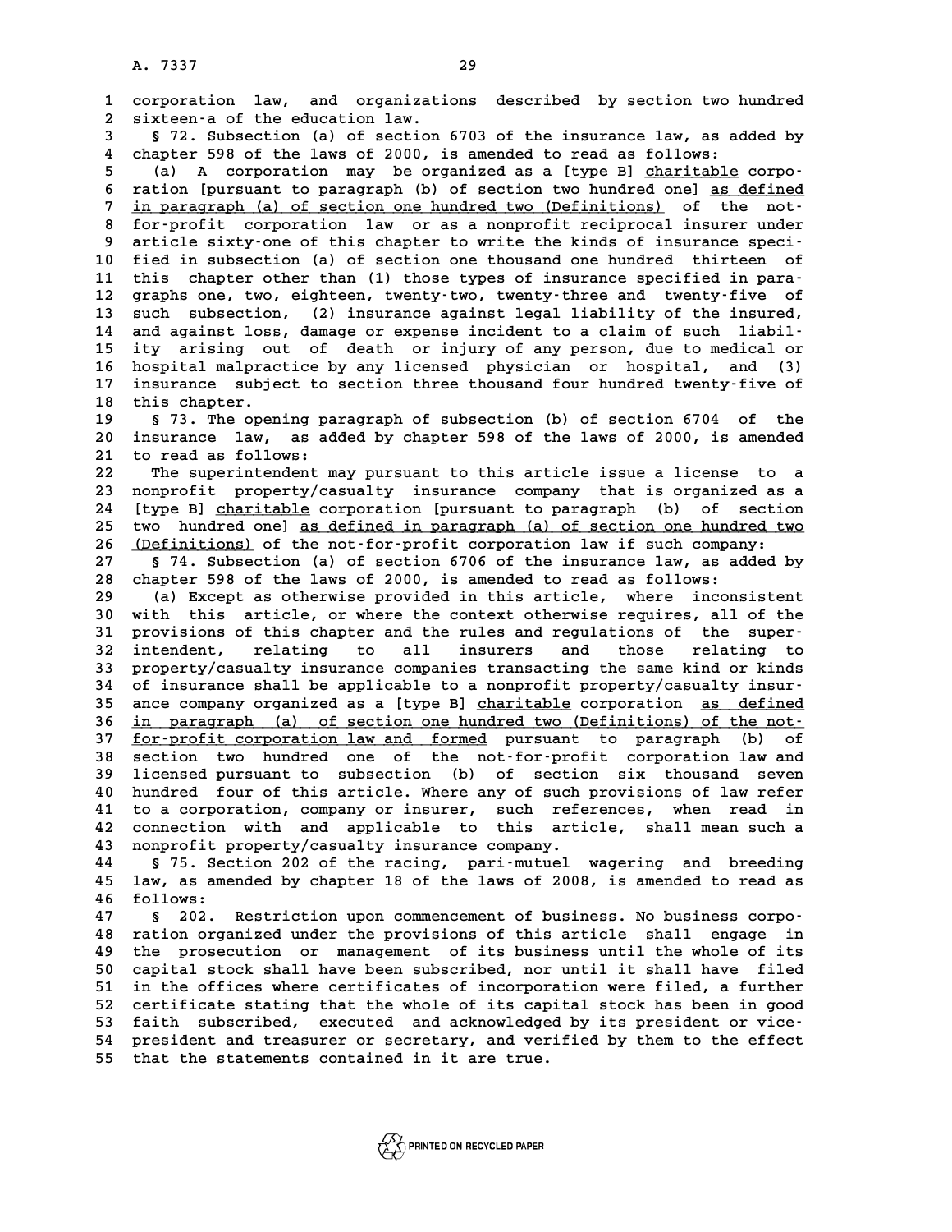corporation law, and organizations described by section two hundred sixteen-a of the education law.

§ 72. Subsection (a) of section 6703 of the insurance law, as added by chapter 598 of the laws of 2000, is amended to read as follows:

(a) A corporation may be organized as a [type B] charitable corporation [pursuant to paragraph (b) of section two hundred one] as defined in paragraph (a) of section one hundred two (Definitions) of the not-for-profit corporation law or as a nonprofit reciprocal insurer under article sixty-one of this chapter to write the kinds of insurance specified in subsection (a) of section one thousand one hundred thirteen of this chapter other than (1) those types of insurance specified in paragraphs one, two, eighteen, twenty-two, twenty-three and twenty-five of such subsection, (2) insurance against legal liability of the insured, and against loss, damage or expense incident to a claim of such liability arising out of death or injury of any person, due to medical or hospital malpractice by any licensed physician or hospital, and (3) insurance subject to section three thousand four hundred twenty-five of this chapter.

§ 73. The opening paragraph of subsection (b) of section 6704 of the insurance law, as added by chapter 598 of the laws of 2000, is amended to read as follows:

The superintendent may pursuant to this article issue a license to a nonprofit property/casualty insurance company that is organized as a [type B] charitable corporation [pursuant to paragraph (b) of section two hundred one] as defined in paragraph (a) of section one hundred two (Definitions) of the not-for-profit corporation law if such company:

§ 74. Subsection (a) of section 6706 of the insurance law, as added by chapter 598 of the laws of 2000, is amended to read as follows:

(a) Except as otherwise provided in this article, where inconsistent with this article, or where the context otherwise requires, all of the provisions of this chapter and the rules and regulations of the superintendent, relating to all insurers and those relating to property/casualty insurance companies transacting the same kind or kinds of insurance shall be applicable to a nonprofit property/casualty insurance company organized as a [type B] charitable corporation as defined in paragraph (a) of section one hundred two (Definitions) of the not-for-profit corporation law and formed pursuant to paragraph (b) of section two hundred one of the not-for-profit corporation law and licensed pursuant to subsection (b) of section six thousand seven hundred four of this article. Where any of such provisions of law refer to a corporation, company or insurer, such references, when read in connection with and applicable to this article, shall mean such a nonprofit property/casualty insurance company.

§ 75. Section 202 of the racing, pari-mutuel wagering and breeding law, as amended by chapter 18 of the laws of 2008, is amended to read as follows:

§ 202. Restriction upon commencement of business. No business corporation organized under the provisions of this article shall engage in the prosecution or management of its business until the whole of its capital stock shall have been subscribed, nor until it shall have filed in the offices where certificates of incorporation were filed, a further certificate stating that the whole of its capital stock has been in good faith subscribed, executed and acknowledged by its president or vice-president and treasurer or secretary, and verified by them to the effect that the statements contained in it are true.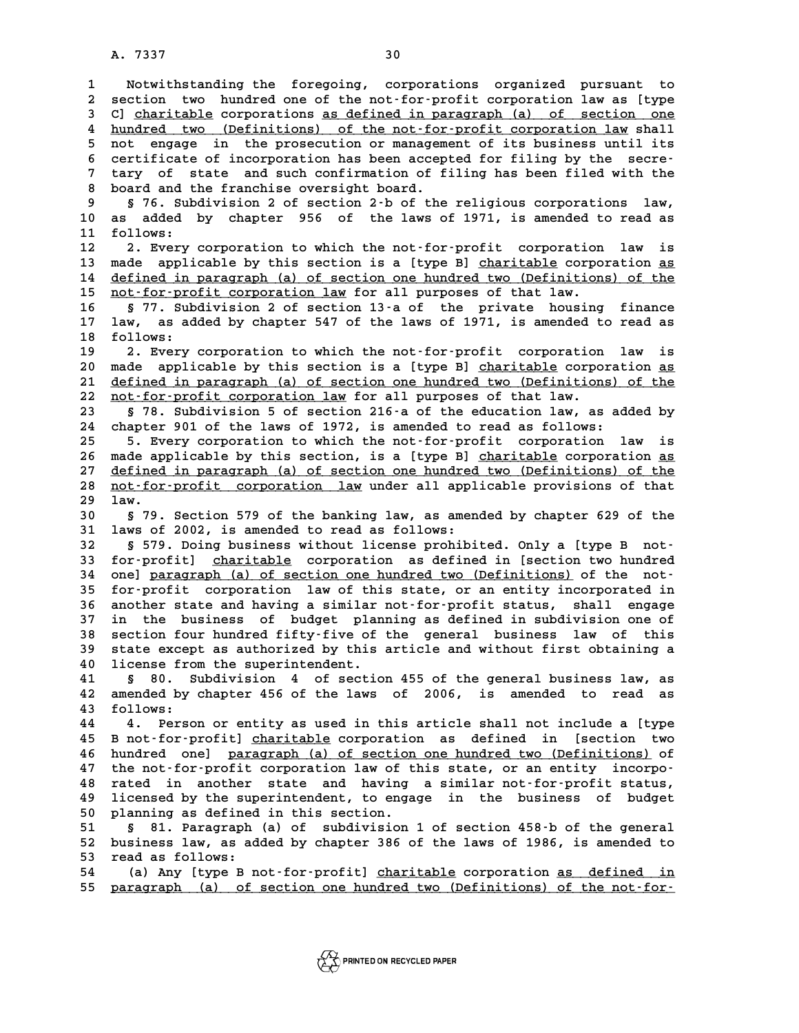Notwithstanding the foregoing, corporations organized pursuant to section two hundred one of the not-for-profit corporation law as [type C] charitable corporations as defined in paragraph (a) of section one hundred two (Definitions) of the not-for-profit corporation law shall not engage in the prosecution or management of its business until its certificate of incorporation has been accepted for filing by the secretary of state and such confirmation of filing has been filed with the board and the franchise oversight board.

§ 76. Subdivision 2 of section 2-b of the religious corporations law, as added by chapter 956 of the laws of 1971, is amended to read as follows:

2. Every corporation to which the not-for-profit corporation law is made applicable by this section is a [type B] charitable corporation as defined in paragraph (a) of section one hundred two (Definitions) of the not-for-profit corporation law for all purposes of that law.

§ 77. Subdivision 2 of section 13-a of the private housing finance law, as added by chapter 547 of the laws of 1971, is amended to read as follows:

2. Every corporation to which the not-for-profit corporation law is made applicable by this section is a [type B] charitable corporation as defined in paragraph (a) of section one hundred two (Definitions) of the not-for-profit corporation law for all purposes of that law.

§ 78. Subdivision 5 of section 216-a of the education law, as added by chapter 901 of the laws of 1972, is amended to read as follows:

5. Every corporation to which the not-for-profit corporation law is made applicable by this section, is a [type B] charitable corporation as defined in paragraph (a) of section one hundred two (Definitions) of the not-for-profit corporation law under all applicable provisions of that law.

§ 79. Section 579 of the banking law, as amended by chapter 629 of the laws of 2002, is amended to read as follows:

§ 579. Doing business without license prohibited. Only a [type B not-for-profit] charitable corporation as defined in [section two hundred one] paragraph (a) of section one hundred two (Definitions) of the not-for-profit corporation law of this state, or an entity incorporated in another state and having a similar not-for-profit status, shall engage in the business of budget planning as defined in subdivision one of section four hundred fifty-five of the general business law of this state except as authorized by this article and without first obtaining a license from the superintendent.

§ 80. Subdivision 4 of section 455 of the general business law, as amended by chapter 456 of the laws of 2006, is amended to read as follows:

4. Person or entity as used in this article shall not include a [type B not-for-profit] charitable corporation as defined in [section two hundred one] paragraph (a) of section one hundred two (Definitions) of the not-for-profit corporation law of this state, or an entity incorporated in another state and having a similar not-for-profit status, licensed by the superintendent, to engage in the business of budget planning as defined in this section.

§ 81. Paragraph (a) of subdivision 1 of section 458-b of the general business law, as added by chapter 386 of the laws of 1986, is amended to read as follows:

(a) Any [type B not-for-profit] charitable corporation as defined in paragraph (a) of section one hundred two (Definitions) of the not-for-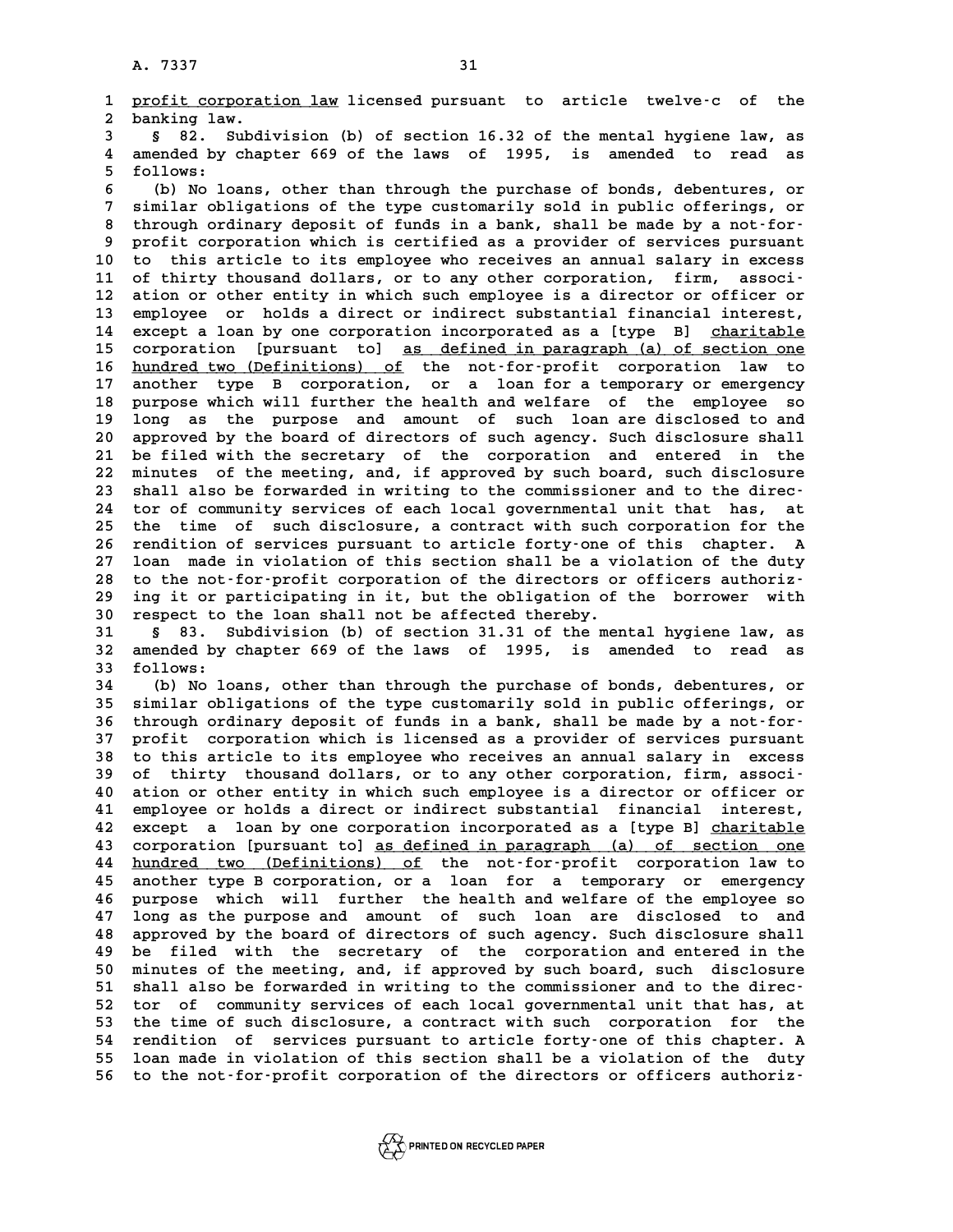profit corporation law licensed pursuant to article twelve-c of the banking law.

§ 82. Subdivision (b) of section 16.32 of the mental hygiene law, as amended by chapter 669 of the laws of 1995, is amended to read as follows:

(b) No loans, other than through the purchase of bonds, debentures, or similar obligations of the type customarily sold in public offerings, or through ordinary deposit of funds in a bank, shall be made by a not-for-profit corporation which is certified as a provider of services pursuant to this article to its employee who receives an annual salary in excess of thirty thousand dollars, or to any other corporation, firm, association or other entity in which such employee is a director or officer or employee or holds a direct or indirect substantial financial interest, except a loan by one corporation incorporated as a [type B] charitable corporation [pursuant to] as defined in paragraph (a) of section one hundred two (Definitions) of the not-for-profit corporation law to another type B corporation, or a loan for a temporary or emergency purpose which will further the health and welfare of the employee so long as the purpose and amount of such loan are disclosed to and approved by the board of directors of such agency. Such disclosure shall be filed with the secretary of the corporation and entered in the minutes of the meeting, and, if approved by such board, such disclosure shall also be forwarded in writing to the commissioner and to the director of community services of each local governmental unit that has, at the time of such disclosure, a contract with such corporation for the rendition of services pursuant to article forty-one of this chapter. A loan made in violation of this section shall be a violation of the duty to the not-for-profit corporation of the directors or officers authorizing it or participating in it, but the obligation of the borrower with respect to the loan shall not be affected thereby.

§ 83. Subdivision (b) of section 31.31 of the mental hygiene law, as amended by chapter 669 of the laws of 1995, is amended to read as follows:

(b) No loans, other than through the purchase of bonds, debentures, or similar obligations of the type customarily sold in public offerings, or through ordinary deposit of funds in a bank, shall be made by a not-for-profit corporation which is licensed as a provider of services pursuant to this article to its employee who receives an annual salary in excess of thirty thousand dollars, or to any other corporation, firm, association or other entity in which such employee is a director or officer or employee or holds a direct or indirect substantial financial interest, except a loan by one corporation incorporated as a [type B] charitable corporation [pursuant to] as defined in paragraph (a) of section one hundred two (Definitions) of the not-for-profit corporation law to another type B corporation, or a loan for a temporary or emergency purpose which will further the health and welfare of the employee so long as the purpose and amount of such loan are disclosed to and approved by the board of directors of such agency. Such disclosure shall be filed with the secretary of the corporation and entered in the minutes of the meeting, and, if approved by such board, such disclosure shall also be forwarded in writing to the commissioner and to the director of community services of each local governmental unit that has, at the time of such disclosure, a contract with such corporation for the rendition of services pursuant to article forty-one of this chapter. A loan made in violation of this section shall be a violation of the duty to the not-for-profit corporation of the directors or officers authoriz-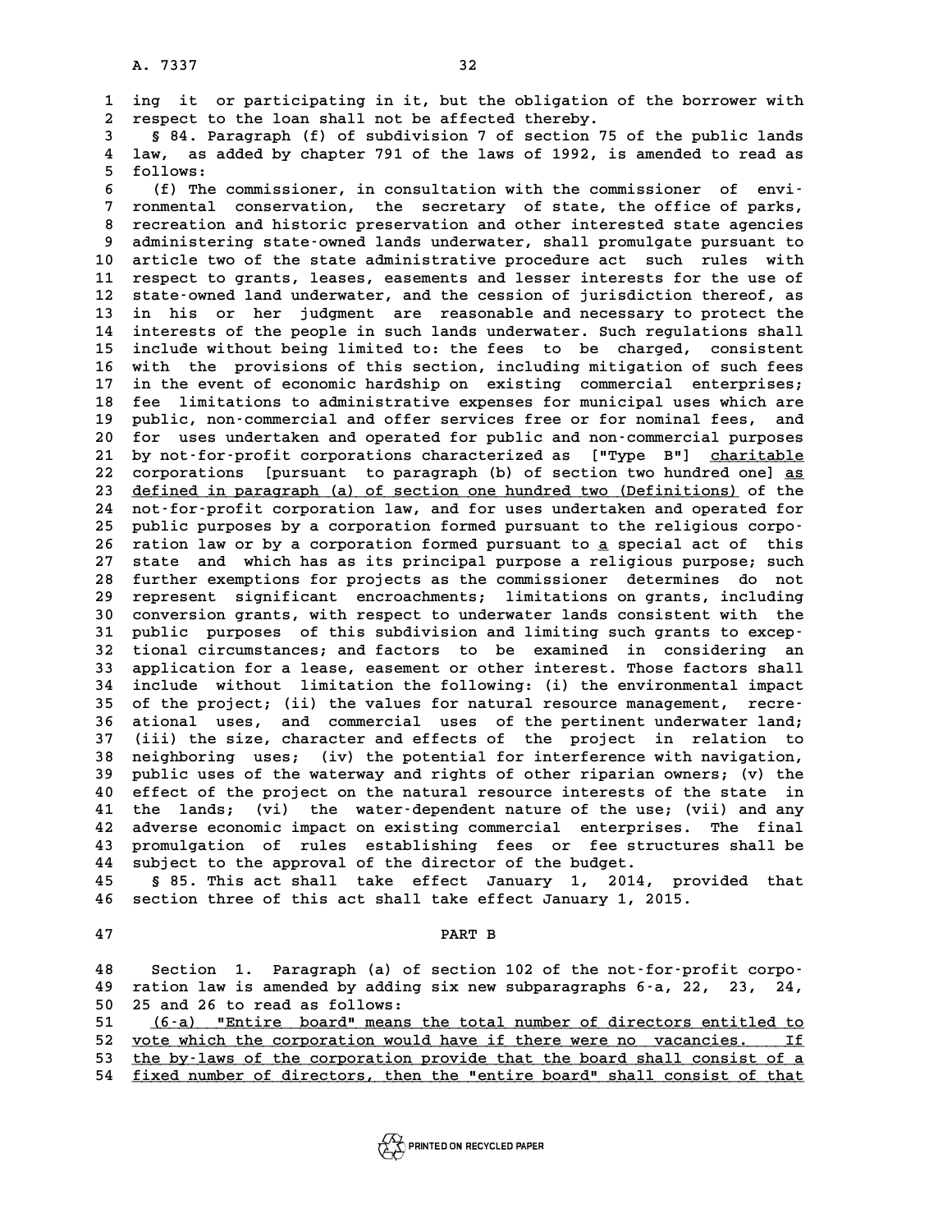ing it or participating in it, but the obligation of the borrower with respect to the loan shall not be affected thereby.

§ 84. Paragraph (f) of subdivision 7 of section 75 of the public lands law, as added by chapter 791 of the laws of 1992, is amended to read as follows:

(f) The commissioner, in consultation with the commissioner of environmental conservation, the secretary of state, the office of parks, recreation and historic preservation and other interested state agencies administering state-owned lands underwater, shall promulgate pursuant to article two of the state administrative procedure act such rules with respect to grants, leases, easements and lesser interests for the use of state-owned land underwater, and the cession of jurisdiction thereof, as in his or her judgment are reasonable and necessary to protect the interests of the people in such lands underwater. Such regulations shall include without being limited to: the fees to be charged, consistent with the provisions of this section, including mitigation of such fees in the event of economic hardship on existing commercial enterprises; fee limitations to administrative expenses for municipal uses which are public, non-commercial and offer services free or for nominal fees, and for uses undertaken and operated for public and non-commercial purposes by not-for-profit corporations characterized as ["Type B"] <u>charitable</u> corporations [pursuant to paragraph (b) of section two hundred one] <u>as defined in paragraph (a) of section one hundred two (Definitions)</u> of the not-for-profit corporation law, and for uses undertaken and operated for public purposes by a corporation formed pursuant to the religious corporation law or by a corporation formed pursuant to <u>a</u> special act of this state and which has as its principal purpose a religious purpose; such further exemptions for projects as the commissioner determines do not represent significant encroachments; limitations on grants, including conversion grants, with respect to underwater lands consistent with the public purposes of this subdivision and limiting such grants to exceptional circumstances; and factors to be examined in considering an application for a lease, easement or other interest. Those factors shall include without limitation the following: (i) the environmental impact of the project; (ii) the values for natural resource management, recreational uses, and commercial uses of the pertinent underwater land; (iii) the size, character and effects of the project in relation to neighboring uses; (iv) the potential for interference with navigation, public uses of the waterway and rights of other riparian owners; (v) the effect of the project on the natural resource interests of the state in the lands; (vi) the water-dependent nature of the use; (vii) and any adverse economic impact on existing commercial enterprises. The final promulgation of rules establishing fees or fee structures shall be subject to the approval of the director of the budget.

§ 85. This act shall take effect January 1, 2014, provided that section three of this act shall take effect January 1, 2015.

## PART B

Section 1. Paragraph (a) of section 102 of the not-for-profit corporation law is amended by adding six new subparagraphs 6-a, 22, 23, 24, 25 and 26 to read as follows:

<u>(6-a) "Entire board" means the total number of directors entitled to vote which the corporation would have if there were no vacancies. If the by-laws of the corporation provide that the board shall consist of a fixed number of directors, then the "entire board" shall consist of that</u>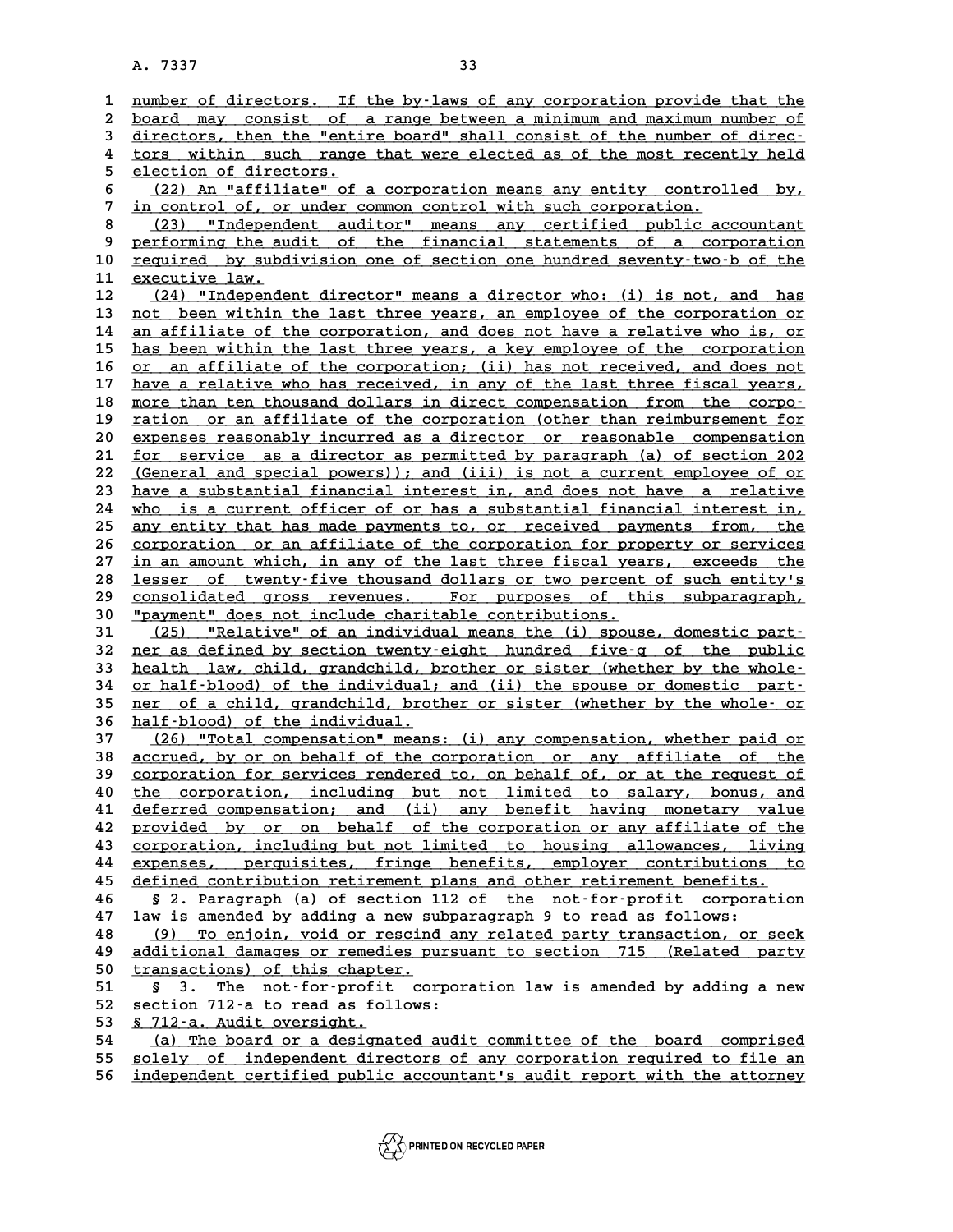number of directors. If the by-laws of any corporation provide that the board may consist of a range between a minimum and maximum number of directors, then the "entire board" shall consist of the number of directors within such range that were elected as of the most recently held election of directors.

(22) An "affiliate" of a corporation means any entity controlled by, in control of, or under common control with such corporation.

(23) "Independent auditor" means any certified public accountant performing the audit of the financial statements of a corporation required by subdivision one of section one hundred seventy-two-b of the executive law.

(24) "Independent director" means a director who: (i) is not, and has not been within the last three years, an employee of the corporation or an affiliate of the corporation, and does not have a relative who is, or has been within the last three years, a key employee of the corporation or an affiliate of the corporation; (ii) has not received, and does not have a relative who has received, in any of the last three fiscal years, more than ten thousand dollars in direct compensation from the corporation or an affiliate of the corporation (other than reimbursement for expenses reasonably incurred as a director or reasonable compensation for service as a director as permitted by paragraph (a) of section 202 (General and special powers)); and (iii) is not a current employee of or have a substantial financial interest in, and does not have a relative who is a current officer of or has a substantial financial interest in, any entity that has made payments to, or received payments from, the corporation or an affiliate of the corporation for property or services in an amount which, in any of the last three fiscal years, exceeds the lesser of twenty-five thousand dollars or two percent of such entity's consolidated gross revenues. For purposes of this subparagraph, "payment" does not include charitable contributions.

(25) "Relative" of an individual means the (i) spouse, domestic partner as defined by section twenty-eight hundred five-q of the public health law, child, grandchild, brother or sister (whether by the whole- or half-blood) of the individual; and (ii) the spouse or domestic partner of a child, grandchild, brother or sister (whether by the whole- or half-blood) of the individual.

(26) "Total compensation" means: (i) any compensation, whether paid or accrued, by or on behalf of the corporation or any affiliate of the corporation for services rendered to, on behalf of, or at the request of the corporation, including but not limited to salary, bonus, and deferred compensation; and (ii) any benefit having monetary value provided by or on behalf of the corporation or any affiliate of the corporation, including but not limited to housing allowances, living expenses, perquisites, fringe benefits, employer contributions to defined contribution retirement plans and other retirement benefits.

§ 2. Paragraph (a) of section 112 of the not-for-profit corporation law is amended by adding a new subparagraph 9 to read as follows:

(9) To enjoin, void or rescind any related party transaction, or seek additional damages or remedies pursuant to section 715 (Related party transactions) of this chapter.

§ 3. The not-for-profit corporation law is amended by adding a new section 712-a to read as follows:

§ 712-a. Audit oversight.

(a) The board or a designated audit committee of the board comprised solely of independent directors of any corporation required to file an independent certified public accountant's audit report with the attorney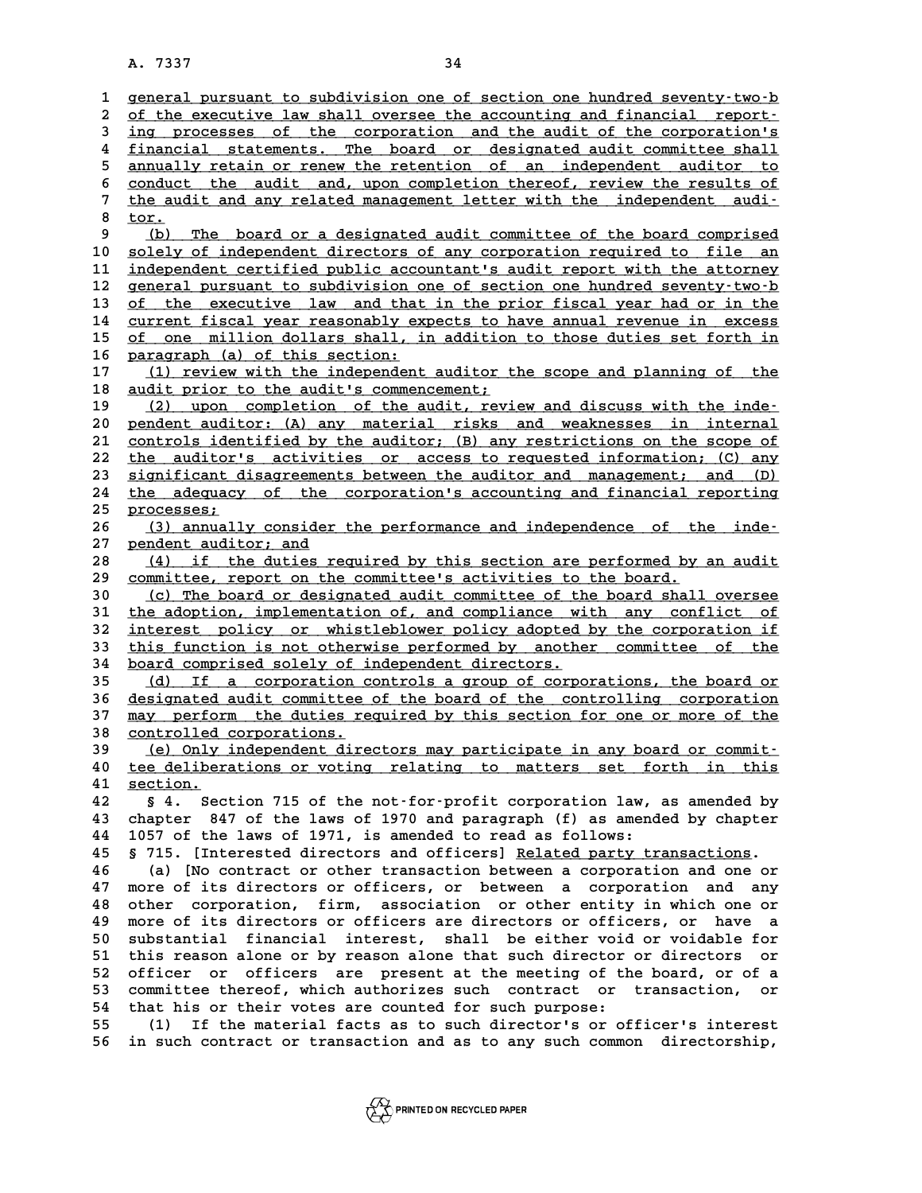general pursuant to subdivision one of section one hundred seventy-two-b of the executive law shall oversee the accounting and financial reporting processes of the corporation and the audit of the corporation's financial statements. The board or designated audit committee shall annually retain or renew the retention of an independent auditor to conduct the audit and, upon completion thereof, review the results of the audit and any related management letter with the independent auditor.

(b) The board or a designated audit committee of the board comprised solely of independent directors of any corporation required to file an independent certified public accountant's audit report with the attorney general pursuant to subdivision one of section one hundred seventy-two-b of the executive law and that in the prior fiscal year had or in the current fiscal year reasonably expects to have annual revenue in excess of one million dollars shall, in addition to those duties set forth in paragraph (a) of this section:

(1) review with the independent auditor the scope and planning of the audit prior to the audit's commencement;

(2) upon completion of the audit, review and discuss with the independent auditor: (A) any material risks and weaknesses in internal controls identified by the auditor; (B) any restrictions on the scope of the auditor's activities or access to requested information; (C) any significant disagreements between the auditor and management; and (D) the adequacy of the corporation's accounting and financial reporting processes;

(3) annually consider the performance and independence of the independent auditor; and

(4) if the duties required by this section are performed by an audit committee, report on the committee's activities to the board.

(c) The board or designated audit committee of the board shall oversee the adoption, implementation of, and compliance with any conflict of interest policy or whistleblower policy adopted by the corporation if this function is not otherwise performed by another committee of the board comprised solely of independent directors.

(d) If a corporation controls a group of corporations, the board or designated audit committee of the board of the controlling corporation may perform the duties required by this section for one or more of the controlled corporations.

(e) Only independent directors may participate in any board or committee deliberations or voting relating to matters set forth in this section.

§ 4. Section 715 of the not-for-profit corporation law, as amended by chapter 847 of the laws of 1970 and paragraph (f) as amended by chapter 1057 of the laws of 1971, is amended to read as follows:

§ 715. [Interested directors and officers] Related party transactions.

(a) [No contract or other transaction between a corporation and one or more of its directors or officers, or between a corporation and any other corporation, firm, association or other entity in which one or more of its directors or officers are directors or officers, or have a substantial financial interest, shall be either void or voidable for this reason alone or by reason alone that such director or directors or officer or officers are present at the meeting of the board, or of a committee thereof, which authorizes such contract or transaction, or that his or their votes are counted for such purpose:

(1) If the material facts as to such director's or officer's interest in such contract or transaction and as to any such common directorship,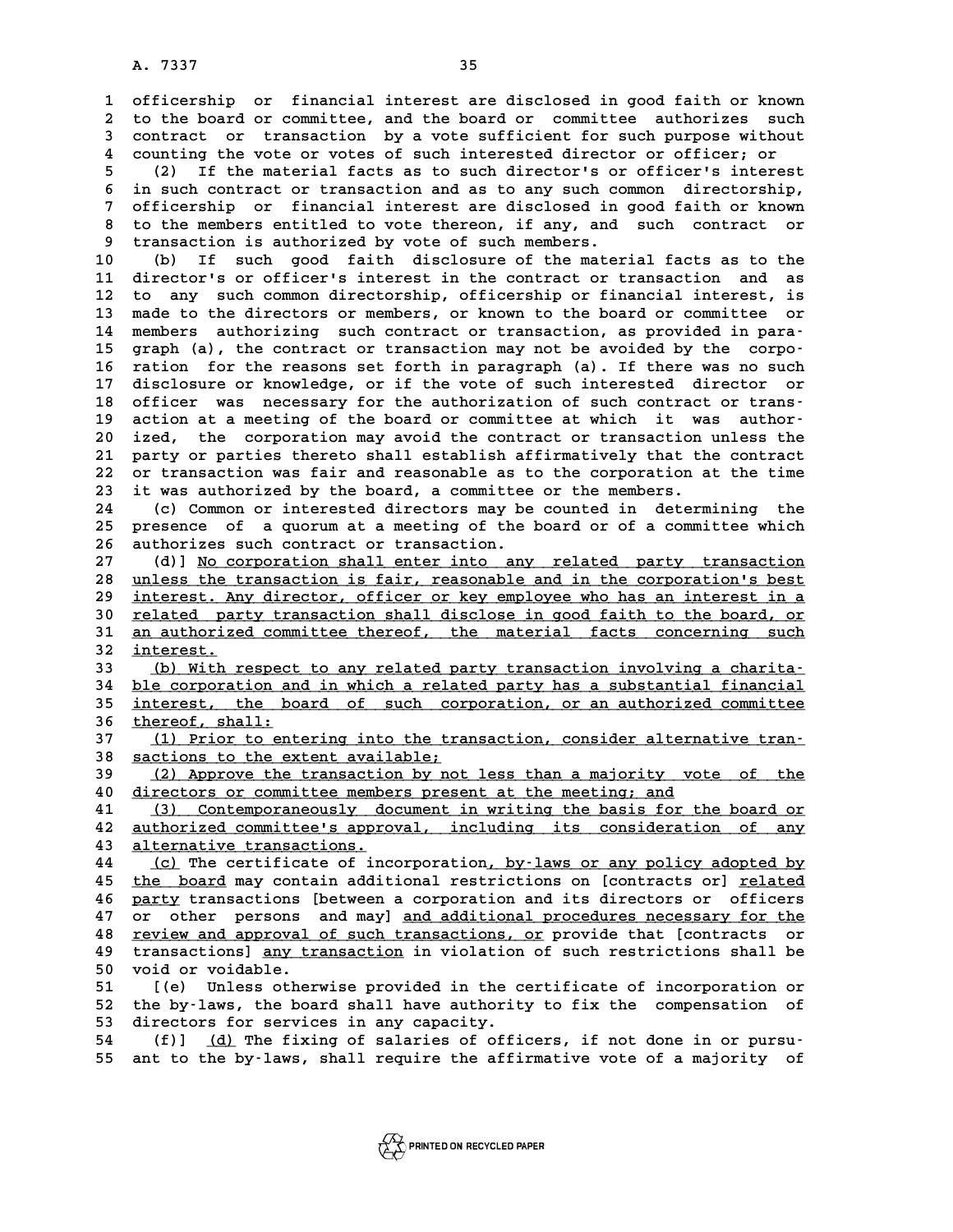officership or financial interest are disclosed in good faith or known to the board or committee, and the board or committee authorizes such contract or transaction by a vote sufficient for such purpose without counting the vote or votes of such interested director or officer; or

(2) If the material facts as to such director's or officer's interest in such contract or transaction and as to any such common directorship, officership or financial interest are disclosed in good faith or known to the members entitled to vote thereon, if any, and such contract or transaction is authorized by vote of such members.

(b) If such good faith disclosure of the material facts as to the director's or officer's interest in the contract or transaction and as to any such common directorship, officership or financial interest, is made to the directors or members, or known to the board or committee or members authorizing such contract or transaction, as provided in paragraph (a), the contract or transaction may not be avoided by the corporation for the reasons set forth in paragraph (a). If there was no such disclosure or knowledge, or if the vote of such interested director or officer was necessary for the authorization of such contract or transaction at a meeting of the board or committee at which it was authorized, the corporation may avoid the contract or transaction unless the party or parties thereto shall establish affirmatively that the contract or transaction was fair and reasonable as to the corporation at the time it was authorized by the board, a committee or the members.

(c) Common or interested directors may be counted in determining the presence of a quorum at a meeting of the board or of a committee which authorizes such contract or transaction.

(d)] No corporation shall enter into any related party transaction unless the transaction is fair, reasonable and in the corporation's best interest. Any director, officer or key employee who has an interest in a related party transaction shall disclose in good faith to the board, or an authorized committee thereof, the material facts concerning such interest.

(b) With respect to any related party transaction involving a charitable corporation and in which a related party has a substantial financial interest, the board of such corporation, or an authorized committee thereof, shall:

(1) Prior to entering into the transaction, consider alternative transactions to the extent available;

(2) Approve the transaction by not less than a majority vote of the directors or committee members present at the meeting; and

(3) Contemporaneously document in writing the basis for the board or authorized committee's approval, including its consideration of any alternative transactions.

(c) The certificate of incorporation, by-laws or any policy adopted by the board may contain additional restrictions on [contracts or] related party transactions [between a corporation and its directors or officers or other persons and may] and additional procedures necessary for the review and approval of such transactions, or provide that [contracts or transactions] any transaction in violation of such restrictions shall be void or voidable.

[(e) Unless otherwise provided in the certificate of incorporation or the by-laws, the board shall have authority to fix the compensation of directors for services in any capacity.

(f)] (d) The fixing of salaries of officers, if not done in or pursuant to the by-laws, shall require the affirmative vote of a majority of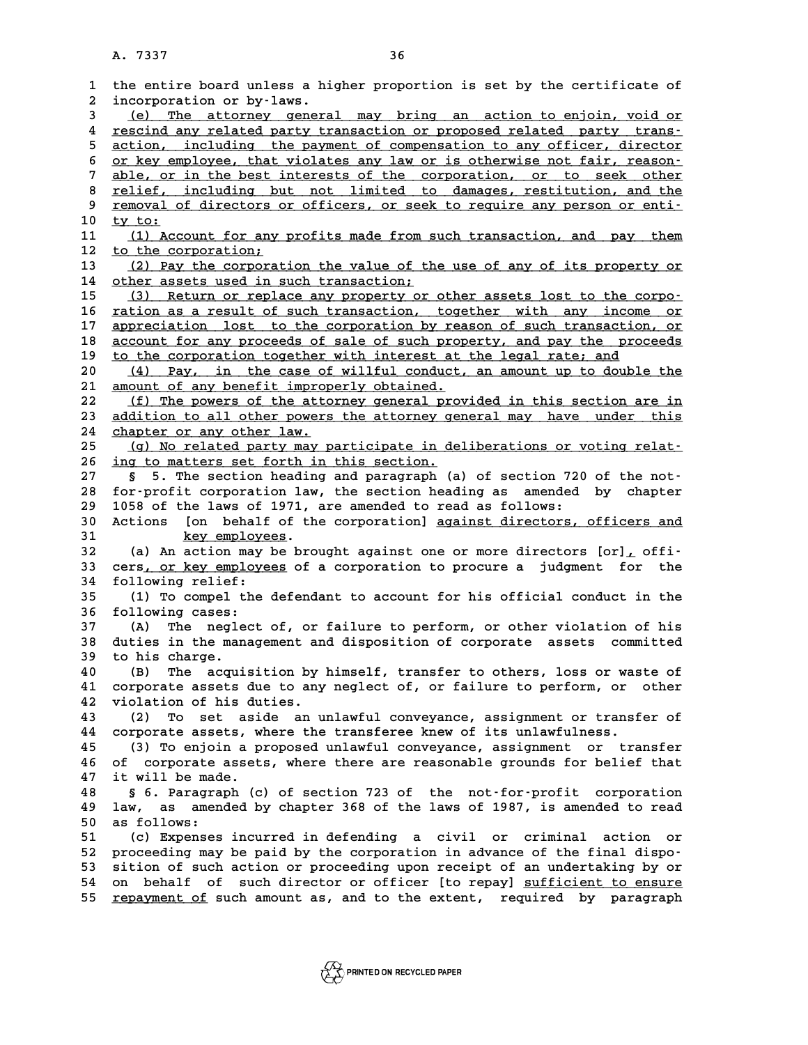the entire board unless a higher proportion is set by the certificate of incorporation or by-laws.

(e) The attorney general may bring an action to enjoin, void or rescind any related party transaction or proposed related party transaction, including the payment of compensation to any officer, director or key employee, that violates any law or is otherwise not fair, reasonable, or in the best interests of the corporation, or to seek other relief, including but not limited to damages, restitution, and the removal of directors or officers, or seek to require any person or entity to:

(1) Account for any profits made from such transaction, and pay them to the corporation;

(2) Pay the corporation the value of the use of any of its property or other assets used in such transaction;

(3) Return or replace any property or other assets lost to the corporation as a result of such transaction, together with any income or appreciation lost to the corporation by reason of such transaction, or account for any proceeds of sale of such property, and pay the proceeds to the corporation together with interest at the legal rate; and

(4) Pay, in the case of willful conduct, an amount up to double the amount of any benefit improperly obtained.

(f) The powers of the attorney general provided in this section are in addition to all other powers the attorney general may have under this chapter or any other law.

(g) No related party may participate in deliberations or voting relating to matters set forth in this section.

§ 5. The section heading and paragraph (a) of section 720 of the not-for-profit corporation law, the section heading as amended by chapter 1058 of the laws of 1971, are amended to read as follows:

Actions [on behalf of the corporation] against directors, officers and key employees.

(a) An action may be brought against one or more directors [or], officers, or key employees of a corporation to procure a judgment for the following relief:

(1) To compel the defendant to account for his official conduct in the following cases:

(A) The neglect of, or failure to perform, or other violation of his duties in the management and disposition of corporate assets committed to his charge.

(B) The acquisition by himself, transfer to others, loss or waste of corporate assets due to any neglect of, or failure to perform, or other violation of his duties.

(2) To set aside an unlawful conveyance, assignment or transfer of corporate assets, where the transferee knew of its unlawfulness.

(3) To enjoin a proposed unlawful conveyance, assignment or transfer of corporate assets, where there are reasonable grounds for belief that it will be made.

§ 6. Paragraph (c) of section 723 of the not-for-profit corporation law, as amended by chapter 368 of the laws of 1987, is amended to read as follows:

(c) Expenses incurred in defending a civil or criminal action or proceeding may be paid by the corporation in advance of the final disposition of such action or proceeding upon receipt of an undertaking by or on behalf of such director or officer [to repay] sufficient to ensure repayment of such amount as, and to the extent, required by paragraph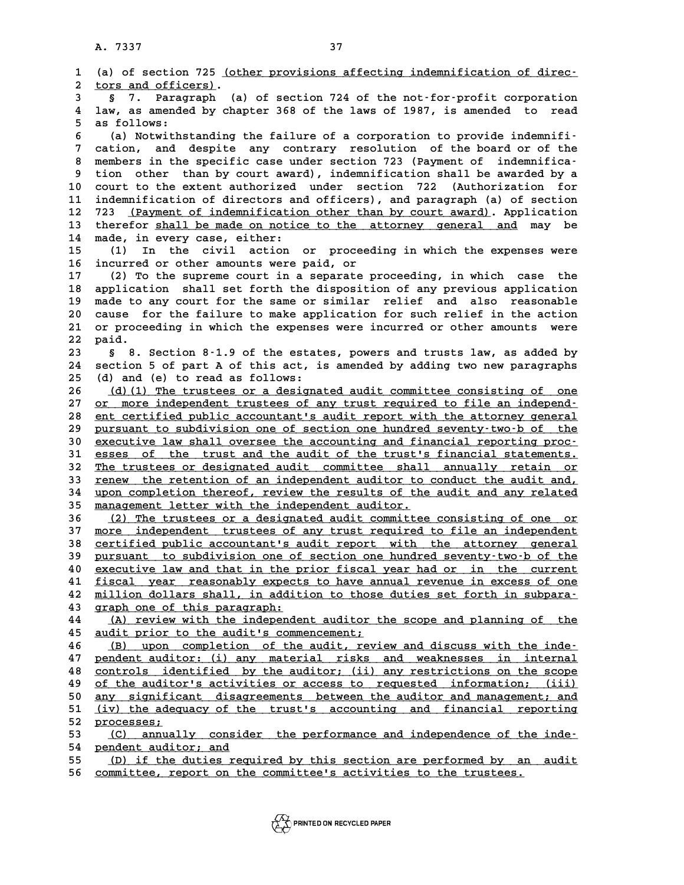(a) of section 725 <u>(other provisions affecting indemnification of directors and officers)</u>.

§ 7. Paragraph (a) of section 724 of the not-for-profit corporation law, as amended by chapter 368 of the laws of 1987, is amended to read as follows:

(a) Notwithstanding the failure of a corporation to provide indemnification, and despite any contrary resolution of the board or of the members in the specific case under section 723 (Payment of indemnification other than by court award), indemnification shall be awarded by a court to the extent authorized under section 722 (Authorization for indemnification of directors and officers), and paragraph (a) of section 723 <u>(Payment of indemnification other than by court award)</u>. Application therefor <u>shall be made on notice to the attorney general and</u> may be made, in every case, either:

(1) In the civil action or proceeding in which the expenses were incurred or other amounts were paid, or

(2) To the supreme court in a separate proceeding, in which case the application shall set forth the disposition of any previous application made to any court for the same or similar relief and also reasonable cause for the failure to make application for such relief in the action or proceeding in which the expenses were incurred or other amounts were paid.

§ 8. Section 8-1.9 of the estates, powers and trusts law, as added by section 5 of part A of this act, is amended by adding two new paragraphs (d) and (e) to read as follows:

<u>(d)(1) The trustees or a designated audit committee consisting of one or more independent trustees of any trust required to file an independent certified public accountant's audit report with the attorney general pursuant to subdivision one of section one hundred seventy-two-b of the executive law shall oversee the accounting and financial reporting processes of the trust and the audit of the trust's financial statements. The trustees or designated audit committee shall annually retain or renew the retention of an independent auditor to conduct the audit and, upon completion thereof, review the results of the audit and any related management letter with the independent auditor.</u>

<u>(2) The trustees or a designated audit committee consisting of one or more independent trustees of any trust required to file an independent certified public accountant's audit report with the attorney general pursuant to subdivision one of section one hundred seventy-two-b of the executive law and that in the prior fiscal year had or in the current fiscal year reasonably expects to have annual revenue in excess of one million dollars shall, in addition to those duties set forth in subparagraph one of this paragraph:</u>

<u>(A) review with the independent auditor the scope and planning of the audit prior to the audit's commencement;</u>

<u>(B) upon completion of the audit, review and discuss with the independent auditor: (i) any material risks and weaknesses in internal controls identified by the auditor; (ii) any restrictions on the scope of the auditor's activities or access to requested information; (iii) any significant disagreements between the auditor and management; and (iv) the adequacy of the trust's accounting and financial reporting processes;</u>

<u>(C) annually consider the performance and independence of the independent auditor; and</u>

<u>(D) if the duties required by this section are performed by an audit committee, report on the committee's activities to the trustees.</u>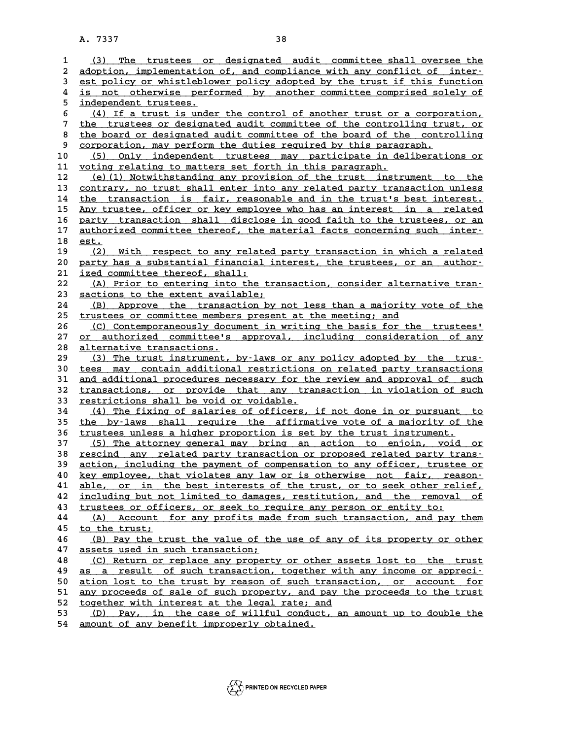(3) The trustees or designated audit committee shall oversee the adoption, implementation of, and compliance with any conflict of interest policy or whistleblower policy adopted by the trust if this function is not otherwise performed by another committee comprised solely of independent trustees.

(4) If a trust is under the control of another trust or a corporation, the trustees or designated audit committee of the controlling trust, or the board or designated audit committee of the board of the controlling corporation, may perform the duties required by this paragraph.

(5) Only independent trustees may participate in deliberations or voting relating to matters set forth in this paragraph.

(e)(1) Notwithstanding any provision of the trust instrument to the contrary, no trust shall enter into any related party transaction unless the transaction is fair, reasonable and in the trust's best interest. Any trustee, officer or key employee who has an interest in a related party transaction shall disclose in good faith to the trustees, or an authorized committee thereof, the material facts concerning such interest.

(2) With respect to any related party transaction in which a related party has a substantial financial interest, the trustees, or an authorized committee thereof, shall:

(A) Prior to entering into the transaction, consider alternative transactions to the extent available;

(B) Approve the transaction by not less than a majority vote of the trustees or committee members present at the meeting; and

(C) Contemporaneously document in writing the basis for the trustees' or authorized committee's approval, including consideration of any alternative transactions.

(3) The trust instrument, by-laws or any policy adopted by the trustees may contain additional restrictions on related party transactions and additional procedures necessary for the review and approval of such transactions, or provide that any transaction in violation of such restrictions shall be void or voidable.

(4) The fixing of salaries of officers, if not done in or pursuant to the by-laws shall require the affirmative vote of a majority of the trustees unless a higher proportion is set by the trust instrument.

(5) The attorney general may bring an action to enjoin, void or rescind any related party transaction or proposed related party transaction, including the payment of compensation to any officer, trustee or key employee, that violates any law or is otherwise not fair, reasonable, or in the best interests of the trust, or to seek other relief, including but not limited to damages, restitution, and the removal of trustees or officers, or seek to require any person or entity to:

(A) Account for any profits made from such transaction, and pay them to the trust;

(B) Pay the trust the value of the use of any of its property or other assets used in such transaction;

(C) Return or replace any property or other assets lost to the trust as a result of such transaction, together with any income or appreciation lost to the trust by reason of such transaction, or account for any proceeds of sale of such property, and pay the proceeds to the trust together with interest at the legal rate; and

(D) Pay, in the case of willful conduct, an amount up to double the amount of any benefit improperly obtained.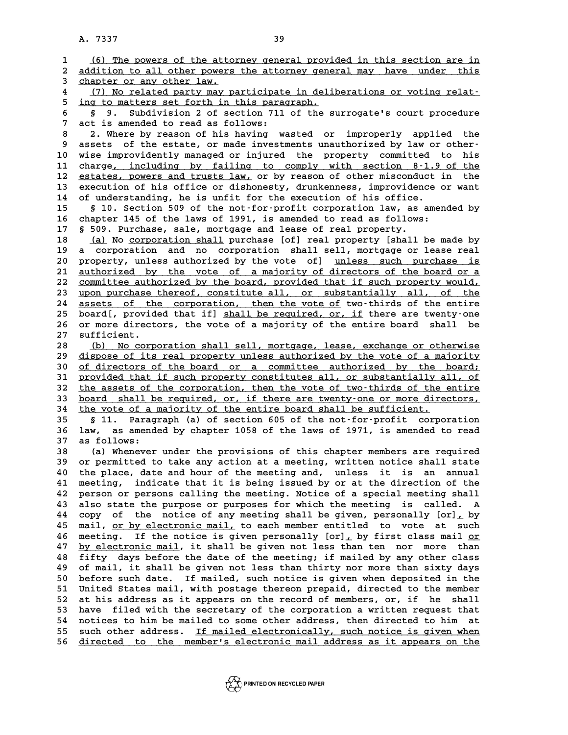(6) The powers of the attorney general provided in this section are in addition to all other powers the attorney general may have under this chapter or any other law.

(7) No related party may participate in deliberations or voting relating to matters set forth in this paragraph.

§ 9. Subdivision 2 of section 711 of the surrogate's court procedure act is amended to read as follows:

2. Where by reason of his having wasted or improperly applied the assets of the estate, or made investments unauthorized by law or otherwise improvidently managed or injured the property committed to his charge, including by failing to comply with section 8-1.9 of the estates, powers and trusts law, or by reason of other misconduct in the execution of his office or dishonesty, drunkenness, improvidence or want of understanding, he is unfit for the execution of his office.

§ 10. Section 509 of the not-for-profit corporation law, as amended by chapter 145 of the laws of 1991, is amended to read as follows:

§ 509. Purchase, sale, mortgage and lease of real property.

(a) No corporation shall purchase [of] real property [shall be made by a corporation and no corporation shall sell, mortgage or lease real property, unless authorized by the vote of] unless such purchase is authorized by the vote of a majority of directors of the board or a committee authorized by the board, provided that if such property would, upon purchase thereof, constitute all, or substantially all, of the assets of the corporation, then the vote of two-thirds of the entire board[, provided that if] shall be required, or, if there are twenty-one or more directors, the vote of a majority of the entire board shall be sufficient.

(b) No corporation shall sell, mortgage, lease, exchange or otherwise dispose of its real property unless authorized by the vote of a majority of directors of the board or a committee authorized by the board; provided that if such property constitutes all, or substantially all, of the assets of the corporation, then the vote of two-thirds of the entire board shall be required, or, if there are twenty-one or more directors, the vote of a majority of the entire board shall be sufficient.

§ 11. Paragraph (a) of section 605 of the not-for-profit corporation law, as amended by chapter 1058 of the laws of 1971, is amended to read as follows:

(a) Whenever under the provisions of this chapter members are required or permitted to take any action at a meeting, written notice shall state the place, date and hour of the meeting and, unless it is an annual meeting, indicate that it is being issued by or at the direction of the person or persons calling the meeting. Notice of a special meeting shall also state the purpose or purposes for which the meeting is called. A copy of the notice of any meeting shall be given, personally [or], by mail, or by electronic mail, to each member entitled to vote at such meeting. If the notice is given personally [or], by first class mail or by electronic mail, it shall be given not less than ten nor more than fifty days before the date of the meeting; if mailed by any other class of mail, it shall be given not less than thirty nor more than sixty days before such date. If mailed, such notice is given when deposited in the United States mail, with postage thereon prepaid, directed to the member at his address as it appears on the record of members, or, if he shall have filed with the secretary of the corporation a written request that notices to him be mailed to some other address, then directed to him at such other address. If mailed electronically, such notice is given when directed to the member's electronic mail address as it appears on the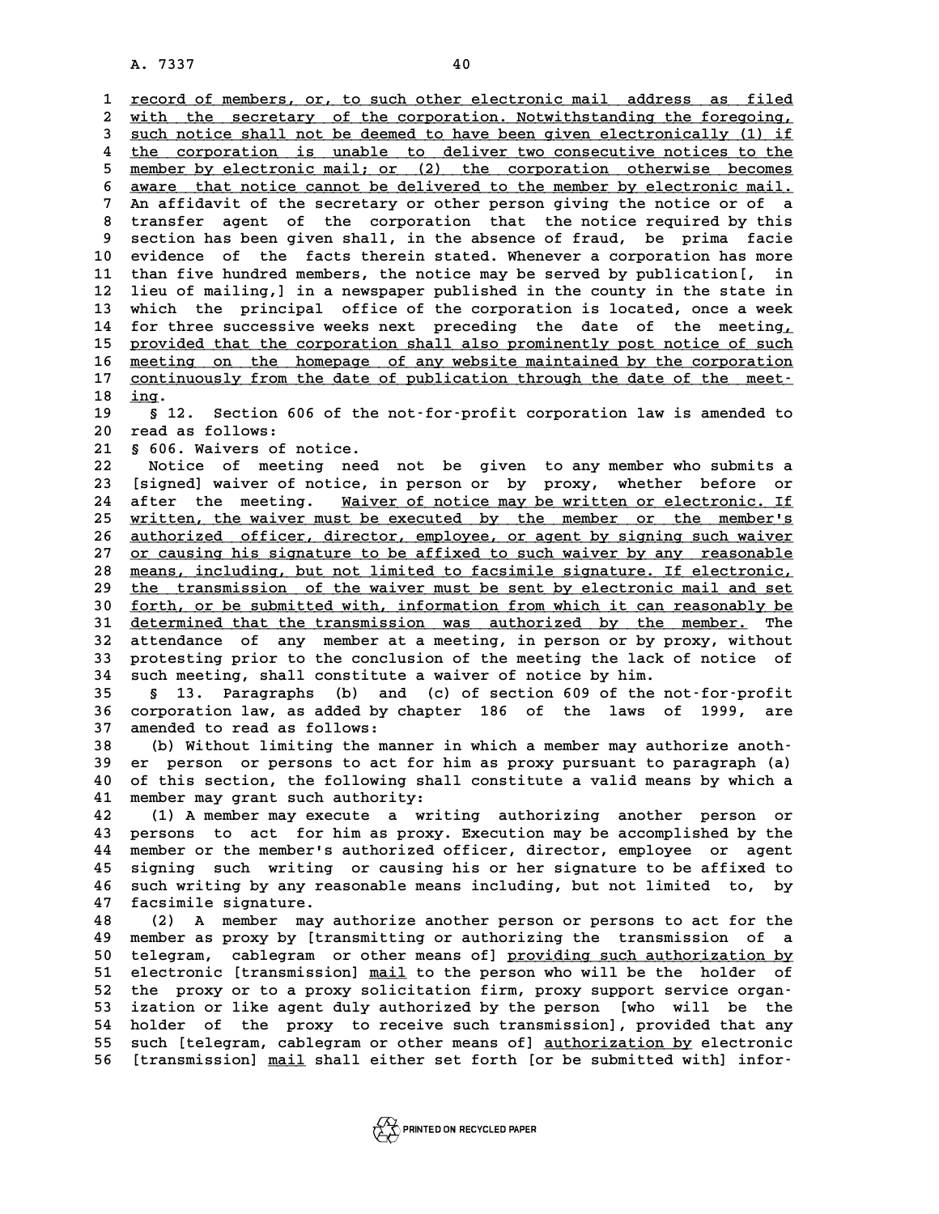record of members, or, to such other electronic mail address as filed with the secretary of the corporation. Notwithstanding the foregoing, such notice shall not be deemed to have been given electronically (1) if the corporation is unable to deliver two consecutive notices to the member by electronic mail; or (2) the corporation otherwise becomes aware that notice cannot be delivered to the member by electronic mail. An affidavit of the secretary or other person giving the notice or of a transfer agent of the corporation that the notice required by this section has been given shall, in the absence of fraud, be prima facie evidence of the facts therein stated. Whenever a corporation has more than five hundred members, the notice may be served by publication[, in lieu of mailing,] in a newspaper published in the county in the state in which the principal office of the corporation is located, once a week for three successive weeks next preceding the date of the meeting, provided that the corporation shall also prominently post notice of such meeting on the homepage of any website maintained by the corporation continuously from the date of publication through the date of the meeting.

§ 12. Section 606 of the not-for-profit corporation law is amended to read as follows:

§ 606. Waivers of notice.

Notice of meeting need not be given to any member who submits a [signed] waiver of notice, in person or by proxy, whether before or after the meeting. Waiver of notice may be written or electronic. If written, the waiver must be executed by the member or the member's authorized officer, director, employee, or agent by signing such waiver or causing his signature to be affixed to such waiver by any reasonable means, including, but not limited to facsimile signature. If electronic, the transmission of the waiver must be sent by electronic mail and set forth, or be submitted with, information from which it can reasonably be determined that the transmission was authorized by the member. The attendance of any member at a meeting, in person or by proxy, without protesting prior to the conclusion of the meeting the lack of notice of such meeting, shall constitute a waiver of notice by him.

§ 13. Paragraphs (b) and (c) of section 609 of the not-for-profit corporation law, as added by chapter 186 of the laws of 1999, are amended to read as follows:

(b) Without limiting the manner in which a member may authorize another person or persons to act for him as proxy pursuant to paragraph (a) of this section, the following shall constitute a valid means by which a member may grant such authority:

(1) A member may execute a writing authorizing another person or persons to act for him as proxy. Execution may be accomplished by the member or the member's authorized officer, director, employee or agent signing such writing or causing his or her signature to be affixed to such writing by any reasonable means including, but not limited to, by facsimile signature.

(2) A member may authorize another person or persons to act for the member as proxy by [transmitting or authorizing the transmission of a telegram, cablegram or other means of] providing such authorization by electronic [transmission] mail to the person who will be the holder of the proxy or to a proxy solicitation firm, proxy support service organization or like agent duly authorized by the person [who will be the holder of the proxy to receive such transmission], provided that any such [telegram, cablegram or other means of] authorization by electronic [transmission] mail shall either set forth [or be submitted with] infor-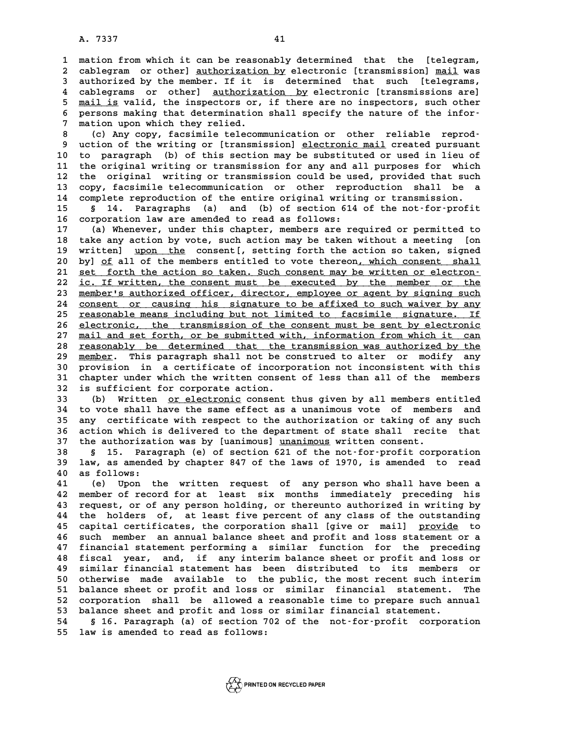mation from which it can be reasonably determined that the [telegram, cablegram or other] authorization by electronic [transmission] mail was authorized by the member. If it is determined that such [telegrams, cablegrams or other] authorization by electronic [transmissions are] mail is valid, the inspectors or, if there are no inspectors, such other persons making that determination shall specify the nature of the information upon which they relied.

(c) Any copy, facsimile telecommunication or other reliable reproduction of the writing or [transmission] electronic mail created pursuant to paragraph (b) of this section may be substituted or used in lieu of the original writing or transmission for any and all purposes for which the original writing or transmission could be used, provided that such copy, facsimile telecommunication or other reproduction shall be a complete reproduction of the entire original writing or transmission.

§ 14. Paragraphs (a) and (b) of section 614 of the not-for-profit corporation law are amended to read as follows:

(a) Whenever, under this chapter, members are required or permitted to take any action by vote, such action may be taken without a meeting [on written] upon the consent[, setting forth the action so taken, signed by] of all of the members entitled to vote thereon, which consent shall set forth the action so taken. Such consent may be written or electronic. If written, the consent must be executed by the member or the member's authorized officer, director, employee or agent by signing such consent or causing his signature to be affixed to such waiver by any reasonable means including but not limited to facsimile signature. If electronic, the transmission of the consent must be sent by electronic mail and set forth, or be submitted with, information from which it can reasonably be determined that the transmission was authorized by the member. This paragraph shall not be construed to alter or modify any provision in a certificate of incorporation not inconsistent with this chapter under which the written consent of less than all of the members is sufficient for corporate action.

(b) Written or electronic consent thus given by all members entitled to vote shall have the same effect as a unanimous vote of members and any certificate with respect to the authorization or taking of any such action which is delivered to the department of state shall recite that the authorization was by [uanimous] unanimous written consent.

§ 15. Paragraph (e) of section 621 of the not-for-profit corporation law, as amended by chapter 847 of the laws of 1970, is amended to read as follows:

(e) Upon the written request of any person who shall have been a member of record for at least six months immediately preceding his request, or of any person holding, or thereunto authorized in writing by the holders of, at least five percent of any class of the outstanding capital certificates, the corporation shall [give or mail] provide to such member an annual balance sheet and profit and loss statement or a financial statement performing a similar function for the preceding fiscal year, and, if any interim balance sheet or profit and loss or similar financial statement has been distributed to its members or otherwise made available to the public, the most recent such interim balance sheet or profit and loss or similar financial statement. The corporation shall be allowed a reasonable time to prepare such annual balance sheet and profit and loss or similar financial statement.

§ 16. Paragraph (a) of section 702 of the not-for-profit corporation law is amended to read as follows: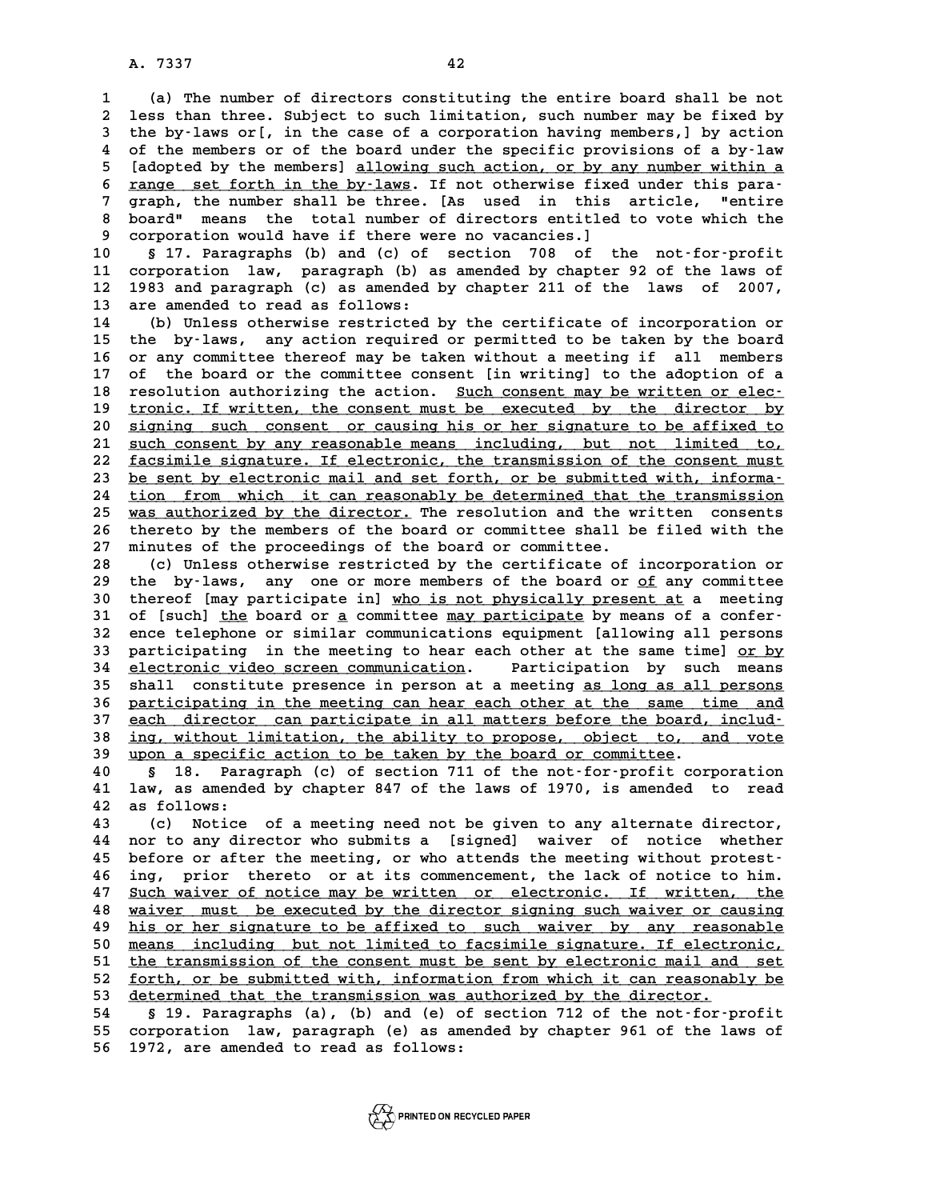(a) The number of directors constituting the entire board shall be not less than three. Subject to such limitation, such number may be fixed by the by-laws or[, in the case of a corporation having members,] by action of the members or of the board under the specific provisions of a by-law [adopted by the members] allowing such action, or by any number within a range set forth in the by-laws. If not otherwise fixed under this paragraph, the number shall be three. [As used in this article, "entire board" means the total number of directors entitled to vote which the corporation would have if there were no vacancies.]

§ 17. Paragraphs (b) and (c) of section 708 of the not-for-profit corporation law, paragraph (b) as amended by chapter 92 of the laws of 1983 and paragraph (c) as amended by chapter 211 of the laws of 2007, are amended to read as follows:

(b) Unless otherwise restricted by the certificate of incorporation or the by-laws, any action required or permitted to be taken by the board or any committee thereof may be taken without a meeting if all members of the board or the committee consent [in writing] to the adoption of a resolution authorizing the action. Such consent may be written or electronic. If written, the consent must be executed by the director by signing such consent or causing his or her signature to be affixed to such consent by any reasonable means including, but not limited to, facsimile signature. If electronic, the transmission of the consent must be sent by electronic mail and set forth, or be submitted with, information from which it can reasonably be determined that the transmission was authorized by the director. The resolution and the written consents thereto by the members of the board or committee shall be filed with the minutes of the proceedings of the board or committee.

(c) Unless otherwise restricted by the certificate of incorporation or the by-laws, any one or more members of the board or of any committee thereof [may participate in] who is not physically present at a meeting of [such] the board or a committee may participate by means of a conference telephone or similar communications equipment [allowing all persons participating in the meeting to hear each other at the same time] or by electronic video screen communication. Participation by such means shall constitute presence in person at a meeting as long as all persons participating in the meeting can hear each other at the same time and each director can participate in all matters before the board, including, without limitation, the ability to propose, object to, and vote upon a specific action to be taken by the board or committee.

§ 18. Paragraph (c) of section 711 of the not-for-profit corporation law, as amended by chapter 847 of the laws of 1970, is amended to read as follows:

(c) Notice of a meeting need not be given to any alternate director, nor to any director who submits a [signed] waiver of notice whether before or after the meeting, or who attends the meeting without protesting, prior thereto or at its commencement, the lack of notice to him. Such waiver of notice may be written or electronic. If written, the waiver must be executed by the director signing such waiver or causing his or her signature to be affixed to such waiver by any reasonable means including but not limited to facsimile signature. If electronic, the transmission of the consent must be sent by electronic mail and set forth, or be submitted with, information from which it can reasonably be determined that the transmission was authorized by the director.

§ 19. Paragraphs (a), (b) and (e) of section 712 of the not-for-profit corporation law, paragraph (e) as amended by chapter 961 of the laws of 1972, are amended to read as follows: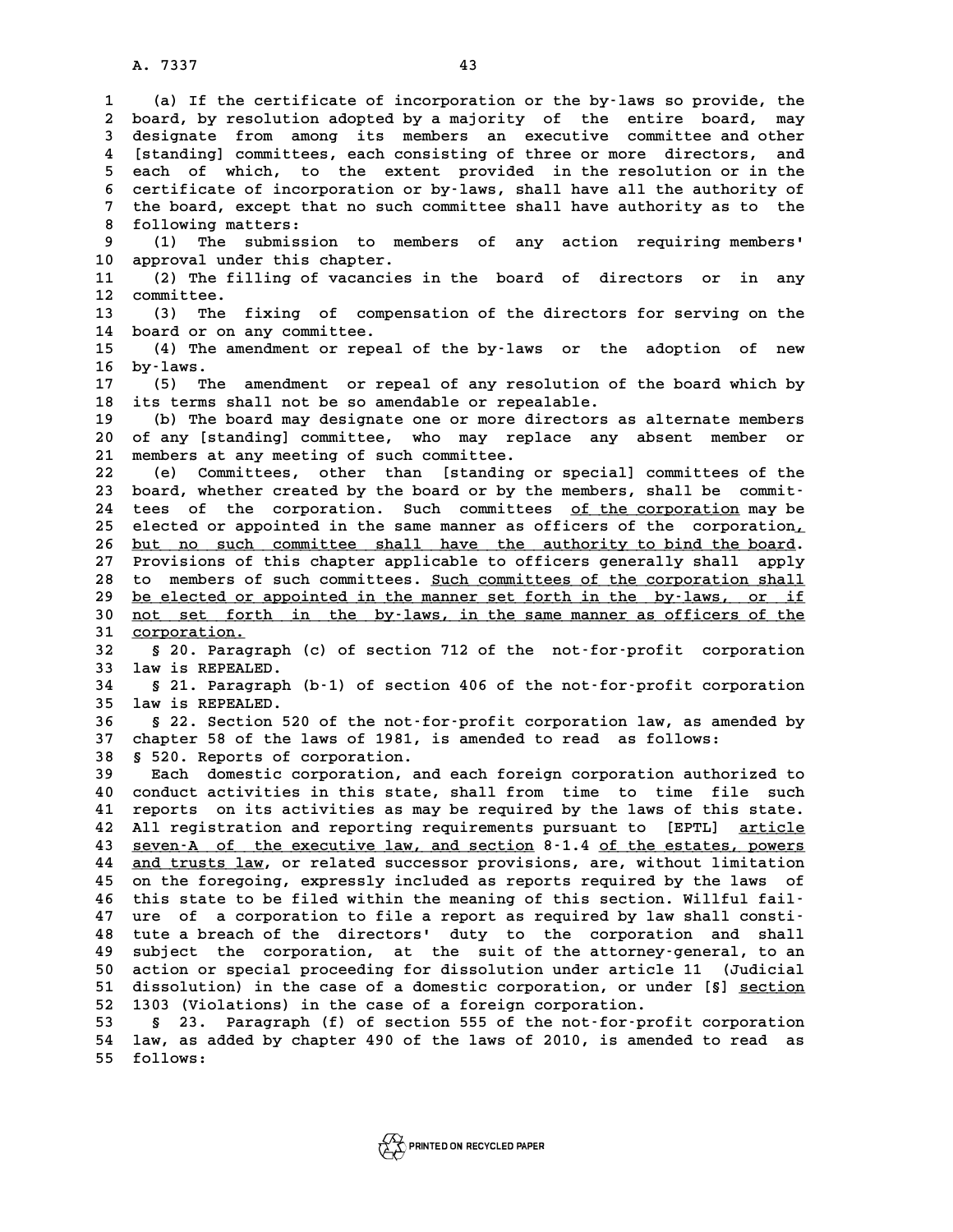(a) If the certificate of incorporation or the by-laws so provide, the board, by resolution adopted by a majority of the entire board, may designate from among its members an executive committee and other [standing] committees, each consisting of three or more directors, and each of which, to the extent provided in the resolution or in the certificate of incorporation or by-laws, shall have all the authority of the board, except that no such committee shall have authority as to the following matters:

(1) The submission to members of any action requiring members' approval under this chapter.

(2) The filling of vacancies in the board of directors or in any committee.

(3) The fixing of compensation of the directors for serving on the board or on any committee.

(4) The amendment or repeal of the by-laws or the adoption of new by-laws.

(5) The amendment or repeal of any resolution of the board which by its terms shall not be so amendable or repealable.

(b) The board may designate one or more directors as alternate members of any [standing] committee, who may replace any absent member or members at any meeting of such committee.

(e) Committees, other than [standing or special] committees of the board, whether created by the board or by the members, shall be committees of the corporation. Such committees <u>of the corporation</u> may be elected or appointed in the same manner as officers of the corporation<u>, but no such committee shall have the authority to bind the board</u>. Provisions of this chapter applicable to officers generally shall apply to members of such committees. <u>Such committees of the corporation shall be elected or appointed in the manner set forth in the by-laws, or if not set forth in the by-laws, in the same manner as officers of the corporation.</u>

§ 20. Paragraph (c) of section 712 of the not-for-profit corporation law is REPEALED.

§ 21. Paragraph (b-1) of section 406 of the not-for-profit corporation law is REPEALED.

§ 22. Section 520 of the not-for-profit corporation law, as amended by chapter 58 of the laws of 1981, is amended to read as follows:

§ 520. Reports of corporation.

Each domestic corporation, and each foreign corporation authorized to conduct activities in this state, shall from time to time file such reports on its activities as may be required by the laws of this state. All registration and reporting requirements pursuant to [EPTL] <u>article seven-A of the executive law, and section</u> 8-1.4 <u>of the estates, powers and trusts law</u>, or related successor provisions, are, without limitation on the foregoing, expressly included as reports required by the laws of this state to be filed within the meaning of this section. Willful failure of a corporation to file a report as required by law shall constitute a breach of the directors' duty to the corporation and shall subject the corporation, at the suit of the attorney-general, to an action or special proceeding for dissolution under article 11 (Judicial dissolution) in the case of a domestic corporation, or under [§] <u>section</u> 1303 (Violations) in the case of a foreign corporation.

§ 23. Paragraph (f) of section 555 of the not-for-profit corporation law, as added by chapter 490 of the laws of 2010, is amended to read as follows: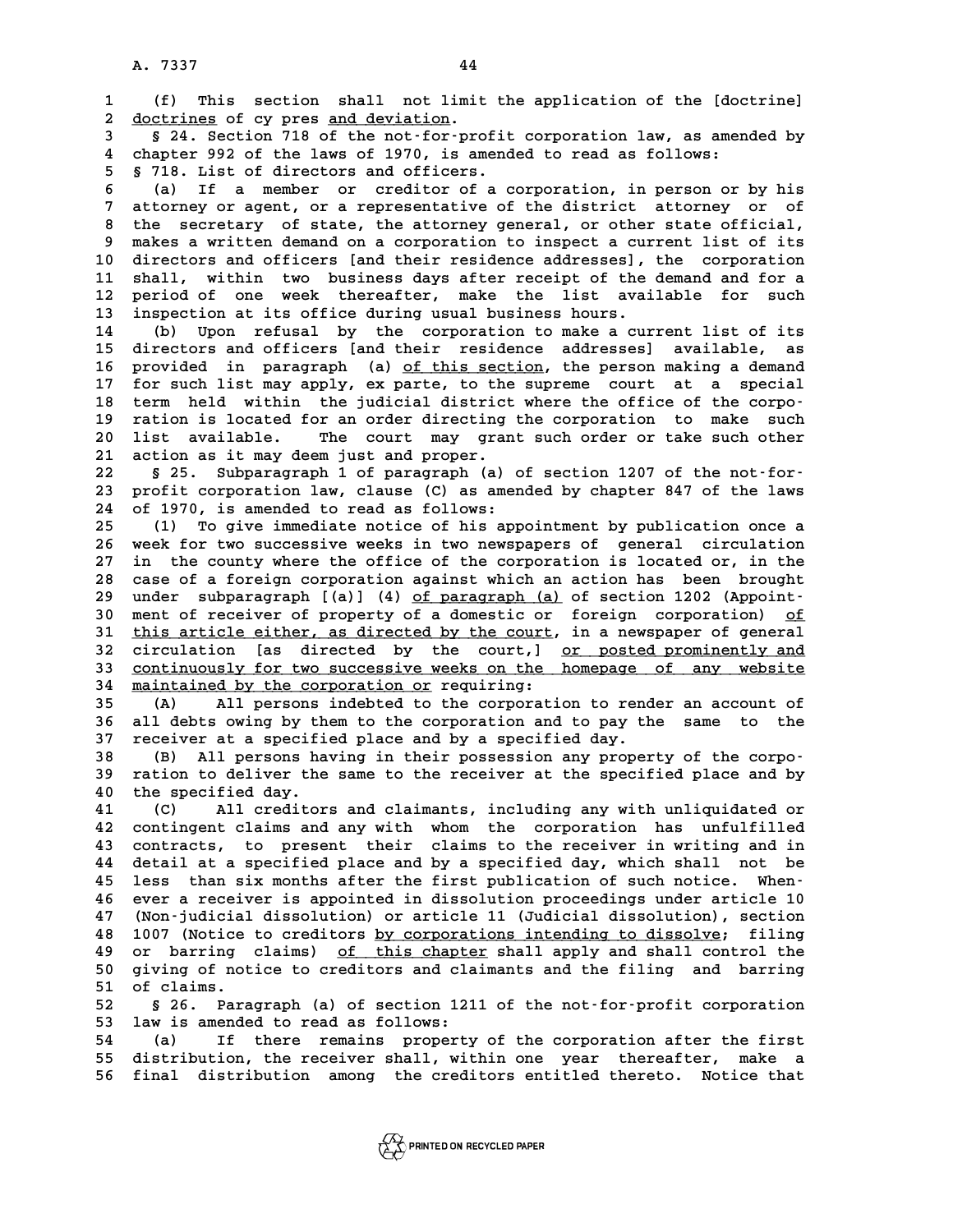(f) This section shall not limit the application of the [doctrine] <u>doctrines</u> of cy pres <u>and deviation</u>.

§ 24. Section 718 of the not-for-profit corporation law, as amended by chapter 992 of the laws of 1970, is amended to read as follows:

§ 718. List of directors and officers.

(a) If a member or creditor of a corporation, in person or by his attorney or agent, or a representative of the district attorney or of the secretary of state, the attorney general, or other state official, makes a written demand on a corporation to inspect a current list of its directors and officers [and their residence addresses], the corporation shall, within two business days after receipt of the demand and for a period of one week thereafter, make the list available for such inspection at its office during usual business hours.

(b) Upon refusal by the corporation to make a current list of its directors and officers [and their residence addresses] available, as provided in paragraph (a) <u>of this section</u>, the person making a demand for such list may apply, ex parte, to the supreme court at a special term held within the judicial district where the office of the corporation is located for an order directing the corporation to make such list available. The court may grant such order or take such other action as it may deem just and proper.

§ 25. Subparagraph 1 of paragraph (a) of section 1207 of the not-for-profit corporation law, clause (C) as amended by chapter 847 of the laws of 1970, is amended to read as follows:

(1) To give immediate notice of his appointment by publication once a week for two successive weeks in two newspapers of general circulation in the county where the office of the corporation is located or, in the case of a foreign corporation against which an action has been brought under subparagraph [(a)] (4) <u>of paragraph (a)</u> of section 1202 (Appointment of receiver of property of a domestic or foreign corporation) <u>of this article either, as directed by the court</u>, in a newspaper of general circulation [as directed by the court,] <u>or posted prominently and continuously for two successive weeks on the homepage of any website maintained by the corporation or</u> requiring:

(A) All persons indebted to the corporation to render an account of all debts owing by them to the corporation and to pay the same to the receiver at a specified place and by a specified day.

(B) All persons having in their possession any property of the corporation to deliver the same to the receiver at the specified place and by the specified day.

(C) All creditors and claimants, including any with unliquidated or contingent claims and any with whom the corporation has unfulfilled contracts, to present their claims to the receiver in writing and in detail at a specified place and by a specified day, which shall not be less than six months after the first publication of such notice. Whenever a receiver is appointed in dissolution proceedings under article 10 (Non-judicial dissolution) or article 11 (Judicial dissolution), section 1007 (Notice to creditors <u>by corporations intending to dissolve</u>; filing or barring claims) <u>of this chapter</u> shall apply and shall control the giving of notice to creditors and claimants and the filing and barring of claims.

§ 26. Paragraph (a) of section 1211 of the not-for-profit corporation law is amended to read as follows:

(a) If there remains property of the corporation after the first distribution, the receiver shall, within one year thereafter, make a final distribution among the creditors entitled thereto. Notice that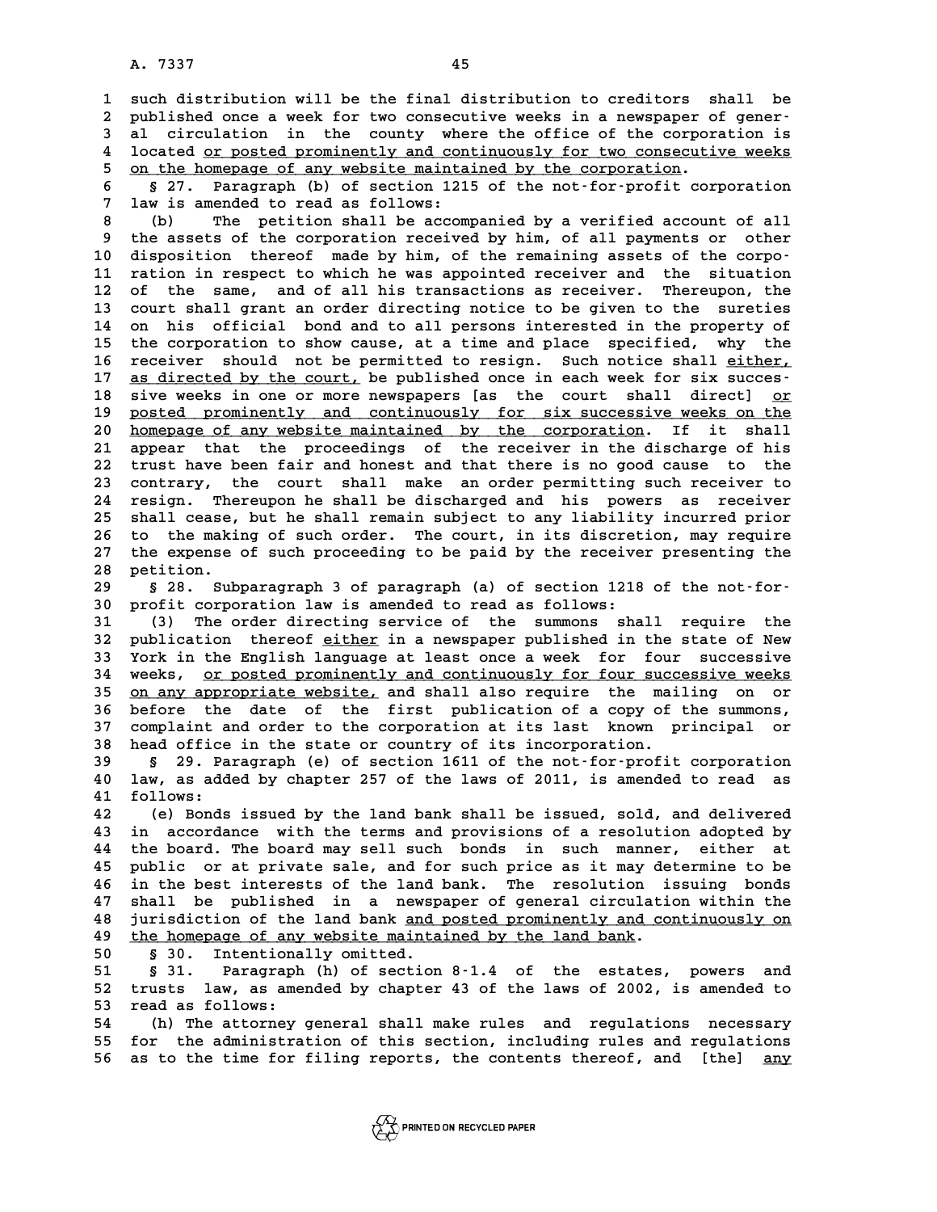such distribution will be the final distribution to creditors shall be published once a week for two consecutive weeks in a newspaper of general circulation in the county where the office of the corporation is located or posted prominently and continuously for two consecutive weeks on the homepage of any website maintained by the corporation.

§ 27. Paragraph (b) of section 1215 of the not-for-profit corporation law is amended to read as follows:

(b) The petition shall be accompanied by a verified account of all the assets of the corporation received by him, of all payments or other disposition thereof made by him, of the remaining assets of the corporation in respect to which he was appointed receiver and the situation of the same, and of all his transactions as receiver. Thereupon, the court shall grant an order directing notice to be given to the sureties on his official bond and to all persons interested in the property of the corporation to show cause, at a time and place specified, why the receiver should not be permitted to resign. Such notice shall either, as directed by the court, be published once in each week for six successive weeks in one or more newspapers [as the court shall direct] or posted prominently and continuously for six successive weeks on the homepage of any website maintained by the corporation. If it shall appear that the proceedings of the receiver in the discharge of his trust have been fair and honest and that there is no good cause to the contrary, the court shall make an order permitting such receiver to resign. Thereupon he shall be discharged and his powers as receiver shall cease, but he shall remain subject to any liability incurred prior to the making of such order. The court, in its discretion, may require the expense of such proceeding to be paid by the receiver presenting the petition.

§ 28. Subparagraph 3 of paragraph (a) of section 1218 of the not-for-profit corporation law is amended to read as follows:

(3) The order directing service of the summons shall require the publication thereof either in a newspaper published in the state of New York in the English language at least once a week for four successive weeks, or posted prominently and continuously for four successive weeks on any appropriate website, and shall also require the mailing on or before the date of the first publication of a copy of the summons, complaint and order to the corporation at its last known principal or head office in the state or country of its incorporation.

§ 29. Paragraph (e) of section 1611 of the not-for-profit corporation law, as added by chapter 257 of the laws of 2011, is amended to read as follows:

(e) Bonds issued by the land bank shall be issued, sold, and delivered in accordance with the terms and provisions of a resolution adopted by the board. The board may sell such bonds in such manner, either at public or at private sale, and for such price as it may determine to be in the best interests of the land bank. The resolution issuing bonds shall be published in a newspaper of general circulation within the jurisdiction of the land bank and posted prominently and continuously on the homepage of any website maintained by the land bank.

§ 30. Intentionally omitted.

§ 31. Paragraph (h) of section 8-1.4 of the estates, powers and trusts law, as amended by chapter 43 of the laws of 2002, is amended to read as follows:

(h) The attorney general shall make rules and regulations necessary for the administration of this section, including rules and regulations as to the time for filing reports, the contents thereof, and [the] any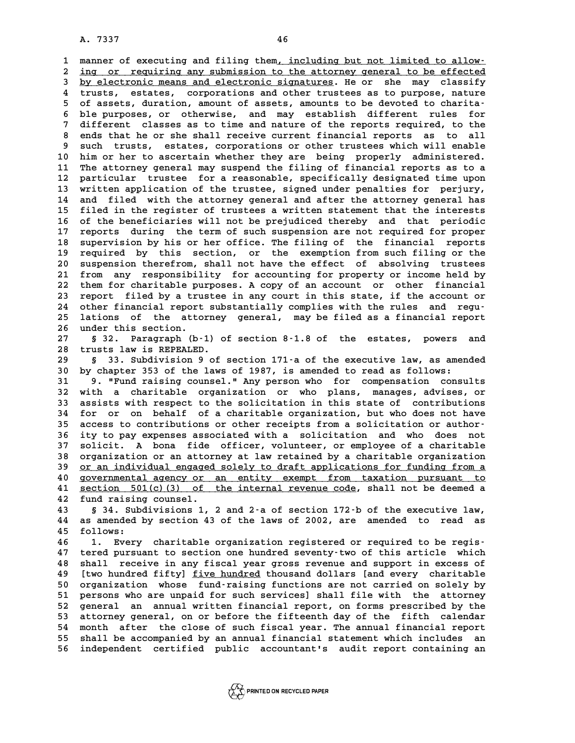manner of executing and filing them, including but not limited to allowing or requiring any submission to the attorney general to be effected by electronic means and electronic signatures. He or she may classify trusts, estates, corporations and other trustees as to purpose, nature of assets, duration, amount of assets, amounts to be devoted to charitable purposes, or otherwise, and may establish different rules for different classes as to time and nature of the reports required, to the ends that he or she shall receive current financial reports as to all such trusts, estates, corporations or other trustees which will enable him or her to ascertain whether they are being properly administered. The attorney general may suspend the filing of financial reports as to a particular trustee for a reasonable, specifically designated time upon written application of the trustee, signed under penalties for perjury, and filed with the attorney general and after the attorney general has filed in the register of trustees a written statement that the interests of the beneficiaries will not be prejudiced thereby and that periodic reports during the term of such suspension are not required for proper supervision by his or her office. The filing of the financial reports required by this section, or the exemption from such filing or the suspension therefrom, shall not have the effect of absolving trustees from any responsibility for accounting for property or income held by them for charitable purposes. A copy of an account or other financial report filed by a trustee in any court in this state, if the account or other financial report substantially complies with the rules and regulations of the attorney general, may be filed as a financial report under this section.

§ 32. Paragraph (b-1) of section 8-1.8 of the estates, powers and trusts law is REPEALED.

§ 33. Subdivision 9 of section 171-a of the executive law, as amended by chapter 353 of the laws of 1987, is amended to read as follows:

9. "Fund raising counsel." Any person who for compensation consults with a charitable organization or who plans, manages, advises, or assists with respect to the solicitation in this state of contributions for or on behalf of a charitable organization, but who does not have access to contributions or other receipts from a solicitation or authority to pay expenses associated with a solicitation and who does not solicit. A bona fide officer, volunteer, or employee of a charitable organization or an attorney at law retained by a charitable organization or an individual engaged solely to draft applications for funding from a governmental agency or an entity exempt from taxation pursuant to section 501(c)(3) of the internal revenue code, shall not be deemed a fund raising counsel.

§ 34. Subdivisions 1, 2 and 2-a of section 172-b of the executive law, as amended by section 43 of the laws of 2002, are amended to read as follows:

1. Every charitable organization registered or required to be registered pursuant to section one hundred seventy-two of this article which shall receive in any fiscal year gross revenue and support in excess of [two hundred fifty] five hundred thousand dollars [and every charitable organization whose fund-raising functions are not carried on solely by persons who are unpaid for such services] shall file with the attorney general an annual written financial report, on forms prescribed by the attorney general, on or before the fifteenth day of the fifth calendar month after the close of such fiscal year. The annual financial report shall be accompanied by an annual financial statement which includes an independent certified public accountant's audit report containing an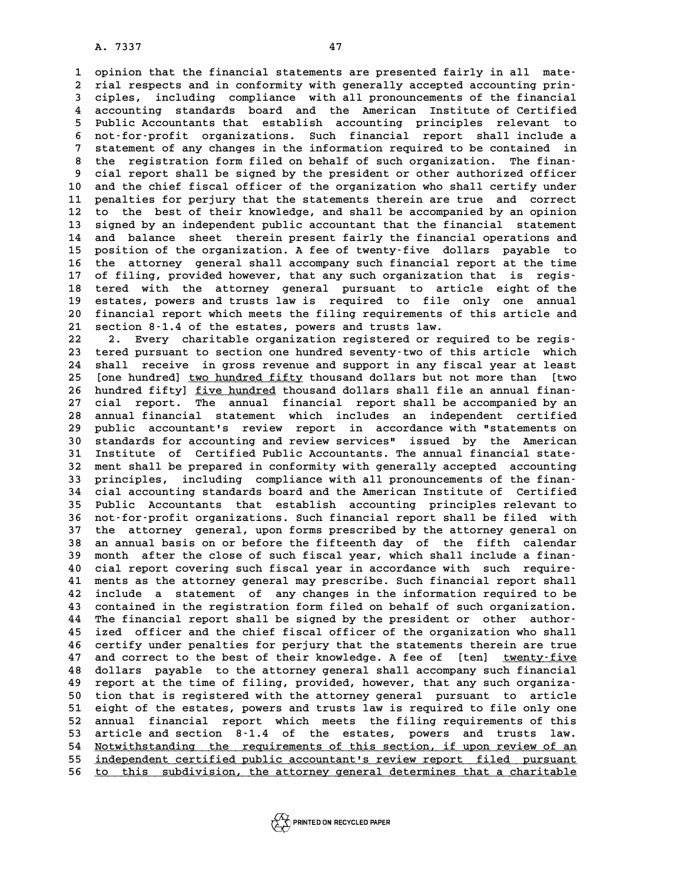opinion that the financial statements are presented fairly in all material respects and in conformity with generally accepted accounting principles, including compliance with all pronouncements of the financial accounting standards board and the American Institute of Certified Public Accountants that establish accounting principles relevant to not-for-profit organizations. Such financial report shall include a statement of any changes in the information required to be contained in the registration form filed on behalf of such organization. The financial report shall be signed by the president or other authorized officer and the chief fiscal officer of the organization who shall certify under penalties for perjury that the statements therein are true and correct to the best of their knowledge, and shall be accompanied by an opinion signed by an independent public accountant that the financial statement and balance sheet therein present fairly the financial operations and position of the organization. A fee of twenty-five dollars payable to the attorney general shall accompany such financial report at the time of filing, provided however, that any such organization that is registered with the attorney general pursuant to article eight of the estates, powers and trusts law is required to file only one annual financial report which meets the filing requirements of this article and section 8-1.4 of the estates, powers and trusts law.

2. Every charitable organization registered or required to be registered pursuant to section one hundred seventy-two of this article which shall receive in gross revenue and support in any fiscal year at least [one hundred] <u>two hundred fifty</u> thousand dollars but not more than [two hundred fifty] <u>five hundred</u> thousand dollars shall file an annual financial report. The annual financial report shall be accompanied by an annual financial statement which includes an independent certified public accountant's review report in accordance with "statements on standards for accounting and review services" issued by the American Institute of Certified Public Accountants. The annual financial statement shall be prepared in conformity with generally accepted accounting principles, including compliance with all pronouncements of the financial accounting standards board and the American Institute of Certified Public Accountants that establish accounting principles relevant to not-for-profit organizations. Such financial report shall be filed with the attorney general, upon forms prescribed by the attorney general on an annual basis on or before the fifteenth day of the fifth calendar month after the close of such fiscal year, which shall include a financial report covering such fiscal year in accordance with such requirements as the attorney general may prescribe. Such financial report shall include a statement of any changes in the information required to be contained in the registration form filed on behalf of such organization. The financial report shall be signed by the president or other authorized officer and the chief fiscal officer of the organization who shall certify under penalties for perjury that the statements therein are true and correct to the best of their knowledge. A fee of [ten] <u>twenty-five</u> dollars payable to the attorney general shall accompany such financial report at the time of filing, provided, however, that any such organization that is registered with the attorney general pursuant to article eight of the estates, powers and trusts law is required to file only one annual financial report which meets the filing requirements of this article and section 8-1.4 of the estates, powers and trusts law. <u>Notwithstanding the requirements of this section, if upon review of an independent certified public accountant's review report filed pursuant to this subdivision, the attorney general determines that a charitable</u>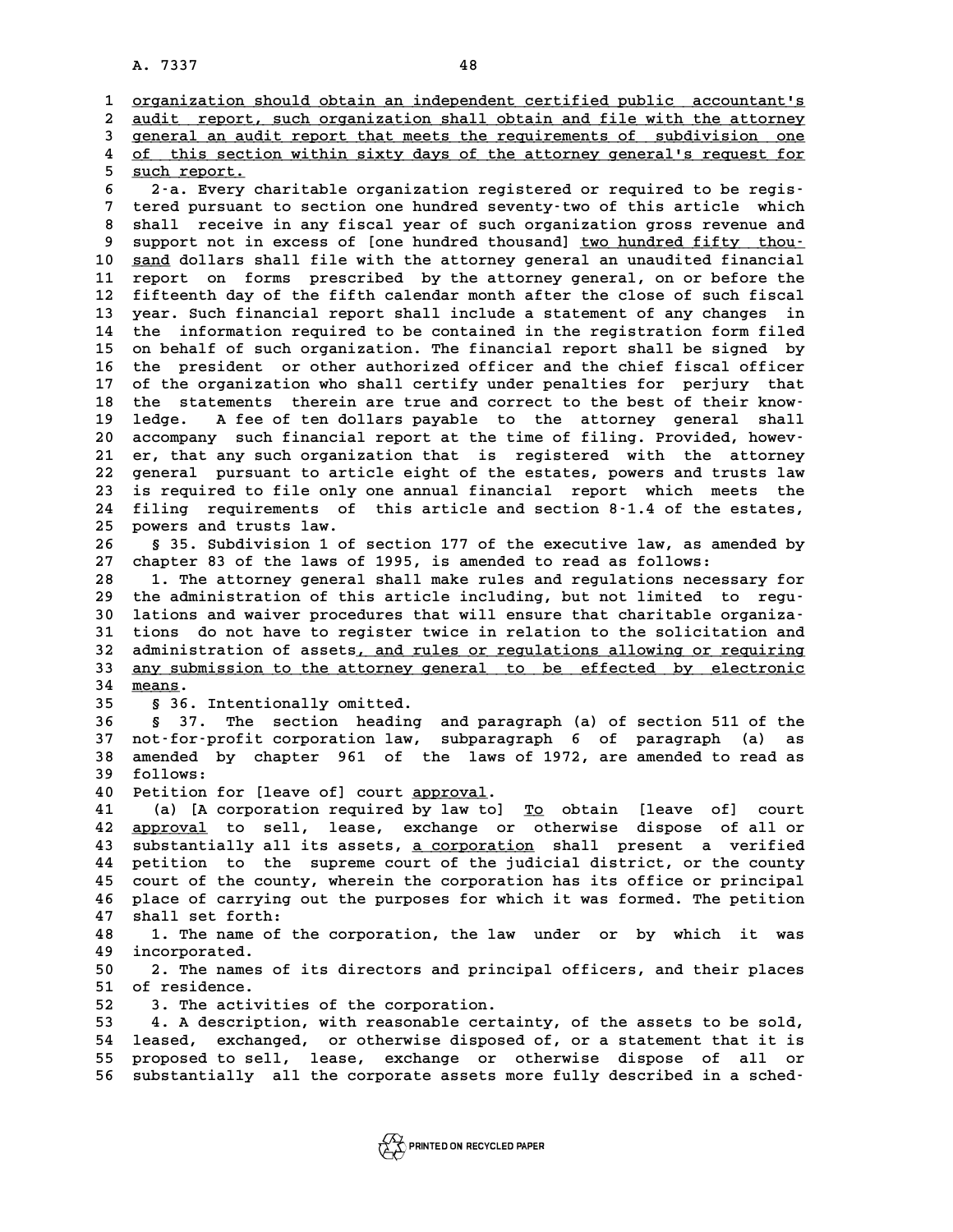organization should obtain an independent certified public accountant's audit report, such organization shall obtain and file with the attorney general an audit report that meets the requirements of subdivision one of this section within sixty days of the attorney general's request for such report.

2-a. Every charitable organization registered or required to be registered pursuant to section one hundred seventy-two of this article which shall receive in any fiscal year of such organization gross revenue and support not in excess of [one hundred thousand] two hundred fifty thousand dollars shall file with the attorney general an unaudited financial report on forms prescribed by the attorney general, on or before the fifteenth day of the fifth calendar month after the close of such fiscal year. Such financial report shall include a statement of any changes in the information required to be contained in the registration form filed on behalf of such organization. The financial report shall be signed by the president or other authorized officer and the chief fiscal officer of the organization who shall certify under penalties for perjury that the statements therein are true and correct to the best of their knowledge. A fee of ten dollars payable to the attorney general shall accompany such financial report at the time of filing. Provided, however, that any such organization that is registered with the attorney general pursuant to article eight of the estates, powers and trusts law is required to file only one annual financial report which meets the filing requirements of this article and section 8-1.4 of the estates, powers and trusts law.

§ 35. Subdivision 1 of section 177 of the executive law, as amended by chapter 83 of the laws of 1995, is amended to read as follows:

1. The attorney general shall make rules and regulations necessary for the administration of this article including, but not limited to regulations and waiver procedures that will ensure that charitable organizations do not have to register twice in relation to the solicitation and administration of assets, and rules or regulations allowing or requiring any submission to the attorney general to be effected by electronic means.

§ 36. Intentionally omitted.

§ 37. The section heading and paragraph (a) of section 511 of the not-for-profit corporation law, subparagraph 6 of paragraph (a) as amended by chapter 961 of the laws of 1972, are amended to read as follows:

Petition for [leave of] court approval.

(a) [A corporation required by law to] To obtain [leave of] court approval to sell, lease, exchange or otherwise dispose of all or substantially all its assets, a corporation shall present a verified petition to the supreme court of the judicial district, or the county court of the county, wherein the corporation has its office or principal place of carrying out the purposes for which it was formed. The petition shall set forth:

1. The name of the corporation, the law under or by which it was incorporated.

2. The names of its directors and principal officers, and their places of residence.

3. The activities of the corporation.

4. A description, with reasonable certainty, of the assets to be sold, leased, exchanged, or otherwise disposed of, or a statement that it is proposed to sell, lease, exchange or otherwise dispose of all or substantially all the corporate assets more fully described in a sched-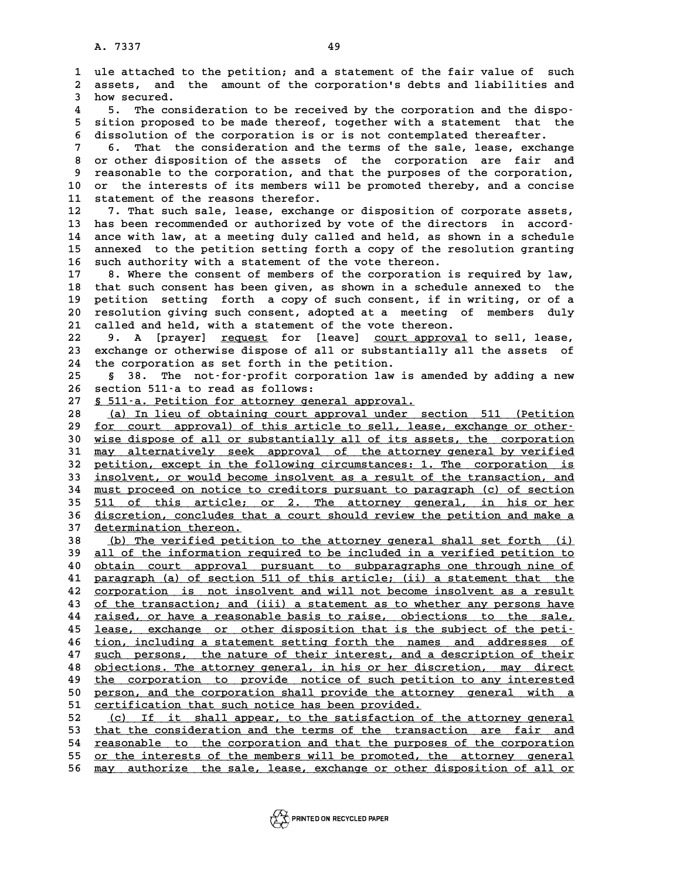ule attached to the petition; and a statement of the fair value of such assets, and the amount of the corporation's debts and liabilities and how secured.

5. The consideration to be received by the corporation and the disposition proposed to be made thereof, together with a statement that the dissolution of the corporation is or is not contemplated thereafter.

6. That the consideration and the terms of the sale, lease, exchange or other disposition of the assets of the corporation are fair and reasonable to the corporation, and that the purposes of the corporation, or the interests of its members will be promoted thereby, and a concise statement of the reasons therefor.

7. That such sale, lease, exchange or disposition of corporate assets, has been recommended or authorized by vote of the directors in accordance with law, at a meeting duly called and held, as shown in a schedule annexed to the petition setting forth a copy of the resolution granting such authority with a statement of the vote thereon.

8. Where the consent of members of the corporation is required by law, that such consent has been given, as shown in a schedule annexed to the petition setting forth a copy of such consent, if in writing, or of a resolution giving such consent, adopted at a meeting of members duly called and held, with a statement of the vote thereon.

9. A [prayer] request for [leave] court approval to sell, lease, exchange or otherwise dispose of all or substantially all the assets of the corporation as set forth in the petition.

§ 38. The not-for-profit corporation law is amended by adding a new section 511-a to read as follows:

§ 511-a. Petition for attorney general approval.

(a) In lieu of obtaining court approval under section 511 (Petition for court approval) of this article to sell, lease, exchange or otherwise dispose of all or substantially all of its assets, the corporation may alternatively seek approval of the attorney general by verified petition, except in the following circumstances: 1. The corporation is insolvent, or would become insolvent as a result of the transaction, and must proceed on notice to creditors pursuant to paragraph (c) of section 511 of this article; or 2. The attorney general, in his or her discretion, concludes that a court should review the petition and make a determination thereon.

(b) The verified petition to the attorney general shall set forth (i) all of the information required to be included in a verified petition to obtain court approval pursuant to subparagraphs one through nine of paragraph (a) of section 511 of this article; (ii) a statement that the corporation is not insolvent and will not become insolvent as a result of the transaction; and (iii) a statement as to whether any persons have raised, or have a reasonable basis to raise, objections to the sale, lease, exchange or other disposition that is the subject of the petition, including a statement setting forth the names and addresses of such persons, the nature of their interest, and a description of their objections. The attorney general, in his or her discretion, may direct the corporation to provide notice of such petition to any interested person, and the corporation shall provide the attorney general with a certification that such notice has been provided.

(c) If it shall appear, to the satisfaction of the attorney general that the consideration and the terms of the transaction are fair and reasonable to the corporation and that the purposes of the corporation or the interests of the members will be promoted, the attorney general may authorize the sale, lease, exchange or other disposition of all or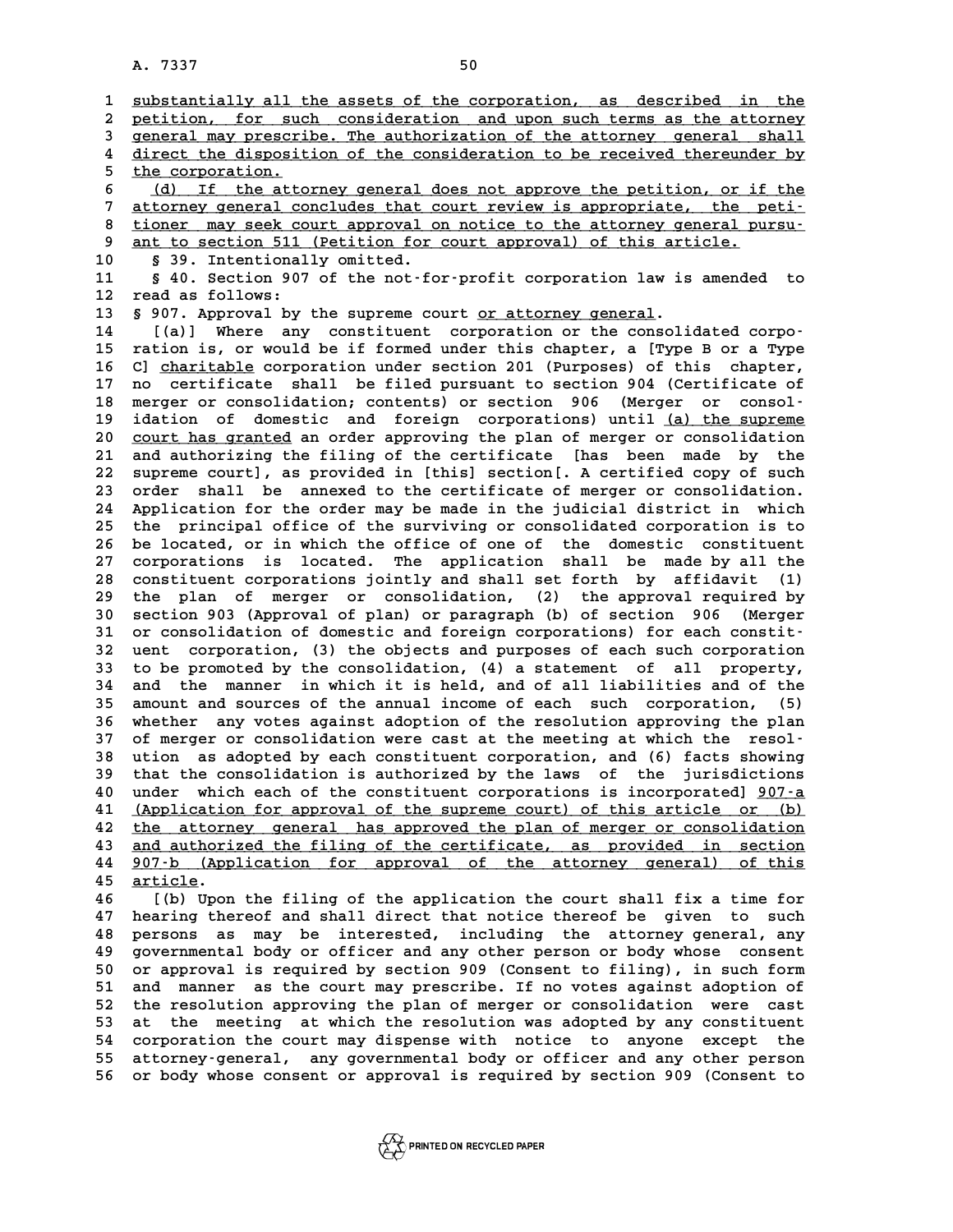substantially all the assets of the corporation, as described in the petition, for such consideration and upon such terms as the attorney general may prescribe. The authorization of the attorney general shall direct the disposition of the consideration to be received thereunder by the corporation.

(d) If the attorney general does not approve the petition, or if the attorney general concludes that court review is appropriate, the petitioner may seek court approval on notice to the attorney general pursuant to section 511 (Petition for court approval) of this article.

§ 39. Intentionally omitted.

§ 40. Section 907 of the not-for-profit corporation law is amended to read as follows:

§ 907. Approval by the supreme court or attorney general.

[(a)] Where any constituent corporation or the consolidated corporation is, or would be if formed under this chapter, a [Type B or a Type C] charitable corporation under section 201 (Purposes) of this chapter, no certificate shall be filed pursuant to section 904 (Certificate of merger or consolidation; contents) or section 906 (Merger or consolidation of domestic and foreign corporations) until (a) the supreme court has granted an order approving the plan of merger or consolidation and authorizing the filing of the certificate [has been made by the supreme court], as provided in [this] section[. A certified copy of such order shall be annexed to the certificate of merger or consolidation. Application for the order may be made in the judicial district in which the principal office of the surviving or consolidated corporation is to be located, or in which the office of one of the domestic constituent corporations is located. The application shall be made by all the constituent corporations jointly and shall set forth by affidavit (1) the plan of merger or consolidation, (2) the approval required by section 903 (Approval of plan) or paragraph (b) of section 906 (Merger or consolidation of domestic and foreign corporations) for each constituent corporation, (3) the objects and purposes of each such corporation to be promoted by the consolidation, (4) a statement of all property, and the manner in which it is held, and of all liabilities and of the amount and sources of the annual income of each such corporation, (5) whether any votes against adoption of the resolution approving the plan of merger or consolidation were cast at the meeting at which the resolution as adopted by each constituent corporation, and (6) facts showing that the consolidation is authorized by the laws of the jurisdictions under which each of the constituent corporations is incorporated] 907-a (Application for approval of the supreme court) of this article or (b) the attorney general has approved the plan of merger or consolidation and authorized the filing of the certificate, as provided in section 907-b (Application for approval of the attorney general) of this article.

[(b) Upon the filing of the application the court shall fix a time for hearing thereof and shall direct that notice thereof be given to such persons as may be interested, including the attorney general, any governmental body or officer and any other person or body whose consent or approval is required by section 909 (Consent to filing), in such form and manner as the court may prescribe. If no votes against adoption of the resolution approving the plan of merger or consolidation were cast at the meeting at which the resolution was adopted by any constituent corporation the court may dispense with notice to anyone except the attorney-general, any governmental body or officer and any other person or body whose consent or approval is required by section 909 (Consent to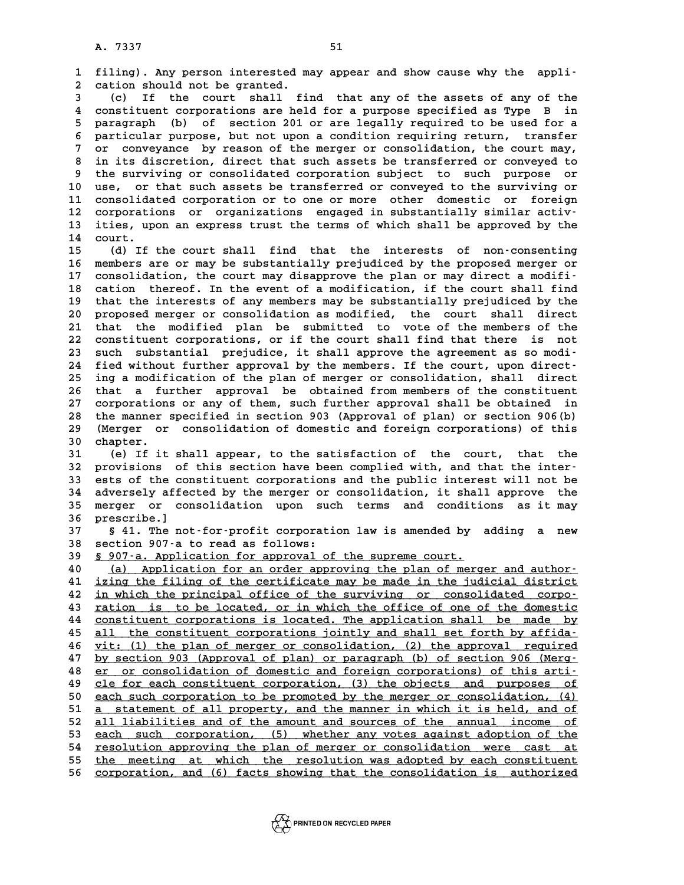filing). Any person interested may appear and show cause why the application should not be granted.

(c) If the court shall find that any of the assets of any of the constituent corporations are held for a purpose specified as Type B in paragraph (b) of section 201 or are legally required to be used for a particular purpose, but not upon a condition requiring return, transfer or conveyance by reason of the merger or consolidation, the court may, in its discretion, direct that such assets be transferred or conveyed to the surviving or consolidated corporation subject to such purpose or use, or that such assets be transferred or conveyed to the surviving or consolidated corporation or to one or more other domestic or foreign corporations or organizations engaged in substantially similar activities, upon an express trust the terms of which shall be approved by the court.

(d) If the court shall find that the interests of non-consenting members are or may be substantially prejudiced by the proposed merger or consolidation, the court may disapprove the plan or may direct a modification thereof. In the event of a modification, if the court shall find that the interests of any members may be substantially prejudiced by the proposed merger or consolidation as modified, the court shall direct that the modified plan be submitted to vote of the members of the constituent corporations, or if the court shall find that there is not such substantial prejudice, it shall approve the agreement as so modified without further approval by the members. If the court, upon directing a modification of the plan of merger or consolidation, shall direct that a further approval be obtained from members of the constituent corporations or any of them, such further approval shall be obtained in the manner specified in section 903 (Approval of plan) or section 906(b) (Merger or consolidation of domestic and foreign corporations) of this chapter.

(e) If it shall appear, to the satisfaction of the court, that the provisions of this section have been complied with, and that the interests of the constituent corporations and the public interest will not be adversely affected by the merger or consolidation, it shall approve the merger or consolidation upon such terms and conditions as it may prescribe.]

§ 41. The not-for-profit corporation law is amended by adding a new section 907-a to read as follows:

<u>§ 907-a. Application for approval of the supreme court.</u>

<u>(a) Application for an order approving the plan of merger and authorizing the filing of the certificate may be made in the judicial district in which the principal office of the surviving or consolidated corporation is to be located, or in which the office of one of the domestic constituent corporations is located. The application shall be made by all the constituent corporations jointly and shall set forth by affidavit: (1) the plan of merger or consolidation, (2) the approval required by section 903 (Approval of plan) or paragraph (b) of section 906 (Merger or consolidation of domestic and foreign corporations) of this article for each constituent corporation, (3) the objects and purposes of each such corporation to be promoted by the merger or consolidation, (4) a statement of all property, and the manner in which it is held, and of all liabilities and of the amount and sources of the annual income of each such corporation, (5) whether any votes against adoption of the resolution approving the plan of merger or consolidation were cast at the meeting at which the resolution was adopted by each constituent corporation, and (6) facts showing that the consolidation is authorized</u>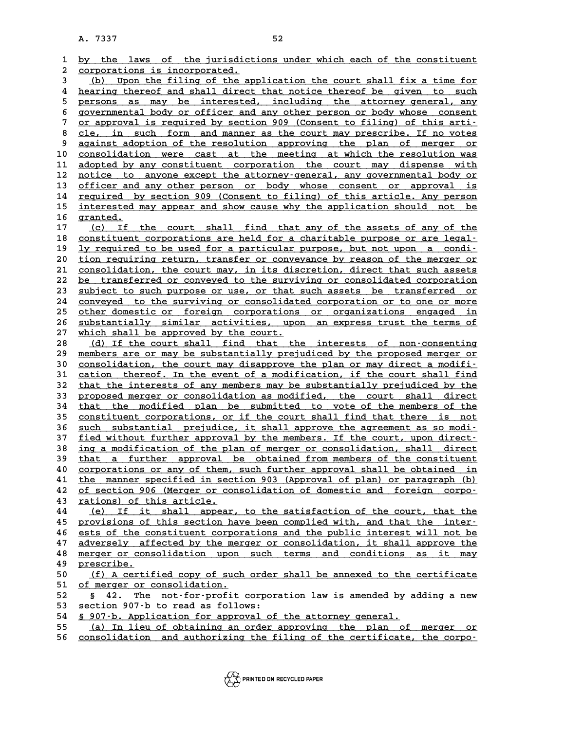by the laws of the jurisdictions under which each of the constituent corporations is incorporated.

(b) Upon the filing of the application the court shall fix a time for hearing thereof and shall direct that notice thereof be given to such persons as may be interested, including the attorney general, any governmental body or officer and any other person or body whose consent or approval is required by section 909 (Consent to filing) of this article, in such form and manner as the court may prescribe. If no votes against adoption of the resolution approving the plan of merger or consolidation were cast at the meeting at which the resolution was adopted by any constituent corporation the court may dispense with notice to anyone except the attorney-general, any governmental body or officer and any other person or body whose consent or approval is required by section 909 (Consent to filing) of this article. Any person interested may appear and show cause why the application should not be granted.

(c) If the court shall find that any of the assets of any of the constituent corporations are held for a charitable purpose or are legally required to be used for a particular purpose, but not upon a condition requiring return, transfer or conveyance by reason of the merger or consolidation, the court may, in its discretion, direct that such assets be transferred or conveyed to the surviving or consolidated corporation subject to such purpose or use, or that such assets be transferred or conveyed to the surviving or consolidated corporation or to one or more other domestic or foreign corporations or organizations engaged in substantially similar activities, upon an express trust the terms of which shall be approved by the court.

(d) If the court shall find that the interests of non-consenting members are or may be substantially prejudiced by the proposed merger or consolidation, the court may disapprove the plan or may direct a modification thereof. In the event of a modification, if the court shall find that the interests of any members may be substantially prejudiced by the proposed merger or consolidation as modified, the court shall direct that the modified plan be submitted to vote of the members of the constituent corporations, or if the court shall find that there is not such substantial prejudice, it shall approve the agreement as so modified without further approval by the members. If the court, upon directing a modification of the plan of merger or consolidation, shall direct that a further approval be obtained from members of the constituent corporations or any of them, such further approval shall be obtained in the manner specified in section 903 (Approval of plan) or paragraph (b) of section 906 (Merger or consolidation of domestic and foreign corporations) of this article.

(e) If it shall appear, to the satisfaction of the court, that the provisions of this section have been complied with, and that the interests of the constituent corporations and the public interest will not be adversely affected by the merger or consolidation, it shall approve the merger or consolidation upon such terms and conditions as it may prescribe.

(f) A certified copy of such order shall be annexed to the certificate of merger or consolidation.

§ 42. The not-for-profit corporation law is amended by adding a new section 907-b to read as follows:

§ 907-b. Application for approval of the attorney general.

(a) In lieu of obtaining an order approving the plan of merger or consolidation and authorizing the filing of the certificate, the corpo-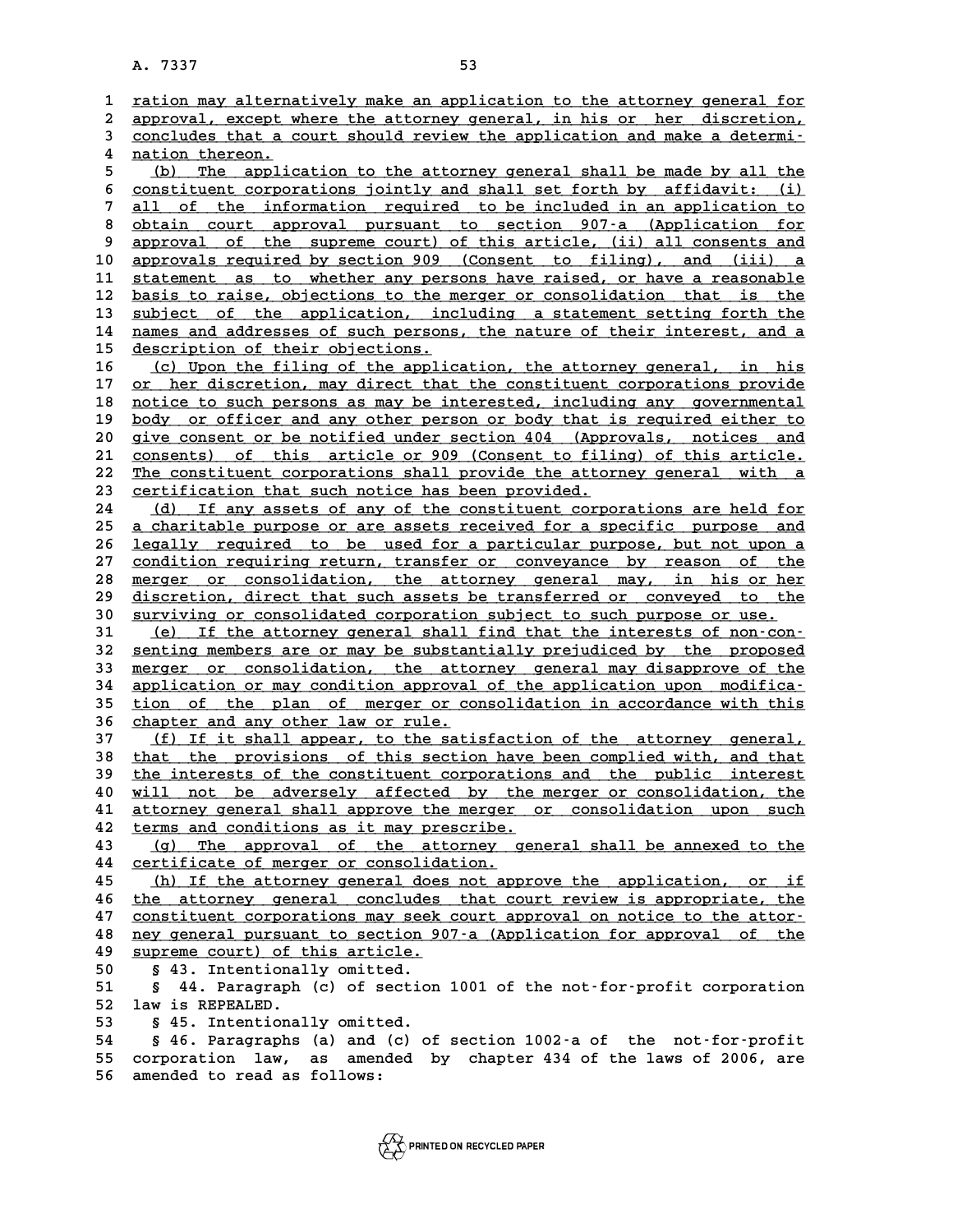ration may alternatively make an application to the attorney general for approval, except where the attorney general, in his or her discretion, concludes that a court should review the application and make a determination thereon.

(b) The application to the attorney general shall be made by all the constituent corporations jointly and shall set forth by affidavit: (i) all of the information required to be included in an application to obtain court approval pursuant to section 907-a (Application for approval of the supreme court) of this article, (ii) all consents and approvals required by section 909 (Consent to filing), and (iii) a statement as to whether any persons have raised, or have a reasonable basis to raise, objections to the merger or consolidation that is the subject of the application, including a statement setting forth the names and addresses of such persons, the nature of their interest, and a description of their objections.

(c) Upon the filing of the application, the attorney general, in his or her discretion, may direct that the constituent corporations provide notice to such persons as may be interested, including any governmental body or officer and any other person or body that is required either to give consent or be notified under section 404 (Approvals, notices and consents) of this article or 909 (Consent to filing) of this article. The constituent corporations shall provide the attorney general with a certification that such notice has been provided.

(d) If any assets of any of the constituent corporations are held for a charitable purpose or are assets received for a specific purpose and legally required to be used for a particular purpose, but not upon a condition requiring return, transfer or conveyance by reason of the merger or consolidation, the attorney general may, in his or her discretion, direct that such assets be transferred or conveyed to the surviving or consolidated corporation subject to such purpose or use.

(e) If the attorney general shall find that the interests of non-consenting members are or may be substantially prejudiced by the proposed merger or consolidation, the attorney general may disapprove of the application or may condition approval of the application upon modification of the plan of merger or consolidation in accordance with this chapter and any other law or rule.

(f) If it shall appear, to the satisfaction of the attorney general, that the provisions of this section have been complied with, and that the interests of the constituent corporations and the public interest will not be adversely affected by the merger or consolidation, the attorney general shall approve the merger or consolidation upon such terms and conditions as it may prescribe.

(g) The approval of the attorney general shall be annexed to the certificate of merger or consolidation.

(h) If the attorney general does not approve the application, or if the attorney general concludes that court review is appropriate, the constituent corporations may seek court approval on notice to the attorney general pursuant to section 907-a (Application for approval of the supreme court) of this article.

§ 43. Intentionally omitted.

§ 44. Paragraph (c) of section 1001 of the not-for-profit corporation law is REPEALED.

§ 45. Intentionally omitted.

§ 46. Paragraphs (a) and (c) of section 1002-a of the not-for-profit corporation law, as amended by chapter 434 of the laws of 2006, are amended to read as follows: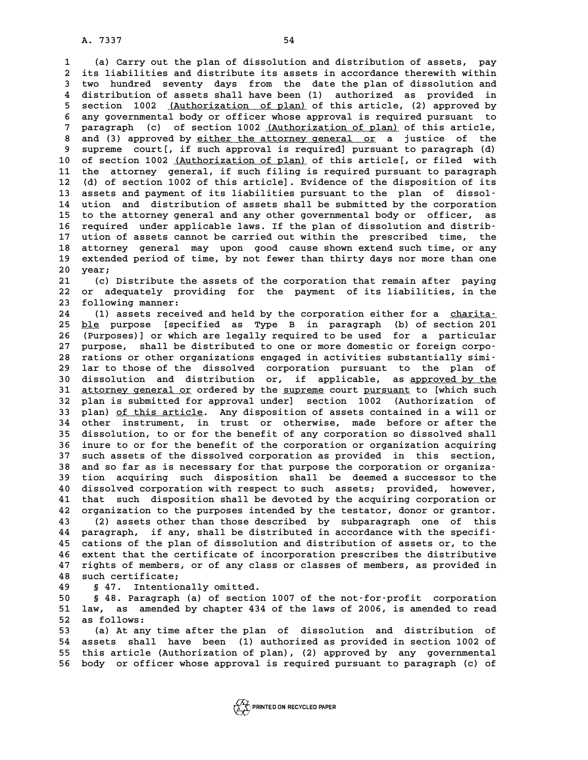(a) Carry out the plan of dissolution and distribution of assets, pay its liabilities and distribute its assets in accordance therewith within two hundred seventy days from the date the plan of dissolution and distribution of assets shall have been (1) authorized as provided in section 1002 (Authorization of plan) of this article, (2) approved by any governmental body or officer whose approval is required pursuant to paragraph (c) of section 1002 (Authorization of plan) of this article, and (3) approved by either the attorney general or a justice of the supreme court[, if such approval is required] pursuant to paragraph (d) of section 1002 (Authorization of plan) of this article[, or filed with the attorney general, if such filing is required pursuant to paragraph (d) of section 1002 of this article]. Evidence of the disposition of its assets and payment of its liabilities pursuant to the plan of dissolution and distribution of assets shall be submitted by the corporation to the attorney general and any other governmental body or officer, as required under applicable laws. If the plan of dissolution and distribution of assets cannot be carried out within the prescribed time, the attorney general may upon good cause shown extend such time, or any extended period of time, by not fewer than thirty days nor more than one year;

(c) Distribute the assets of the corporation that remain after paying or adequately providing for the payment of its liabilities, in the following manner:

(1) assets received and held by the corporation either for a charitable purpose [specified as Type B in paragraph (b) of section 201 (Purposes)] or which are legally required to be used for a particular purpose, shall be distributed to one or more domestic or foreign corporations or other organizations engaged in activities substantially similar to those of the dissolved corporation pursuant to the plan of dissolution and distribution or, if applicable, as approved by the attorney general or ordered by the supreme court pursuant to [which such plan is submitted for approval under] section 1002 (Authorization of plan) of this article. Any disposition of assets contained in a will or other instrument, in trust or otherwise, made before or after the dissolution, to or for the benefit of any corporation so dissolved shall inure to or for the benefit of the corporation or organization acquiring such assets of the dissolved corporation as provided in this section, and so far as is necessary for that purpose the corporation or organization acquiring such disposition shall be deemed a successor to the dissolved corporation with respect to such assets; provided, however, that such disposition shall be devoted by the acquiring corporation or organization to the purposes intended by the testator, donor or grantor.

(2) assets other than those described by subparagraph one of this paragraph, if any, shall be distributed in accordance with the specifications of the plan of dissolution and distribution of assets or, to the extent that the certificate of incorporation prescribes the distributive rights of members, or of any class or classes of members, as provided in such certificate;

§ 47. Intentionally omitted.

§ 48. Paragraph (a) of section 1007 of the not-for-profit corporation law, as amended by chapter 434 of the laws of 2006, is amended to read as follows:

(a) At any time after the plan of dissolution and distribution of assets shall have been (1) authorized as provided in section 1002 of this article (Authorization of plan), (2) approved by any governmental body or officer whose approval is required pursuant to paragraph (c) of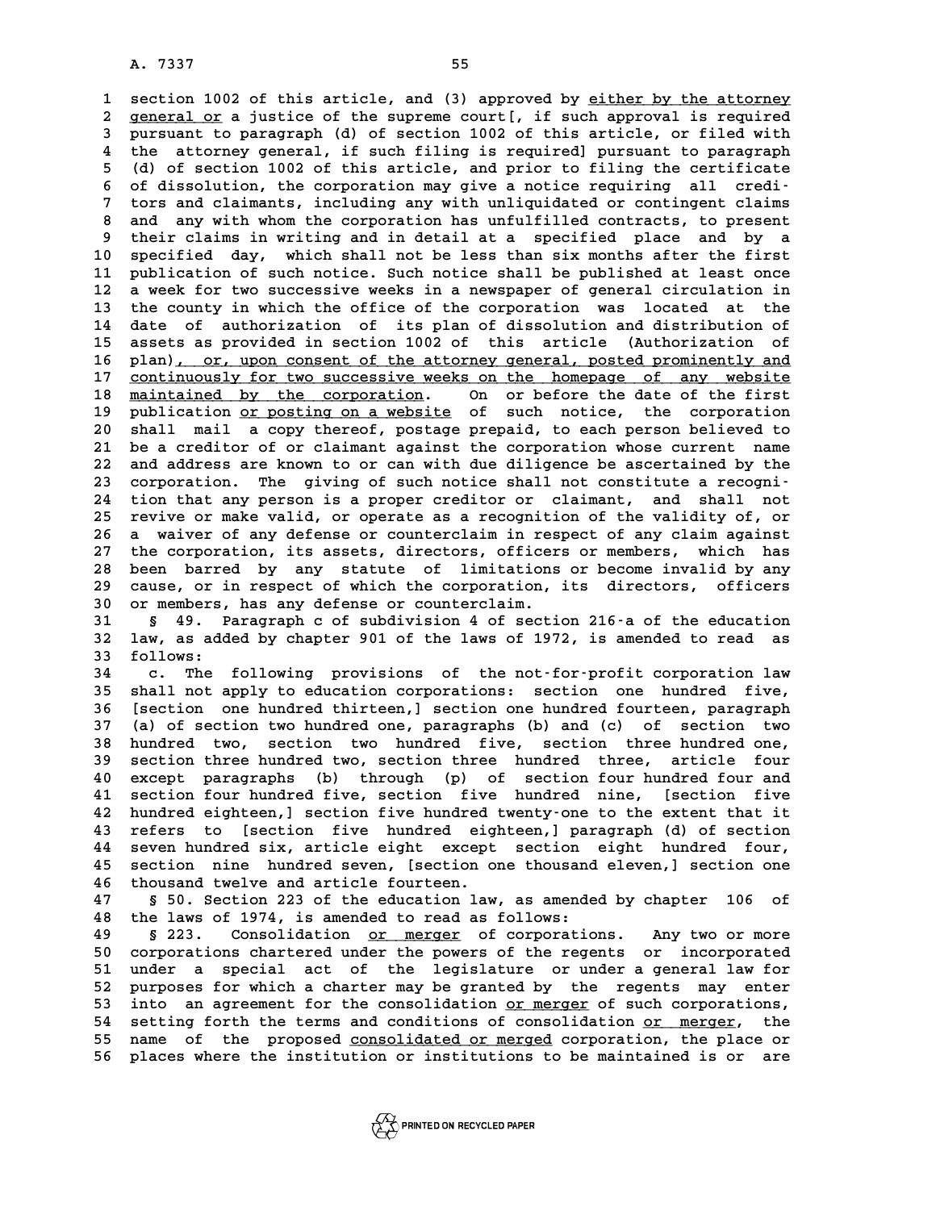section 1002 of this article, and (3) approved by either by the attorney general or a justice of the supreme court[, if such approval is required pursuant to paragraph (d) of section 1002 of this article, or filed with the attorney general, if such filing is required] pursuant to paragraph (d) of section 1002 of this article, and prior to filing the certificate of dissolution, the corporation may give a notice requiring all creditors and claimants, including any with unliquidated or contingent claims and any with whom the corporation has unfulfilled contracts, to present their claims in writing and in detail at a specified place and by a specified day, which shall not be less than six months after the first publication of such notice. Such notice shall be published at least once a week for two successive weeks in a newspaper of general circulation in the county in which the office of the corporation was located at the date of authorization of its plan of dissolution and distribution of assets as provided in section 1002 of this article (Authorization of plan), or, upon consent of the attorney general, posted prominently and continuously for two successive weeks on the homepage of any website maintained by the corporation. On or before the date of the first publication or posting on a website of such notice, the corporation shall mail a copy thereof, postage prepaid, to each person believed to be a creditor of or claimant against the corporation whose current name and address are known to or can with due diligence be ascertained by the corporation. The giving of such notice shall not constitute a recognition that any person is a proper creditor or claimant, and shall not revive or make valid, or operate as a recognition of the validity of, or a waiver of any defense or counterclaim in respect of any claim against the corporation, its assets, directors, officers or members, which has been barred by any statute of limitations or become invalid by any cause, or in respect of which the corporation, its directors, officers or members, has any defense or counterclaim.

§ 49. Paragraph c of subdivision 4 of section 216-a of the education law, as added by chapter 901 of the laws of 1972, is amended to read as follows:

c. The following provisions of the not-for-profit corporation law shall not apply to education corporations: section one hundred five, [section one hundred thirteen,] section one hundred fourteen, paragraph (a) of section two hundred one, paragraphs (b) and (c) of section two hundred two, section two hundred five, section three hundred one, section three hundred two, section three hundred three, article four except paragraphs (b) through (p) of section four hundred four and section four hundred five, section five hundred nine, [section five hundred eighteen,] section five hundred twenty-one to the extent that it refers to [section five hundred eighteen,] paragraph (d) of section seven hundred six, article eight except section eight hundred four, section nine hundred seven, [section one thousand eleven,] section one thousand twelve and article fourteen.

§ 50. Section 223 of the education law, as amended by chapter 106 of the laws of 1974, is amended to read as follows:

§ 223. Consolidation or merger of corporations. Any two or more corporations chartered under the powers of the regents or incorporated under a special act of the legislature or under a general law for purposes for which a charter may be granted by the regents may enter into an agreement for the consolidation or merger of such corporations, setting forth the terms and conditions of consolidation or merger, the name of the proposed consolidated or merged corporation, the place or places where the institution or institutions to be maintained is or are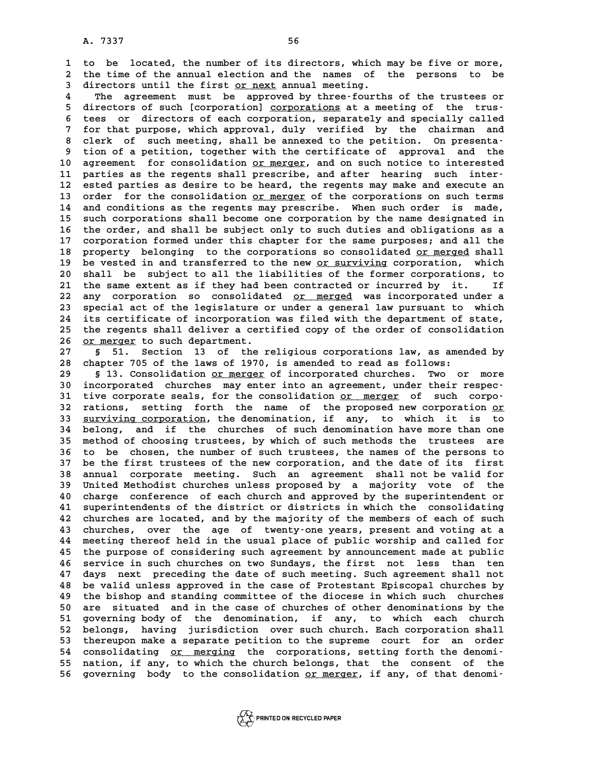to be located, the number of its directors, which may be five or more, the time of the annual election and the names of the persons to be directors until the first <u>or next</u> annual meeting.

The agreement must be approved by three-fourths of the trustees or directors of such [corporation] <u>corporations</u> at a meeting of the trustees or directors of each corporation, separately and specially called for that purpose, which approval, duly verified by the chairman and clerk of such meeting, shall be annexed to the petition. On presentation of a petition, together with the certificate of approval and the agreement for consolidation <u>or merger</u>, and on such notice to interested parties as the regents shall prescribe, and after hearing such interested parties as desire to be heard, the regents may make and execute an order for the consolidation <u>or merger</u> of the corporations on such terms and conditions as the regents may prescribe. When such order is made, such corporations shall become one corporation by the name designated in the order, and shall be subject only to such duties and obligations as a corporation formed under this chapter for the same purposes; and all the property belonging to the corporations so consolidated <u>or merged</u> shall be vested in and transferred to the new <u>or surviving</u> corporation, which shall be subject to all the liabilities of the former corporations, to the same extent as if they had been contracted or incurred by it. If any corporation so consolidated <u>or merged</u> was incorporated under a special act of the legislature or under a general law pursuant to which its certificate of incorporation was filed with the department of state, the regents shall deliver a certified copy of the order of consolidation <u>or merger</u> to such department.

§ 51. Section 13 of the religious corporations law, as amended by chapter 705 of the laws of 1970, is amended to read as follows:

§ 13. Consolidation <u>or merger</u> of incorporated churches. Two or more incorporated churches may enter into an agreement, under their respective corporate seals, for the consolidation <u>or merger</u> of such corporations, setting forth the name of the proposed new corporation <u>or surviving corporation</u>, the denomination, if any, to which it is to belong, and if the churches of such denomination have more than one method of choosing trustees, by which of such methods the trustees are to be chosen, the number of such trustees, the names of the persons to be the first trustees of the new corporation, and the date of its first annual corporate meeting. Such an agreement shall not be valid for United Methodist churches unless proposed by a majority vote of the charge conference of each church and approved by the superintendent or superintendents of the district or districts in which the consolidating churches are located, and by the majority of the members of each of such churches, over the age of twenty-one years, present and voting at a meeting thereof held in the usual place of public worship and called for the purpose of considering such agreement by announcement made at public service in such churches on two Sundays, the first not less than ten days next preceding the date of such meeting. Such agreement shall not be valid unless approved in the case of Protestant Episcopal churches by the bishop and standing committee of the diocese in which such churches are situated and in the case of churches of other denominations by the governing body of the denomination, if any, to which each church belongs, having jurisdiction over such church. Each corporation shall thereupon make a separate petition to the supreme court for an order consolidating <u>or merging</u> the corporations, setting forth the denomination, if any, to which the church belongs, that the consent of the governing body to the consolidation <u>or merger</u>, if any, of that denomi-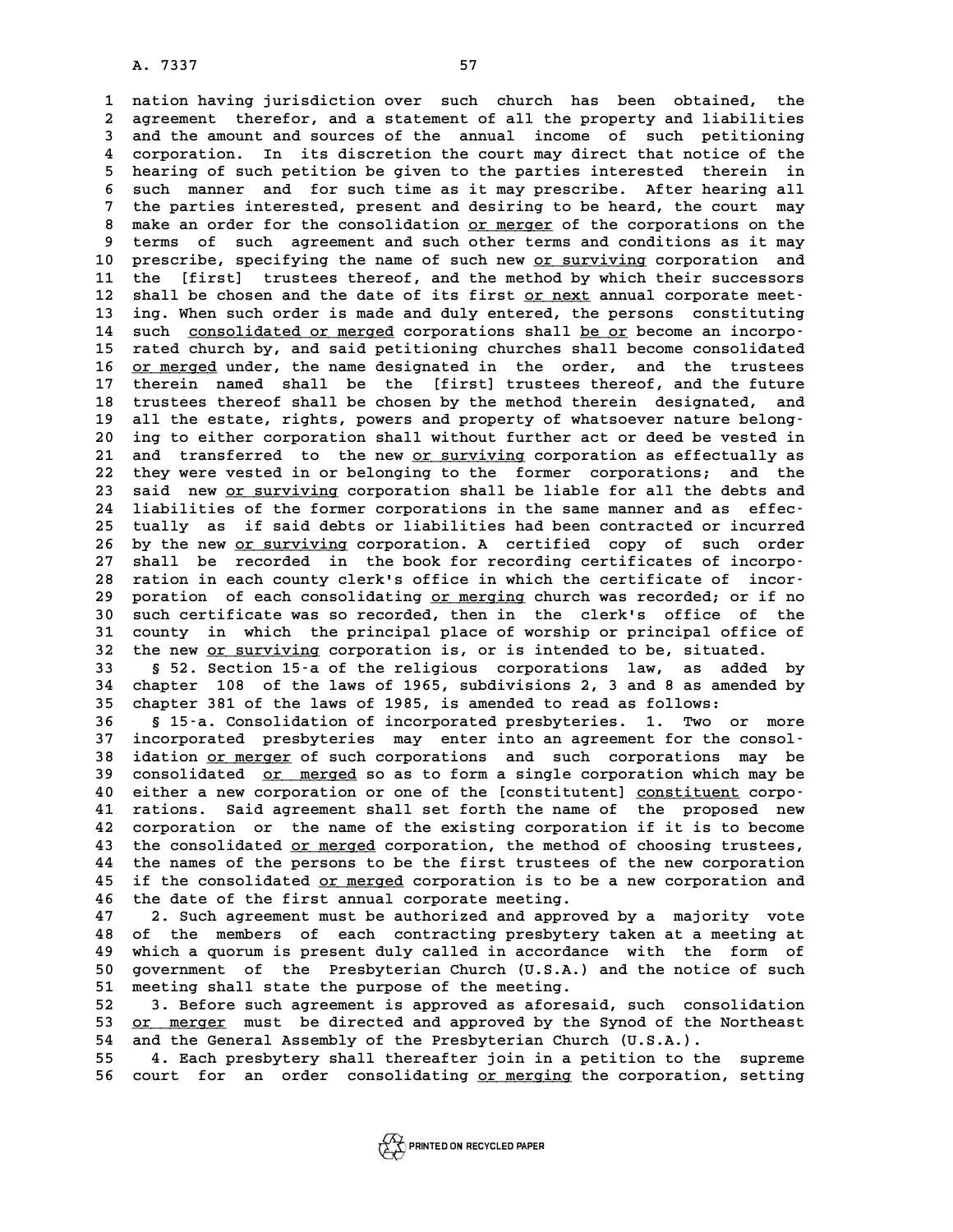nation having jurisdiction over such church has been obtained, the agreement therefor, and a statement of all the property and liabilities and the amount and sources of the annual income of such petitioning corporation. In its discretion the court may direct that notice of the hearing of such petition be given to the parties interested therein in such manner and for such time as it may prescribe. After hearing all the parties interested, present and desiring to be heard, the court may make an order for the consolidation or merger of the corporations on the terms of such agreement and such other terms and conditions as it may prescribe, specifying the name of such new or surviving corporation and the [first] trustees thereof, and the method by which their successors shall be chosen and the date of its first or next annual corporate meeting. When such order is made and duly entered, the persons constituting such consolidated or merged corporations shall be or become an incorporated church by, and said petitioning churches shall become consolidated or merged under, the name designated in the order, and the trustees therein named shall be the [first] trustees thereof, and the future trustees thereof shall be chosen by the method therein designated, and all the estate, rights, powers and property of whatsoever nature belonging to either corporation shall without further act or deed be vested in and transferred to the new or surviving corporation as effectually as they were vested in or belonging to the former corporations; and the said new or surviving corporation shall be liable for all the debts and liabilities of the former corporations in the same manner and as effectually as if said debts or liabilities had been contracted or incurred by the new or surviving corporation. A certified copy of such order shall be recorded in the book for recording certificates of incorporation in each county clerk's office in which the certificate of incorporation of each consolidating or merging church was recorded; or if no such certificate was so recorded, then in the clerk's office of the county in which the principal place of worship or principal office of the new or surviving corporation is, or is intended to be, situated.

§ 52. Section 15-a of the religious corporations law, as added by chapter 108 of the laws of 1965, subdivisions 2, 3 and 8 as amended by chapter 381 of the laws of 1985, is amended to read as follows:

§ 15-a. Consolidation of incorporated presbyteries. 1. Two or more incorporated presbyteries may enter into an agreement for the consolidation or merger of such corporations and such corporations may be consolidated or merged so as to form a single corporation which may be either a new corporation or one of the [constitutent] constituent corporations. Said agreement shall set forth the name of the proposed new corporation or the name of the existing corporation if it is to become the consolidated or merged corporation, the method of choosing trustees, the names of the persons to be the first trustees of the new corporation if the consolidated or merged corporation is to be a new corporation and the date of the first annual corporate meeting.

2. Such agreement must be authorized and approved by a majority vote of the members of each contracting presbytery taken at a meeting at which a quorum is present duly called in accordance with the form of government of the Presbyterian Church (U.S.A.) and the notice of such meeting shall state the purpose of the meeting.

3. Before such agreement is approved as aforesaid, such consolidation or merger must be directed and approved by the Synod of the Northeast and the General Assembly of the Presbyterian Church (U.S.A.).

4. Each presbytery shall thereafter join in a petition to the supreme court for an order consolidating or merging the corporation, setting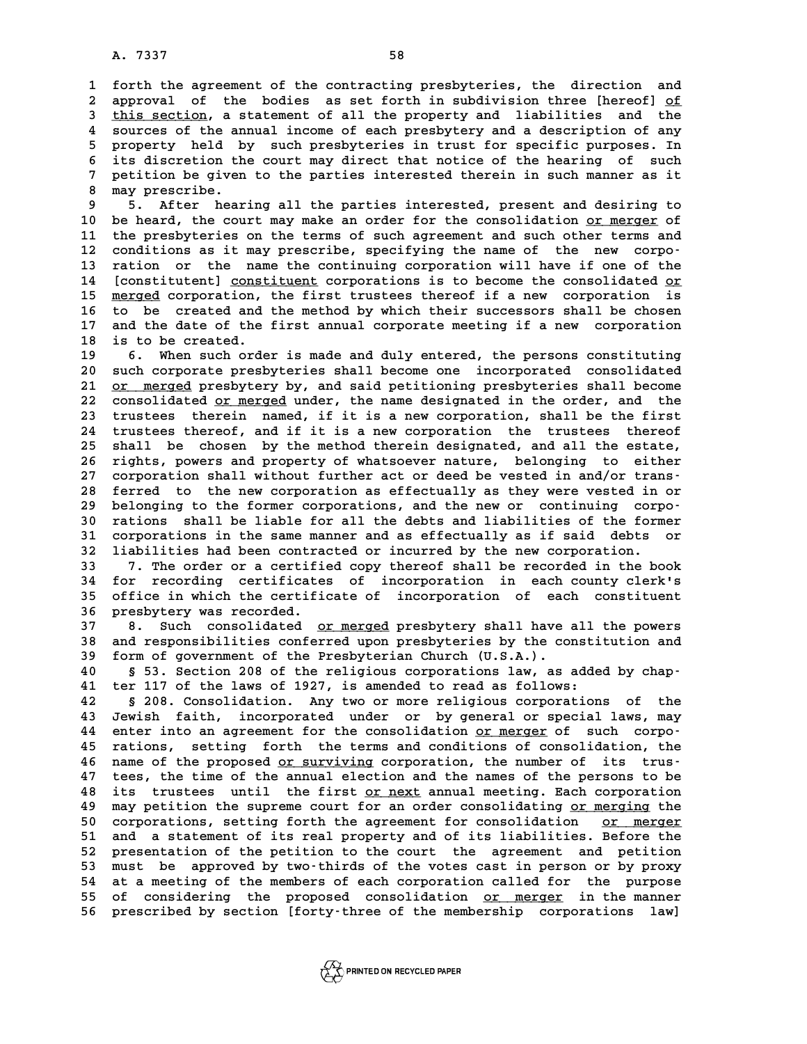forth the agreement of the contracting presbyteries, the direction and approval of the bodies as set forth in subdivision three [hereof] of this section, a statement of all the property and liabilities and the sources of the annual income of each presbytery and a description of any property held by such presbyteries in trust for specific purposes. In its discretion the court may direct that notice of the hearing of such petition be given to the parties interested therein in such manner as it may prescribe.

5. After hearing all the parties interested, present and desiring to be heard, the court may make an order for the consolidation or merger of the presbyteries on the terms of such agreement and such other terms and conditions as it may prescribe, specifying the name of the new corporation or the name the continuing corporation will have if one of the [constitutent] constituent corporations is to become the consolidated or merged corporation, the first trustees thereof if a new corporation is to be created and the method by which their successors shall be chosen and the date of the first annual corporate meeting if a new corporation is to be created.

6. When such order is made and duly entered, the persons constituting such corporate presbyteries shall become one incorporated consolidated or merged presbytery by, and said petitioning presbyteries shall become consolidated or merged under, the name designated in the order, and the trustees therein named, if it is a new corporation, shall be the first trustees thereof, and if it is a new corporation the trustees thereof shall be chosen by the method therein designated, and all the estate, rights, powers and property of whatsoever nature, belonging to either corporation shall without further act or deed be vested in and/or transferred to the new corporation as effectually as they were vested in or belonging to the former corporations, and the new or continuing corporations shall be liable for all the debts and liabilities of the former corporations in the same manner and as effectually as if said debts or liabilities had been contracted or incurred by the new corporation.

7. The order or a certified copy thereof shall be recorded in the book for recording certificates of incorporation in each county clerk's office in which the certificate of incorporation of each constituent presbytery was recorded.

8. Such consolidated or merged presbytery shall have all the powers and responsibilities conferred upon presbyteries by the constitution and form of government of the Presbyterian Church (U.S.A.).

§ 53. Section 208 of the religious corporations law, as added by chapter 117 of the laws of 1927, is amended to read as follows:

§ 208. Consolidation. Any two or more religious corporations of the Jewish faith, incorporated under or by general or special laws, may enter into an agreement for the consolidation or merger of such corporations, setting forth the terms and conditions of consolidation, the name of the proposed or surviving corporation, the number of its trustees, the time of the annual election and the names of the persons to be its trustees until the first or next annual meeting. Each corporation may petition the supreme court for an order consolidating or merging the corporations, setting forth the agreement for consolidation or merger and a statement of its real property and of its liabilities. Before the presentation of the petition to the court the agreement and petition must be approved by two-thirds of the votes cast in person or by proxy at a meeting of the members of each corporation called for the purpose of considering the proposed consolidation or merger in the manner prescribed by section [forty-three of the membership corporations law]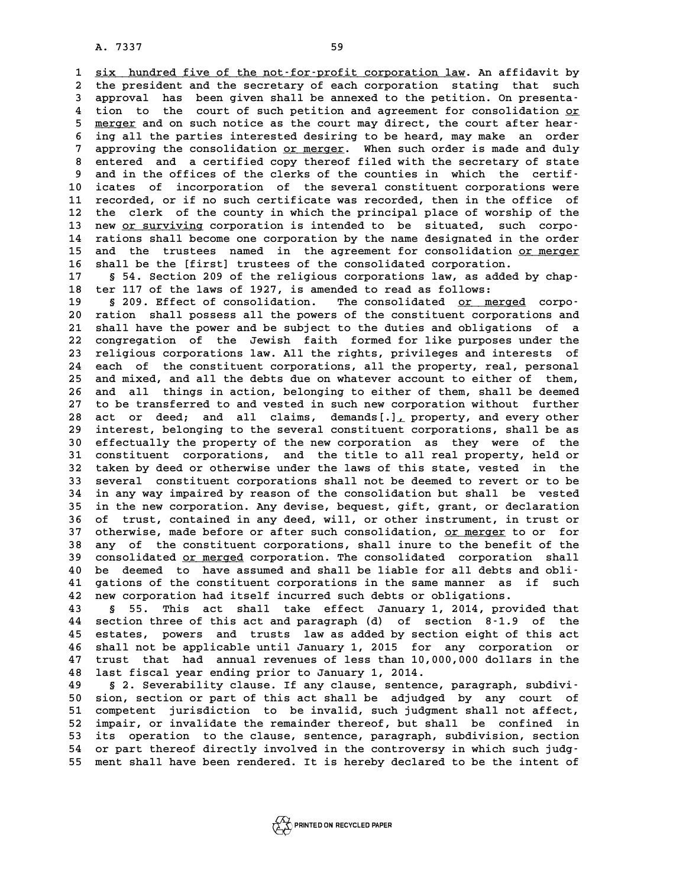six hundred five of the not-for-profit corporation law. An affidavit by the president and the secretary of each corporation stating that such approval has been given shall be annexed to the petition. On presentation to the court of such petition and agreement for consolidation or merger and on such notice as the court may direct, the court after hearing all the parties interested desiring to be heard, may make an order approving the consolidation or merger. When such order is made and duly entered and a certified copy thereof filed with the secretary of state and in the offices of the clerks of the counties in which the certificates of incorporation of the several constituent corporations were recorded, or if no such certificate was recorded, then in the office of the clerk of the county in which the principal place of worship of the new or surviving corporation is intended to be situated, such corporations shall become one corporation by the name designated in the order and the trustees named in the agreement for consolidation or merger shall be the [first] trustees of the consolidated corporation.

§ 54. Section 209 of the religious corporations law, as added by chapter 117 of the laws of 1927, is amended to read as follows:

§ 209. Effect of consolidation. The consolidated or merged corporation shall possess all the powers of the constituent corporations and shall have the power and be subject to the duties and obligations of a congregation of the Jewish faith formed for like purposes under the religious corporations law. All the rights, privileges and interests of each of the constituent corporations, all the property, real, personal and mixed, and all the debts due on whatever account to either of them, and all things in action, belonging to either of them, shall be deemed to be transferred to and vested in such new corporation without further act or deed; and all claims, demands[.], property, and every other interest, belonging to the several constituent corporations, shall be as effectually the property of the new corporation as they were of the constituent corporations, and the title to all real property, held or taken by deed or otherwise under the laws of this state, vested in the several constituent corporations shall not be deemed to revert or to be in any way impaired by reason of the consolidation but shall be vested in the new corporation. Any devise, bequest, gift, grant, or declaration of trust, contained in any deed, will, or other instrument, in trust or otherwise, made before or after such consolidation, or merger to or for any of the constituent corporations, shall inure to the benefit of the consolidated or merged corporation. The consolidated corporation shall be deemed to have assumed and shall be liable for all debts and obligations of the constituent corporations in the same manner as if such new corporation had itself incurred such debts or obligations.

§ 55. This act shall take effect January 1, 2014, provided that section three of this act and paragraph (d) of section 8-1.9 of the estates, powers and trusts law as added by section eight of this act shall not be applicable until January 1, 2015 for any corporation or trust that had annual revenues of less than 10,000,000 dollars in the last fiscal year ending prior to January 1, 2014.

§ 2. Severability clause. If any clause, sentence, paragraph, subdivision, section or part of this act shall be adjudged by any court of competent jurisdiction to be invalid, such judgment shall not affect, impair, or invalidate the remainder thereof, but shall be confined in its operation to the clause, sentence, paragraph, subdivision, section or part thereof directly involved in the controversy in which such judgment shall have been rendered. It is hereby declared to be the intent of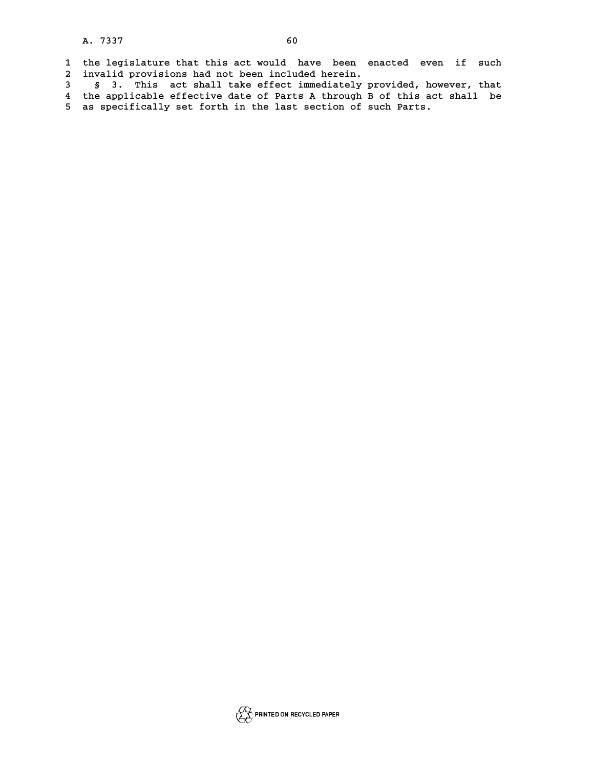the legislature that this act would have been enacted even if such invalid provisions had not been included herein.

§ 3. This act shall take effect immediately provided, however, that the applicable effective date of Parts A through B of this act shall be as specifically set forth in the last section of such Parts.